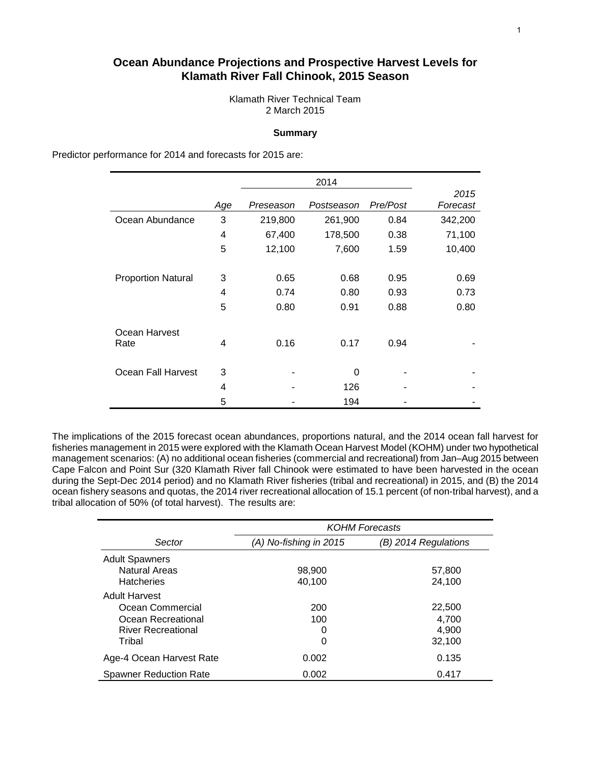# Ocean Abundance Projections and Prospective Harvest Levels for Klamath River Fall Chinook, 2015 Season

Klamath River Technical Team
2 March 2015

### Summary

Predictor performance for 2014 and forecasts for 2015 are:

| | | 2014 | | | |
|---|---|---|---|---|---|
| | *Age* | *Preseason* | *Postseason* | *Pre/Post* | *2015 Forecast* |
| Ocean Abundance | 3 | 219,800 | 261,900 | 0.84 | 342,200 |
| | 4 | 67,400 | 178,500 | 0.38 | 71,100 |
| | 5 | 12,100 | 7,600 | 1.59 | 10,400 |
| Proportion Natural | 3 | 0.65 | 0.68 | 0.95 | 0.69 |
| | 4 | 0.74 | 0.80 | 0.93 | 0.73 |
| | 5 | 0.80 | 0.91 | 0.88 | 0.80 |
| Ocean Harvest Rate | 4 | 0.16 | 0.17 | 0.94 | - |
| Ocean Fall Harvest | 3 | - | 0 | - | - |
| | 4 | - | 126 | - | - |
| | 5 | - | 194 | - | - |

The implications of the 2015 forecast ocean abundances, proportions natural, and the 2014 ocean fall harvest for fisheries management in 2015 were explored with the Klamath Ocean Harvest Model (KOHM) under two hypothetical management scenarios: (A) no additional ocean fisheries (commercial and recreational) from Jan–Aug 2015 between Cape Falcon and Point Sur (320 Klamath River fall Chinook were estimated to have been harvested in the ocean during the Sept-Dec 2014 period) and no Klamath River fisheries (tribal and recreational) in 2015, and (B) the 2014 ocean fishery seasons and quotas, the 2014 river recreational allocation of 15.1 percent (of non-tribal harvest), and a tribal allocation of 50% (of total harvest). The results are:

| | *KOHM Forecasts* | |
|---|---|---|
| *Sector* | *(A) No-fishing in 2015* | *(B) 2014 Regulations* |
| Adult Spawners | | |
| Natural Areas | 98,900 | 57,800 |
| Hatcheries | 40,100 | 24,100 |
| Adult Harvest | | |
| Ocean Commercial | 200 | 22,500 |
| Ocean Recreational | 100 | 4,700 |
| River Recreational | 0 | 4,900 |
| Tribal | 0 | 32,100 |
| Age-4 Ocean Harvest Rate | 0.002 | 0.135 |
| Spawner Reduction Rate | 0.002 | 0.417 |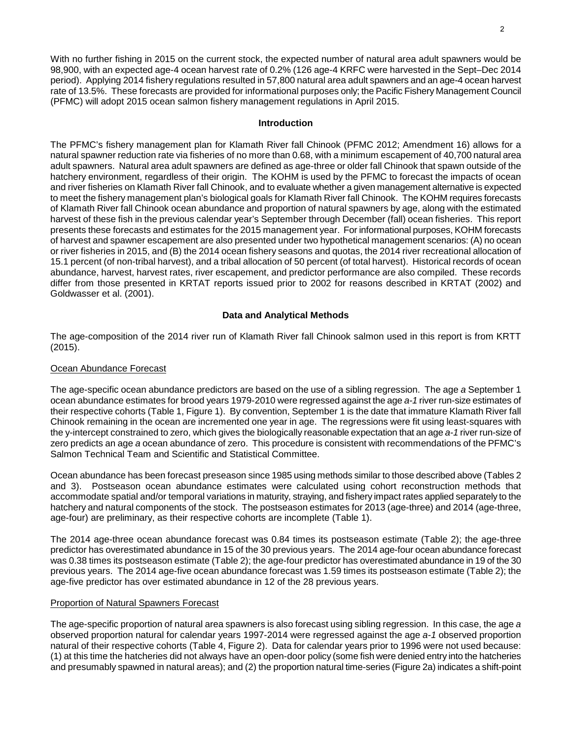With no further fishing in 2015 on the current stock, the expected number of natural area adult spawners would be 98,900, with an expected age-4 ocean harvest rate of 0.2% (126 age-4 KRFC were harvested in the Sept–Dec 2014 period). Applying 2014 fishery regulations resulted in 57,800 natural area adult spawners and an age-4 ocean harvest rate of 13.5%. These forecasts are provided for informational purposes only; the Pacific Fishery Management Council (PFMC) will adopt 2015 ocean salmon fishery management regulations in April 2015.

## Introduction

The PFMC's fishery management plan for Klamath River fall Chinook (PFMC 2012; Amendment 16) allows for a natural spawner reduction rate via fisheries of no more than 0.68, with a minimum escapement of 40,700 natural area adult spawners. Natural area adult spawners are defined as age-three or older fall Chinook that spawn outside of the hatchery environment, regardless of their origin. The KOHM is used by the PFMC to forecast the impacts of ocean and river fisheries on Klamath River fall Chinook, and to evaluate whether a given management alternative is expected to meet the fishery management plan's biological goals for Klamath River fall Chinook. The KOHM requires forecasts of Klamath River fall Chinook ocean abundance and proportion of natural spawners by age, along with the estimated harvest of these fish in the previous calendar year's September through December (fall) ocean fisheries. This report presents these forecasts and estimates for the 2015 management year. For informational purposes, KOHM forecasts of harvest and spawner escapement are also presented under two hypothetical management scenarios: (A) no ocean or river fisheries in 2015, and (B) the 2014 ocean fishery seasons and quotas, the 2014 river recreational allocation of 15.1 percent (of non-tribal harvest), and a tribal allocation of 50 percent (of total harvest). Historical records of ocean abundance, harvest, harvest rates, river escapement, and predictor performance are also compiled. These records differ from those presented in KRTAT reports issued prior to 2002 for reasons described in KRTAT (2002) and Goldwasser et al. (2001).

## Data and Analytical Methods

The age-composition of the 2014 river run of Klamath River fall Chinook salmon used in this report is from KRTT (2015).

### Ocean Abundance Forecast

The age-specific ocean abundance predictors are based on the use of a sibling regression. The age *a* September 1 ocean abundance estimates for brood years 1979-2010 were regressed against the age *a-1* river run-size estimates of their respective cohorts (Table 1, Figure 1). By convention, September 1 is the date that immature Klamath River fall Chinook remaining in the ocean are incremented one year in age. The regressions were fit using least-squares with the y-intercept constrained to zero, which gives the biologically reasonable expectation that an age *a-1* river run-size of zero predicts an age *a* ocean abundance of zero. This procedure is consistent with recommendations of the PFMC's Salmon Technical Team and Scientific and Statistical Committee.

Ocean abundance has been forecast preseason since 1985 using methods similar to those described above (Tables 2 and 3). Postseason ocean abundance estimates were calculated using cohort reconstruction methods that accommodate spatial and/or temporal variations in maturity, straying, and fishery impact rates applied separately to the hatchery and natural components of the stock. The postseason estimates for 2013 (age-three) and 2014 (age-three, age-four) are preliminary, as their respective cohorts are incomplete (Table 1).

The 2014 age-three ocean abundance forecast was 0.84 times its postseason estimate (Table 2); the age-three predictor has overestimated abundance in 15 of the 30 previous years. The 2014 age-four ocean abundance forecast was 0.38 times its postseason estimate (Table 2); the age-four predictor has overestimated abundance in 19 of the 30 previous years. The 2014 age-five ocean abundance forecast was 1.59 times its postseason estimate (Table 2); the age-five predictor has over estimated abundance in 12 of the 28 previous years.

### Proportion of Natural Spawners Forecast

The age-specific proportion of natural area spawners is also forecast using sibling regression. In this case, the age *a* observed proportion natural for calendar years 1997-2014 were regressed against the age *a-1* observed proportion natural of their respective cohorts (Table 4, Figure 2). Data for calendar years prior to 1996 were not used because: (1) at this time the hatcheries did not always have an open-door policy (some fish were denied entry into the hatcheries and presumably spawned in natural areas); and (2) the proportion natural time-series (Figure 2a) indicates a shift-point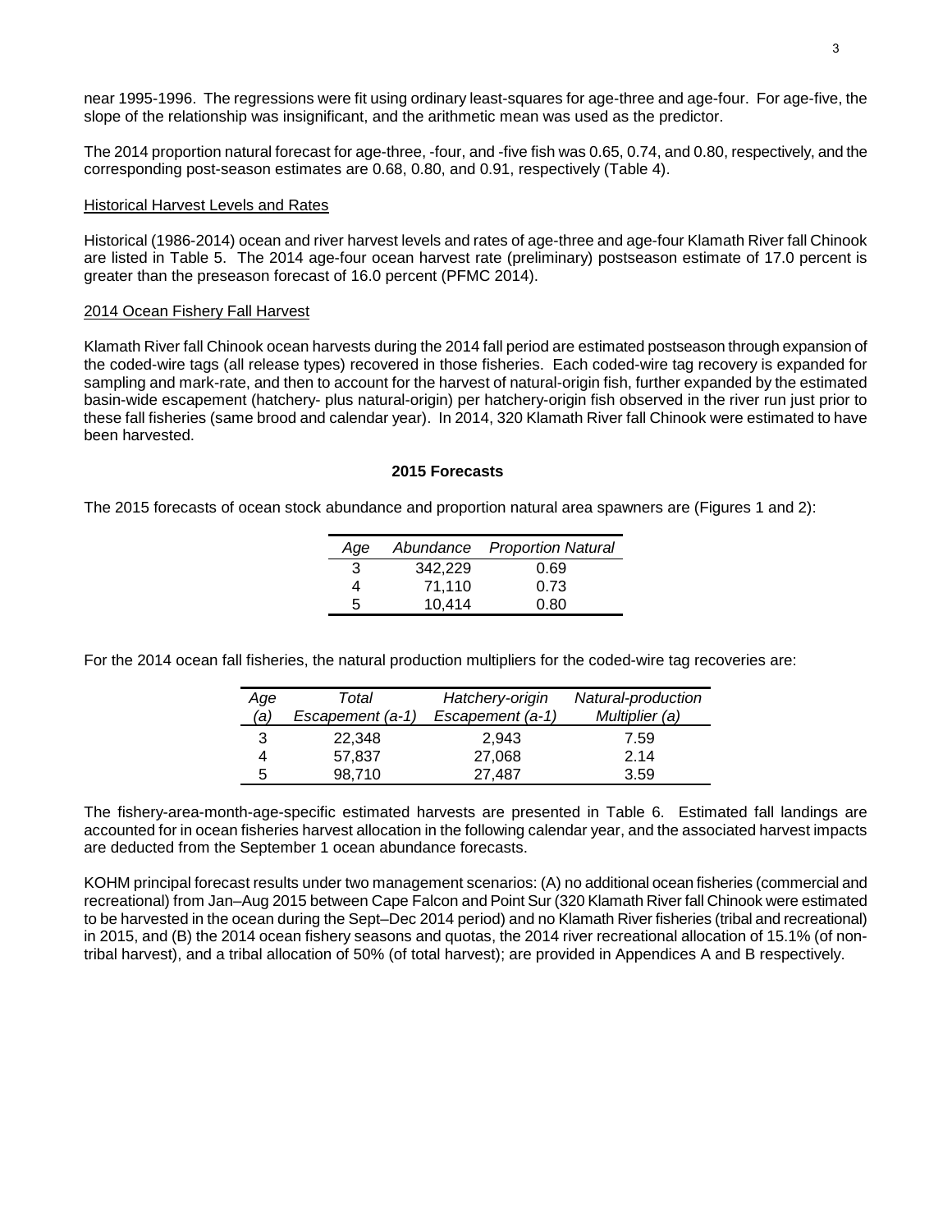near 1995-1996. The regressions were fit using ordinary least-squares for age-three and age-four. For age-five, the slope of the relationship was insignificant, and the arithmetic mean was used as the predictor.

The 2014 proportion natural forecast for age-three, -four, and -five fish was 0.65, 0.74, and 0.80, respectively, and the corresponding post-season estimates are 0.68, 0.80, and 0.91, respectively (Table 4).

Historical Harvest Levels and Rates

Historical (1986-2014) ocean and river harvest levels and rates of age-three and age-four Klamath River fall Chinook are listed in Table 5. The 2014 age-four ocean harvest rate (preliminary) postseason estimate of 17.0 percent is greater than the preseason forecast of 16.0 percent (PFMC 2014).

2014 Ocean Fishery Fall Harvest

Klamath River fall Chinook ocean harvests during the 2014 fall period are estimated postseason through expansion of the coded-wire tags (all release types) recovered in those fisheries. Each coded-wire tag recovery is expanded for sampling and mark-rate, and then to account for the harvest of natural-origin fish, further expanded by the estimated basin-wide escapement (hatchery- plus natural-origin) per hatchery-origin fish observed in the river run just prior to these fall fisheries (same brood and calendar year). In 2014, 320 Klamath River fall Chinook were estimated to have been harvested.

## 2015 Forecasts

The 2015 forecasts of ocean stock abundance and proportion natural area spawners are (Figures 1 and 2):

| *Age* | *Abundance* | *Proportion Natural* |
|---|---|---|
| 3 | 342,229 | 0.69 |
| 4 | 71,110 | 0.73 |
| 5 | 10,414 | 0.80 |

For the 2014 ocean fall fisheries, the natural production multipliers for the coded-wire tag recoveries are:

| *Age (a)* | *Total Escapement (a-1)* | *Hatchery-origin Escapement (a-1)* | *Natural-production Multiplier (a)* |
|---|---|---|---|
| 3 | 22,348 | 2,943 | 7.59 |
| 4 | 57,837 | 27,068 | 2.14 |
| 5 | 98,710 | 27,487 | 3.59 |

The fishery-area-month-age-specific estimated harvests are presented in Table 6. Estimated fall landings are accounted for in ocean fisheries harvest allocation in the following calendar year, and the associated harvest impacts are deducted from the September 1 ocean abundance forecasts.

KOHM principal forecast results under two management scenarios: (A) no additional ocean fisheries (commercial and recreational) from Jan–Aug 2015 between Cape Falcon and Point Sur (320 Klamath River fall Chinook were estimated to be harvested in the ocean during the Sept–Dec 2014 period) and no Klamath River fisheries (tribal and recreational) in 2015, and (B) the 2014 ocean fishery seasons and quotas, the 2014 river recreational allocation of 15.1% (of non-tribal harvest), and a tribal allocation of 50% (of total harvest); are provided in Appendices A and B respectively.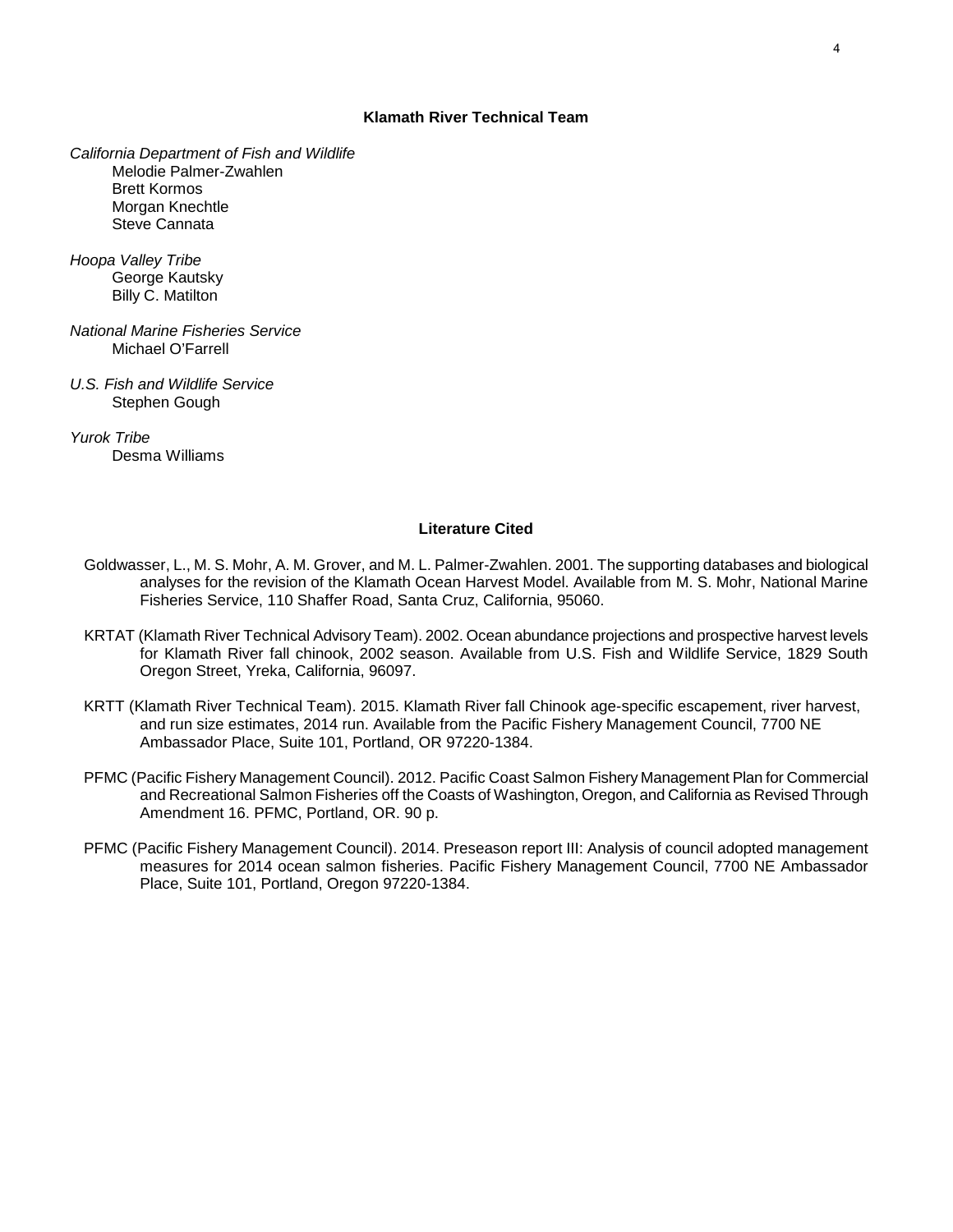## Klamath River Technical Team

*California Department of Fish and Wildlife*
Melodie Palmer-Zwahlen
Brett Kormos
Morgan Knechtle
Steve Cannata

*Hoopa Valley Tribe*
George Kautsky
Billy C. Matilton

*National Marine Fisheries Service*
Michael O'Farrell

*U.S. Fish and Wildlife Service*
Stephen Gough

*Yurok Tribe*
Desma Williams

## Literature Cited

Goldwasser, L., M. S. Mohr, A. M. Grover, and M. L. Palmer-Zwahlen. 2001. The supporting databases and biological analyses for the revision of the Klamath Ocean Harvest Model. Available from M. S. Mohr, National Marine Fisheries Service, 110 Shaffer Road, Santa Cruz, California, 95060.

KRTAT (Klamath River Technical Advisory Team). 2002. Ocean abundance projections and prospective harvest levels for Klamath River fall chinook, 2002 season. Available from U.S. Fish and Wildlife Service, 1829 South Oregon Street, Yreka, California, 96097.

KRTT (Klamath River Technical Team). 2015. Klamath River fall Chinook age-specific escapement, river harvest, and run size estimates, 2014 run. Available from the Pacific Fishery Management Council, 7700 NE Ambassador Place, Suite 101, Portland, OR 97220-1384.

PFMC (Pacific Fishery Management Council). 2012. Pacific Coast Salmon Fishery Management Plan for Commercial and Recreational Salmon Fisheries off the Coasts of Washington, Oregon, and California as Revised Through Amendment 16. PFMC, Portland, OR. 90 p.

PFMC (Pacific Fishery Management Council). 2014. Preseason report III: Analysis of council adopted management measures for 2014 ocean salmon fisheries. Pacific Fishery Management Council, 7700 NE Ambassador Place, Suite 101, Portland, Oregon 97220-1384.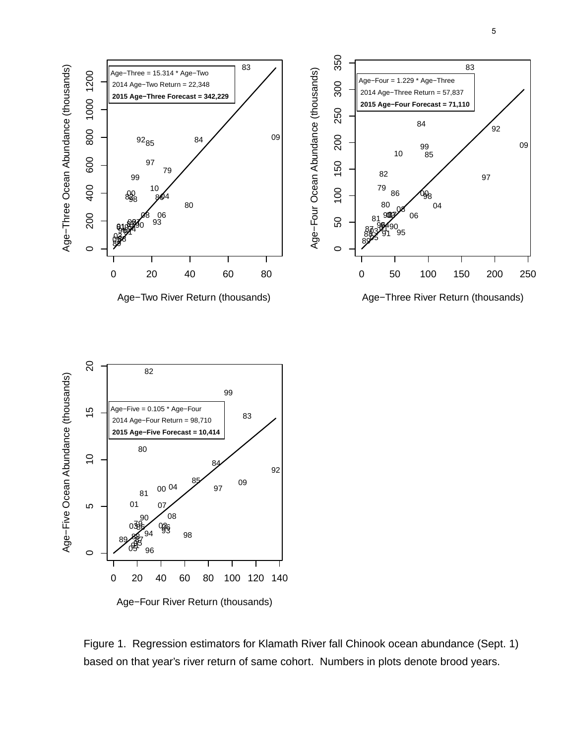Age−Three = 15.314 * Age−Two
2014 Age−Two Return = 22,348
**2015 Age−Three Forecast = 342,229**

Age−Four = 1.229 * Age−Three
2014 Age−Three Return = 57,837
**2015 Age−Four Forecast = 71,110**

Age−Five = 0.105 * Age−Four
2014 Age−Four Return = 98,710
**2015 Age−Five Forecast = 10,414**

Figure 1. Regression estimators for Klamath River fall Chinook ocean abundance (Sept. 1) based on that year's river return of same cohort. Numbers in plots denote brood years.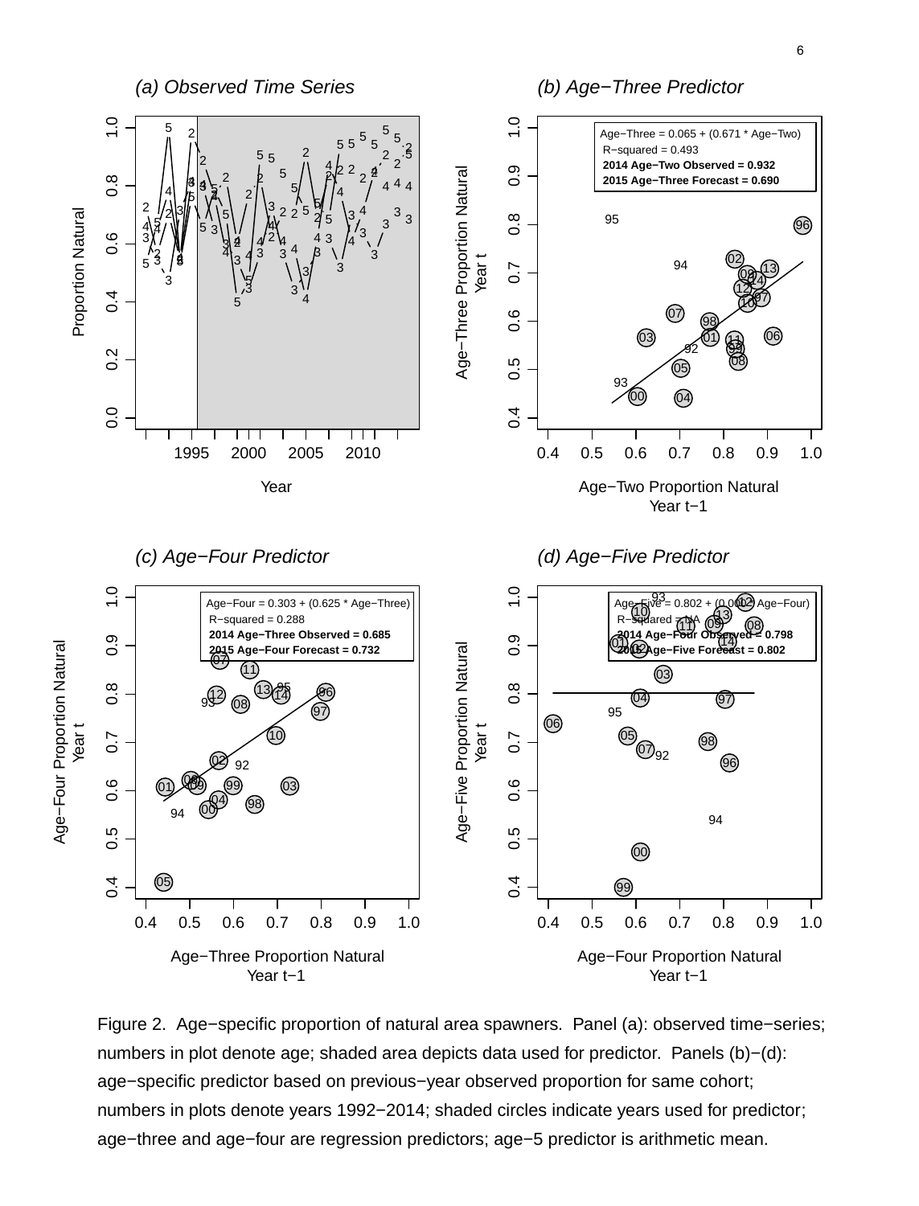Figure 2. Age−specific proportion of natural area spawners. Panel (a): observed time−series; numbers in plot denote age; shaded area depicts data used for predictor. Panels (b)−(d): age−specific predictor based on previous−year observed proportion for same cohort; numbers in plots denote years 1992−2014; shaded circles indicate years used for predictor; age−three and age−four are regression predictors; age−5 predictor is arithmetic mean.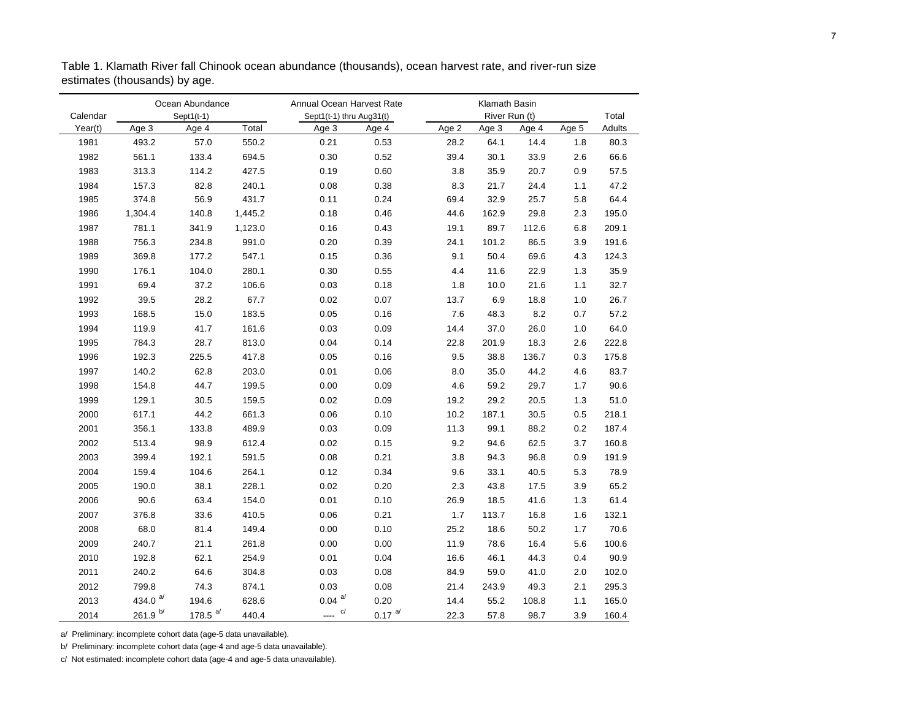Table 1. Klamath River fall Chinook ocean abundance (thousands), ocean harvest rate, and river-run size estimates (thousands) by age.

| Calendar | Ocean Abundance Sept1(t-1) | | | Annual Ocean Harvest Rate Sept1(t-1) thru Aug31(t) | | Klamath Basin River Run (t) | | | | Total |
|---|---|---|---|---|---|---|---|---|---|---|
| Year(t) | Age 3 | Age 4 | Total | Age 3 | Age 4 | Age 2 | Age 3 | Age 4 | Age 5 | Adults |
| 1981 | 493.2 | 57.0 | 550.2 | 0.21 | 0.53 | 28.2 | 64.1 | 14.4 | 1.8 | 80.3 |
| 1982 | 561.1 | 133.4 | 694.5 | 0.30 | 0.52 | 39.4 | 30.1 | 33.9 | 2.6 | 66.6 |
| 1983 | 313.3 | 114.2 | 427.5 | 0.19 | 0.60 | 3.8 | 35.9 | 20.7 | 0.9 | 57.5 |
| 1984 | 157.3 | 82.8 | 240.1 | 0.08 | 0.38 | 8.3 | 21.7 | 24.4 | 1.1 | 47.2 |
| 1985 | 374.8 | 56.9 | 431.7 | 0.11 | 0.24 | 69.4 | 32.9 | 25.7 | 5.8 | 64.4 |
| 1986 | 1,304.4 | 140.8 | 1,445.2 | 0.18 | 0.46 | 44.6 | 162.9 | 29.8 | 2.3 | 195.0 |
| 1987 | 781.1 | 341.9 | 1,123.0 | 0.16 | 0.43 | 19.1 | 89.7 | 112.6 | 6.8 | 209.1 |
| 1988 | 756.3 | 234.8 | 991.0 | 0.20 | 0.39 | 24.1 | 101.2 | 86.5 | 3.9 | 191.6 |
| 1989 | 369.8 | 177.2 | 547.1 | 0.15 | 0.36 | 9.1 | 50.4 | 69.6 | 4.3 | 124.3 |
| 1990 | 176.1 | 104.0 | 280.1 | 0.30 | 0.55 | 4.4 | 11.6 | 22.9 | 1.3 | 35.9 |
| 1991 | 69.4 | 37.2 | 106.6 | 0.03 | 0.18 | 1.8 | 10.0 | 21.6 | 1.1 | 32.7 |
| 1992 | 39.5 | 28.2 | 67.7 | 0.02 | 0.07 | 13.7 | 6.9 | 18.8 | 1.0 | 26.7 |
| 1993 | 168.5 | 15.0 | 183.5 | 0.05 | 0.16 | 7.6 | 48.3 | 8.2 | 0.7 | 57.2 |
| 1994 | 119.9 | 41.7 | 161.6 | 0.03 | 0.09 | 14.4 | 37.0 | 26.0 | 1.0 | 64.0 |
| 1995 | 784.3 | 28.7 | 813.0 | 0.04 | 0.14 | 22.8 | 201.9 | 18.3 | 2.6 | 222.8 |
| 1996 | 192.3 | 225.5 | 417.8 | 0.05 | 0.16 | 9.5 | 38.8 | 136.7 | 0.3 | 175.8 |
| 1997 | 140.2 | 62.8 | 203.0 | 0.01 | 0.06 | 8.0 | 35.0 | 44.2 | 4.6 | 83.7 |
| 1998 | 154.8 | 44.7 | 199.5 | 0.00 | 0.09 | 4.6 | 59.2 | 29.7 | 1.7 | 90.6 |
| 1999 | 129.1 | 30.5 | 159.5 | 0.02 | 0.09 | 19.2 | 29.2 | 20.5 | 1.3 | 51.0 |
| 2000 | 617.1 | 44.2 | 661.3 | 0.06 | 0.10 | 10.2 | 187.1 | 30.5 | 0.5 | 218.1 |
| 2001 | 356.1 | 133.8 | 489.9 | 0.03 | 0.09 | 11.3 | 99.1 | 88.2 | 0.2 | 187.4 |
| 2002 | 513.4 | 98.9 | 612.4 | 0.02 | 0.15 | 9.2 | 94.6 | 62.5 | 3.7 | 160.8 |
| 2003 | 399.4 | 192.1 | 591.5 | 0.08 | 0.21 | 3.8 | 94.3 | 96.8 | 0.9 | 191.9 |
| 2004 | 159.4 | 104.6 | 264.1 | 0.12 | 0.34 | 9.6 | 33.1 | 40.5 | 5.3 | 78.9 |
| 2005 | 190.0 | 38.1 | 228.1 | 0.02 | 0.20 | 2.3 | 43.8 | 17.5 | 3.9 | 65.2 |
| 2006 | 90.6 | 63.4 | 154.0 | 0.01 | 0.10 | 26.9 | 18.5 | 41.6 | 1.3 | 61.4 |
| 2007 | 376.8 | 33.6 | 410.5 | 0.06 | 0.21 | 1.7 | 113.7 | 16.8 | 1.6 | 132.1 |
| 2008 | 68.0 | 81.4 | 149.4 | 0.00 | 0.10 | 25.2 | 18.6 | 50.2 | 1.7 | 70.6 |
| 2009 | 240.7 | 21.1 | 261.8 | 0.00 | 0.00 | 11.9 | 78.6 | 16.4 | 5.6 | 100.6 |
| 2010 | 192.8 | 62.1 | 254.9 | 0.01 | 0.04 | 16.6 | 46.1 | 44.3 | 0.4 | 90.9 |
| 2011 | 240.2 | 64.6 | 304.8 | 0.03 | 0.08 | 84.9 | 59.0 | 41.0 | 2.0 | 102.0 |
| 2012 | 799.8 | 74.3 | 874.1 | 0.03 | 0.08 | 21.4 | 243.9 | 49.3 | 2.1 | 295.3 |
| 2013 | 434.0 [a/] | 194.6 | 628.6 | 0.04 [a/] | 0.20 | 14.4 | 55.2 | 108.8 | 1.1 | 165.0 |
| 2014 | 261.9 [b/] | 178.5 [a/] | 440.4 | ---- [c/] | 0.17 [a/] | 22.3 | 57.8 | 98.7 | 3.9 | 160.4 |

a/ Preliminary: incomplete cohort data (age-5 data unavailable).

b/ Preliminary: incomplete cohort data (age-4 and age-5 data unavailable).

c/ Not estimated: incomplete cohort data (age-4 and age-5 data unavailable).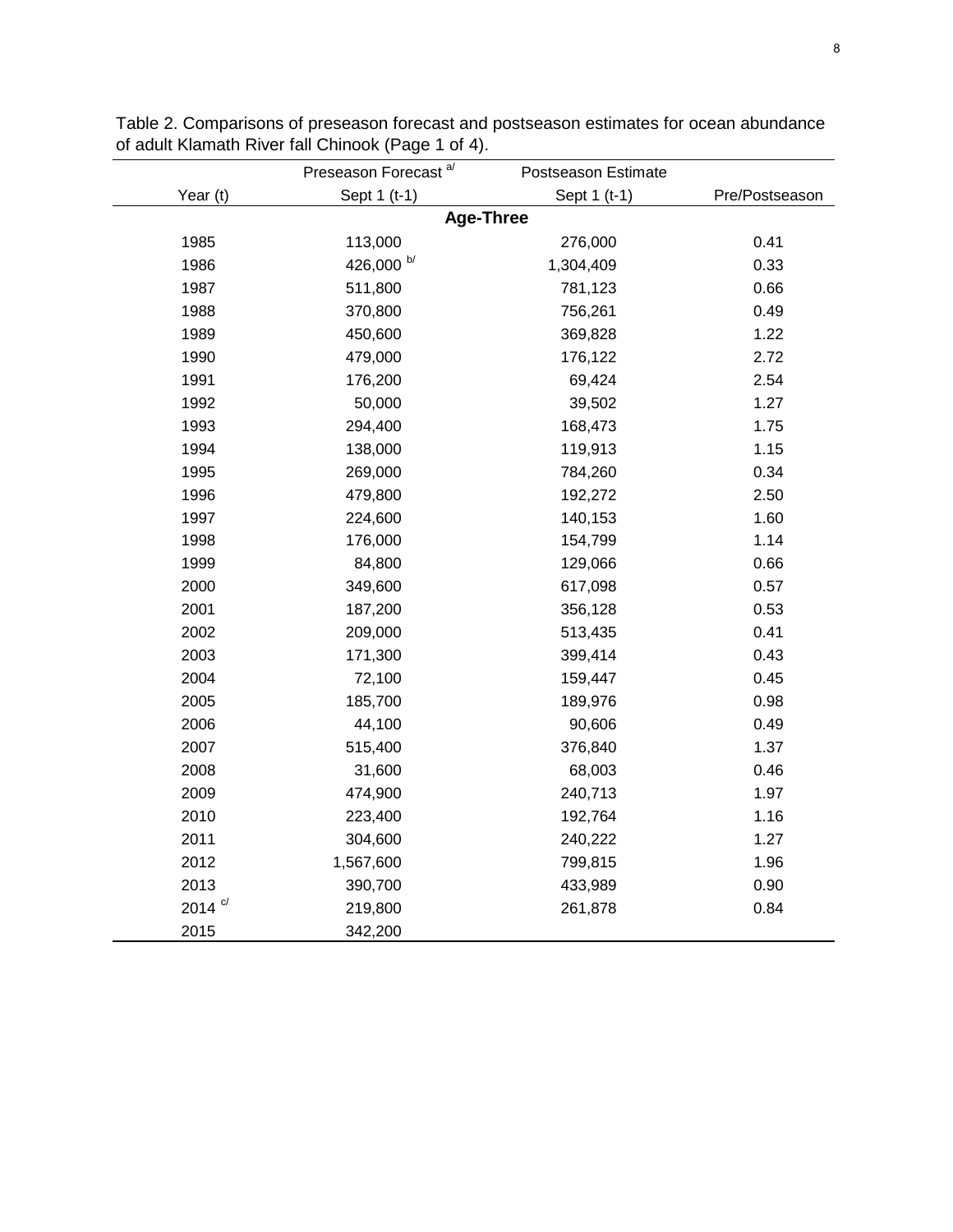Table 2. Comparisons of preseason forecast and postseason estimates for ocean abundance of adult Klamath River fall Chinook (Page 1 of 4).

| | Preseason Forecast [a/] | Postseason Estimate | |
|---|---|---|---|
| Year (t) | Sept 1 (t-1) | Sept 1 (t-1) | Pre/Postseason |
| | **Age-Three** | | |
| 1985 | 113,000 | 276,000 | 0.41 |
| 1986 | 426,000 [b/] | 1,304,409 | 0.33 |
| 1987 | 511,800 | 781,123 | 0.66 |
| 1988 | 370,800 | 756,261 | 0.49 |
| 1989 | 450,600 | 369,828 | 1.22 |
| 1990 | 479,000 | 176,122 | 2.72 |
| 1991 | 176,200 | 69,424 | 2.54 |
| 1992 | 50,000 | 39,502 | 1.27 |
| 1993 | 294,400 | 168,473 | 1.75 |
| 1994 | 138,000 | 119,913 | 1.15 |
| 1995 | 269,000 | 784,260 | 0.34 |
| 1996 | 479,800 | 192,272 | 2.50 |
| 1997 | 224,600 | 140,153 | 1.60 |
| 1998 | 176,000 | 154,799 | 1.14 |
| 1999 | 84,800 | 129,066 | 0.66 |
| 2000 | 349,600 | 617,098 | 0.57 |
| 2001 | 187,200 | 356,128 | 0.53 |
| 2002 | 209,000 | 513,435 | 0.41 |
| 2003 | 171,300 | 399,414 | 0.43 |
| 2004 | 72,100 | 159,447 | 0.45 |
| 2005 | 185,700 | 189,976 | 0.98 |
| 2006 | 44,100 | 90,606 | 0.49 |
| 2007 | 515,400 | 376,840 | 1.37 |
| 2008 | 31,600 | 68,003 | 0.46 |
| 2009 | 474,900 | 240,713 | 1.97 |
| 2010 | 223,400 | 192,764 | 1.16 |
| 2011 | 304,600 | 240,222 | 1.27 |
| 2012 | 1,567,600 | 799,815 | 1.96 |
| 2013 | 390,700 | 433,989 | 0.90 |
| 2014 [c/] | 219,800 | 261,878 | 0.84 |
| 2015 | 342,200 | | |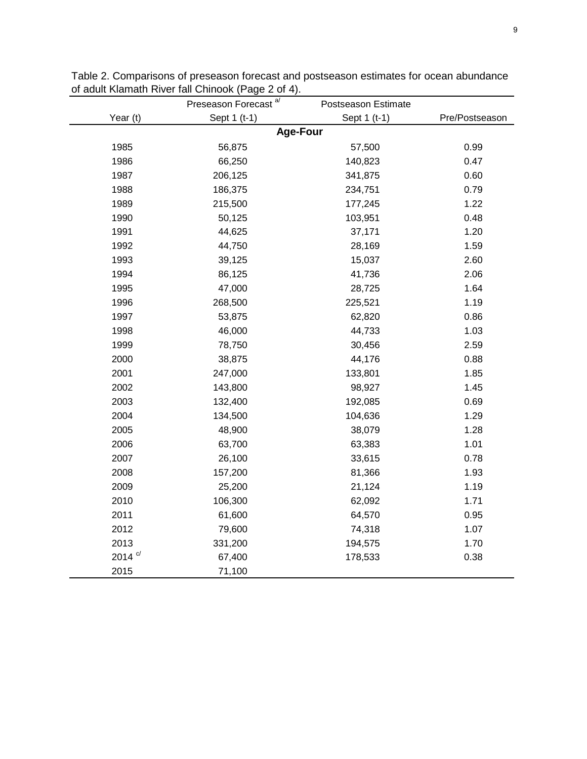Table 2. Comparisons of preseason forecast and postseason estimates for ocean abundance of adult Klamath River fall Chinook (Page 2 of 4).

| | Preseason Forecast [a/] | Postseason Estimate | |
|---|---|---|---|
| Year (t) | Sept 1 (t-1) | Sept 1 (t-1) | Pre/Postseason |
| | **Age-Four** | | |
| 1985 | 56,875 | 57,500 | 0.99 |
| 1986 | 66,250 | 140,823 | 0.47 |
| 1987 | 206,125 | 341,875 | 0.60 |
| 1988 | 186,375 | 234,751 | 0.79 |
| 1989 | 215,500 | 177,245 | 1.22 |
| 1990 | 50,125 | 103,951 | 0.48 |
| 1991 | 44,625 | 37,171 | 1.20 |
| 1992 | 44,750 | 28,169 | 1.59 |
| 1993 | 39,125 | 15,037 | 2.60 |
| 1994 | 86,125 | 41,736 | 2.06 |
| 1995 | 47,000 | 28,725 | 1.64 |
| 1996 | 268,500 | 225,521 | 1.19 |
| 1997 | 53,875 | 62,820 | 0.86 |
| 1998 | 46,000 | 44,733 | 1.03 |
| 1999 | 78,750 | 30,456 | 2.59 |
| 2000 | 38,875 | 44,176 | 0.88 |
| 2001 | 247,000 | 133,801 | 1.85 |
| 2002 | 143,800 | 98,927 | 1.45 |
| 2003 | 132,400 | 192,085 | 0.69 |
| 2004 | 134,500 | 104,636 | 1.29 |
| 2005 | 48,900 | 38,079 | 1.28 |
| 2006 | 63,700 | 63,383 | 1.01 |
| 2007 | 26,100 | 33,615 | 0.78 |
| 2008 | 157,200 | 81,366 | 1.93 |
| 2009 | 25,200 | 21,124 | 1.19 |
| 2010 | 106,300 | 62,092 | 1.71 |
| 2011 | 61,600 | 64,570 | 0.95 |
| 2012 | 79,600 | 74,318 | 1.07 |
| 2013 | 331,200 | 194,575 | 1.70 |
| 2014 [c/] | 67,400 | 178,533 | 0.38 |
| 2015 | 71,100 | | |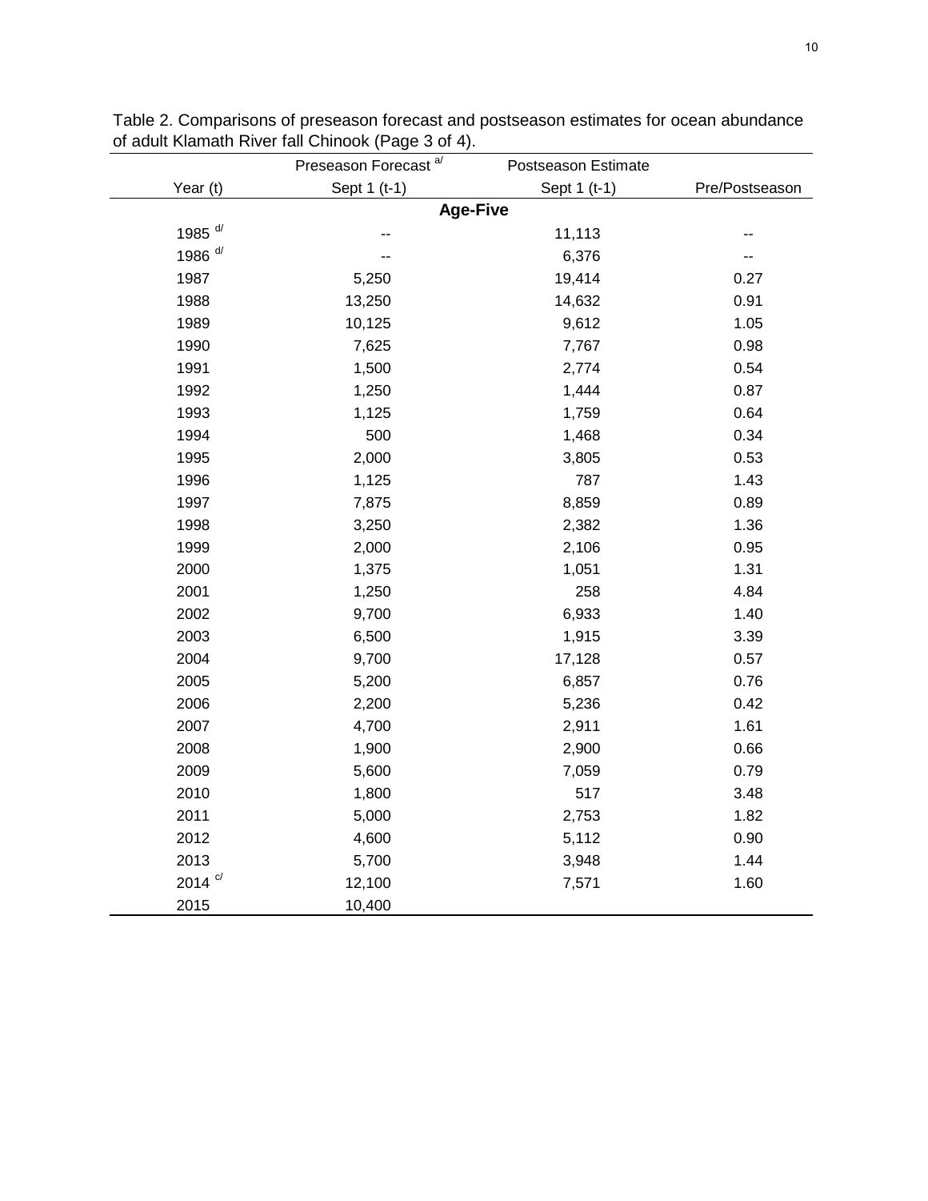Table 2. Comparisons of preseason forecast and postseason estimates for ocean abundance of adult Klamath River fall Chinook (Page 3 of 4).

| Year (t) | Preseason Forecast [a/] Sept 1 (t-1) | Postseason Estimate Sept 1 (t-1) | Pre/Postseason |
|---|---|---|---|
| | | **Age-Five** | |
| 1985 [d/] | -- | 11,113 | -- |
| 1986 [d/] | -- | 6,376 | -- |
| 1987 | 5,250 | 19,414 | 0.27 |
| 1988 | 13,250 | 14,632 | 0.91 |
| 1989 | 10,125 | 9,612 | 1.05 |
| 1990 | 7,625 | 7,767 | 0.98 |
| 1991 | 1,500 | 2,774 | 0.54 |
| 1992 | 1,250 | 1,444 | 0.87 |
| 1993 | 1,125 | 1,759 | 0.64 |
| 1994 | 500 | 1,468 | 0.34 |
| 1995 | 2,000 | 3,805 | 0.53 |
| 1996 | 1,125 | 787 | 1.43 |
| 1997 | 7,875 | 8,859 | 0.89 |
| 1998 | 3,250 | 2,382 | 1.36 |
| 1999 | 2,000 | 2,106 | 0.95 |
| 2000 | 1,375 | 1,051 | 1.31 |
| 2001 | 1,250 | 258 | 4.84 |
| 2002 | 9,700 | 6,933 | 1.40 |
| 2003 | 6,500 | 1,915 | 3.39 |
| 2004 | 9,700 | 17,128 | 0.57 |
| 2005 | 5,200 | 6,857 | 0.76 |
| 2006 | 2,200 | 5,236 | 0.42 |
| 2007 | 4,700 | 2,911 | 1.61 |
| 2008 | 1,900 | 2,900 | 0.66 |
| 2009 | 5,600 | 7,059 | 0.79 |
| 2010 | 1,800 | 517 | 3.48 |
| 2011 | 5,000 | 2,753 | 1.82 |
| 2012 | 4,600 | 5,112 | 0.90 |
| 2013 | 5,700 | 3,948 | 1.44 |
| 2014 [c/] | 12,100 | 7,571 | 1.60 |
| 2015 | 10,400 | | |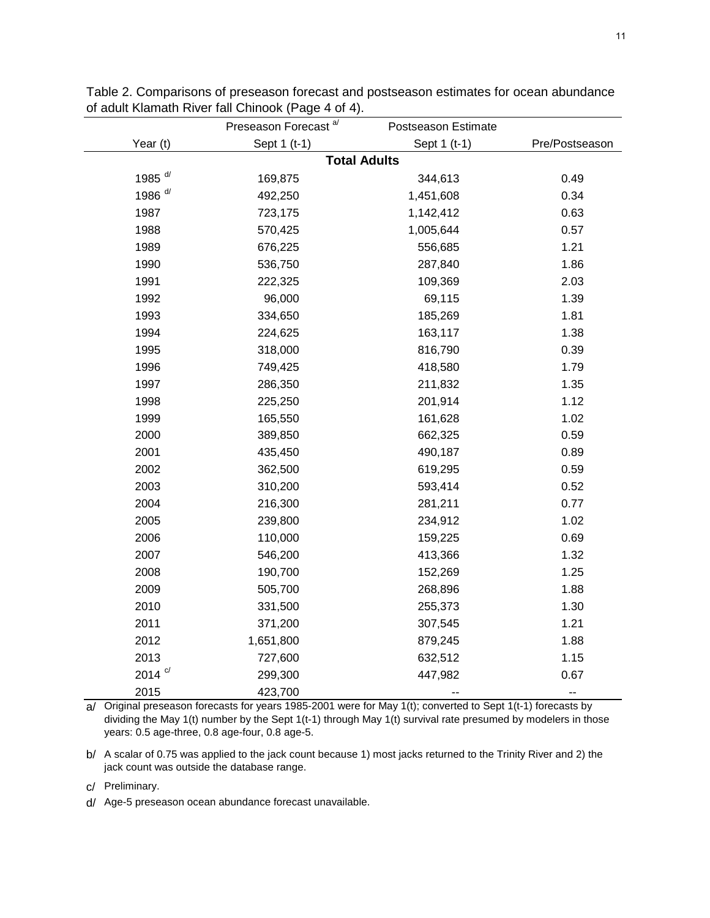Table 2. Comparisons of preseason forecast and postseason estimates for ocean abundance of adult Klamath River fall Chinook (Page 4 of 4).

| Year (t) | Preseason Forecast [a/] Sept 1 (t-1) | Postseason Estimate Sept 1 (t-1) | Pre/Postseason |
|---|---|---|---|
| | **Total Adults** | | |
| 1985 [d/] | 169,875 | 344,613 | 0.49 |
| 1986 [d/] | 492,250 | 1,451,608 | 0.34 |
| 1987 | 723,175 | 1,142,412 | 0.63 |
| 1988 | 570,425 | 1,005,644 | 0.57 |
| 1989 | 676,225 | 556,685 | 1.21 |
| 1990 | 536,750 | 287,840 | 1.86 |
| 1991 | 222,325 | 109,369 | 2.03 |
| 1992 | 96,000 | 69,115 | 1.39 |
| 1993 | 334,650 | 185,269 | 1.81 |
| 1994 | 224,625 | 163,117 | 1.38 |
| 1995 | 318,000 | 816,790 | 0.39 |
| 1996 | 749,425 | 418,580 | 1.79 |
| 1997 | 286,350 | 211,832 | 1.35 |
| 1998 | 225,250 | 201,914 | 1.12 |
| 1999 | 165,550 | 161,628 | 1.02 |
| 2000 | 389,850 | 662,325 | 0.59 |
| 2001 | 435,450 | 490,187 | 0.89 |
| 2002 | 362,500 | 619,295 | 0.59 |
| 2003 | 310,200 | 593,414 | 0.52 |
| 2004 | 216,300 | 281,211 | 0.77 |
| 2005 | 239,800 | 234,912 | 1.02 |
| 2006 | 110,000 | 159,225 | 0.69 |
| 2007 | 546,200 | 413,366 | 1.32 |
| 2008 | 190,700 | 152,269 | 1.25 |
| 2009 | 505,700 | 268,896 | 1.88 |
| 2010 | 331,500 | 255,373 | 1.30 |
| 2011 | 371,200 | 307,545 | 1.21 |
| 2012 | 1,651,800 | 879,245 | 1.88 |
| 2013 | 727,600 | 632,512 | 1.15 |
| 2014 [c/] | 299,300 | 447,982 | 0.67 |
| 2015 | 423,700 | -- | -- |

a/ Original preseason forecasts for years 1985-2001 were for May 1(t); converted to Sept 1(t-1) forecasts by dividing the May 1(t) number by the Sept 1(t-1) through May 1(t) survival rate presumed by modelers in those years: 0.5 age-three, 0.8 age-four, 0.8 age-5.

b/ A scalar of 0.75 was applied to the jack count because 1) most jacks returned to the Trinity River and 2) the jack count was outside the database range.

c/ Preliminary.

d/ Age-5 preseason ocean abundance forecast unavailable.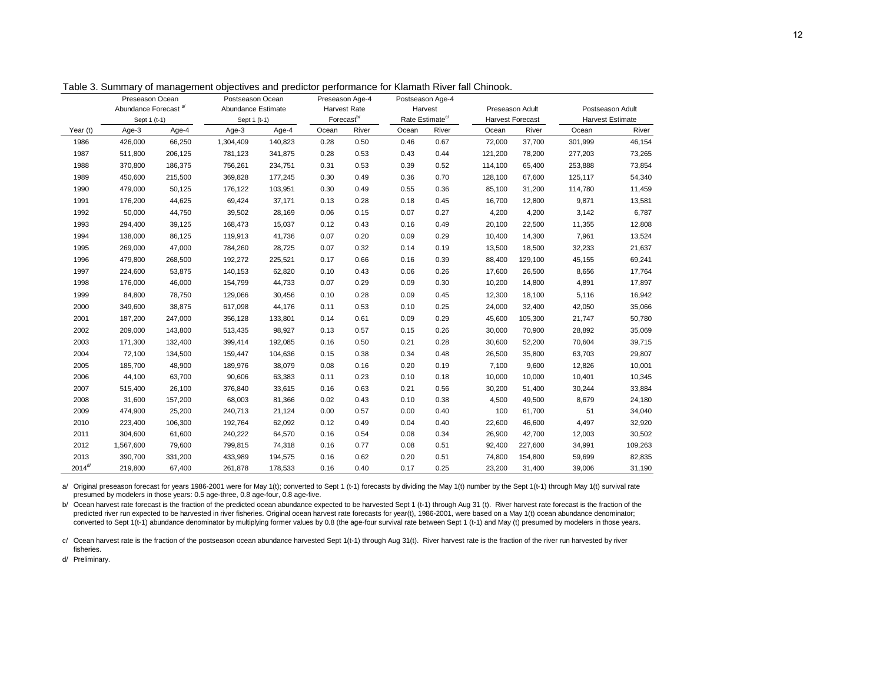Table 3. Summary of management objectives and predictor performance for Klamath River fall Chinook.

| | Preseason Ocean Abundance Forecast [a/] Sept 1 (t-1) | | Postseason Ocean Abundance Estimate Sept 1 (t-1) | | Preseason Age-4 Harvest Rate Forecast[b/] | | Postseason Age-4 Harvest Rate Estimate[c/] | | Preseason Adult Harvest Forecast | | Postseason Adult Harvest Estimate | |
|---|---|---|---|---|---|---|---|---|---|---|---|---|
| Year (t) | Age-3 | Age-4 | Age-3 | Age-4 | Ocean | River | Ocean | River | Ocean | River | Ocean | River |
| 1986 | 426,000 | 66,250 | 1,304,409 | 140,823 | 0.28 | 0.50 | 0.46 | 0.67 | 72,000 | 37,700 | 301,999 | 46,154 |
| 1987 | 511,800 | 206,125 | 781,123 | 341,875 | 0.28 | 0.53 | 0.43 | 0.44 | 121,200 | 78,200 | 277,203 | 73,265 |
| 1988 | 370,800 | 186,375 | 756,261 | 234,751 | 0.31 | 0.53 | 0.39 | 0.52 | 114,100 | 65,400 | 253,888 | 73,854 |
| 1989 | 450,600 | 215,500 | 369,828 | 177,245 | 0.30 | 0.49 | 0.36 | 0.70 | 128,100 | 67,600 | 125,117 | 54,340 |
| 1990 | 479,000 | 50,125 | 176,122 | 103,951 | 0.30 | 0.49 | 0.55 | 0.36 | 85,100 | 31,200 | 114,780 | 11,459 |
| 1991 | 176,200 | 44,625 | 69,424 | 37,171 | 0.13 | 0.28 | 0.18 | 0.45 | 16,700 | 12,800 | 9,871 | 13,581 |
| 1992 | 50,000 | 44,750 | 39,502 | 28,169 | 0.06 | 0.15 | 0.07 | 0.27 | 4,200 | 4,200 | 3,142 | 6,787 |
| 1993 | 294,400 | 39,125 | 168,473 | 15,037 | 0.12 | 0.43 | 0.16 | 0.49 | 20,100 | 22,500 | 11,355 | 12,808 |
| 1994 | 138,000 | 86,125 | 119,913 | 41,736 | 0.07 | 0.20 | 0.09 | 0.29 | 10,400 | 14,300 | 7,961 | 13,524 |
| 1995 | 269,000 | 47,000 | 784,260 | 28,725 | 0.07 | 0.32 | 0.14 | 0.19 | 13,500 | 18,500 | 32,233 | 21,637 |
| 1996 | 479,800 | 268,500 | 192,272 | 225,521 | 0.17 | 0.66 | 0.16 | 0.39 | 88,400 | 129,100 | 45,155 | 69,241 |
| 1997 | 224,600 | 53,875 | 140,153 | 62,820 | 0.10 | 0.43 | 0.06 | 0.26 | 17,600 | 26,500 | 8,656 | 17,764 |
| 1998 | 176,000 | 46,000 | 154,799 | 44,733 | 0.07 | 0.29 | 0.09 | 0.30 | 10,200 | 14,800 | 4,891 | 17,897 |
| 1999 | 84,800 | 78,750 | 129,066 | 30,456 | 0.10 | 0.28 | 0.09 | 0.45 | 12,300 | 18,100 | 5,116 | 16,942 |
| 2000 | 349,600 | 38,875 | 617,098 | 44,176 | 0.11 | 0.53 | 0.10 | 0.25 | 24,000 | 32,400 | 42,050 | 35,066 |
| 2001 | 187,200 | 247,000 | 356,128 | 133,801 | 0.14 | 0.61 | 0.09 | 0.29 | 45,600 | 105,300 | 21,747 | 50,780 |
| 2002 | 209,000 | 143,800 | 513,435 | 98,927 | 0.13 | 0.57 | 0.15 | 0.26 | 30,000 | 70,900 | 28,892 | 35,069 |
| 2003 | 171,300 | 132,400 | 399,414 | 192,085 | 0.16 | 0.50 | 0.21 | 0.28 | 30,600 | 52,200 | 70,604 | 39,715 |
| 2004 | 72,100 | 134,500 | 159,447 | 104,636 | 0.15 | 0.38 | 0.34 | 0.48 | 26,500 | 35,800 | 63,703 | 29,807 |
| 2005 | 185,700 | 48,900 | 189,976 | 38,079 | 0.08 | 0.16 | 0.20 | 0.19 | 7,100 | 9,600 | 12,826 | 10,001 |
| 2006 | 44,100 | 63,700 | 90,606 | 63,383 | 0.11 | 0.23 | 0.10 | 0.18 | 10,000 | 10,000 | 10,401 | 10,345 |
| 2007 | 515,400 | 26,100 | 376,840 | 33,615 | 0.16 | 0.63 | 0.21 | 0.56 | 30,200 | 51,400 | 30,244 | 33,884 |
| 2008 | 31,600 | 157,200 | 68,003 | 81,366 | 0.02 | 0.43 | 0.10 | 0.38 | 4,500 | 49,500 | 8,679 | 24,180 |
| 2009 | 474,900 | 25,200 | 240,713 | 21,124 | 0.00 | 0.57 | 0.00 | 0.40 | 100 | 61,700 | 51 | 34,040 |
| 2010 | 223,400 | 106,300 | 192,764 | 62,092 | 0.12 | 0.49 | 0.04 | 0.40 | 22,600 | 46,600 | 4,497 | 32,920 |
| 2011 | 304,600 | 61,600 | 240,222 | 64,570 | 0.16 | 0.54 | 0.08 | 0.34 | 26,900 | 42,700 | 12,003 | 30,502 |
| 2012 | 1,567,600 | 79,600 | 799,815 | 74,318 | 0.16 | 0.77 | 0.08 | 0.51 | 92,400 | 227,600 | 34,991 | 109,263 |
| 2013 | 390,700 | 331,200 | 433,989 | 194,575 | 0.16 | 0.62 | 0.20 | 0.51 | 74,800 | 154,800 | 59,699 | 82,835 |
| 2014[d/] | 219,800 | 67,400 | 261,878 | 178,533 | 0.16 | 0.40 | 0.17 | 0.25 | 23,200 | 31,400 | 39,006 | 31,190 |

a/ Original preseason forecast for years 1986-2001 were for May 1(t); converted to Sept 1 (t-1) forecasts by dividing the May 1(t) number by the Sept 1(t-1) through May 1(t) survival rate presumed by modelers in those years: 0.5 age-three, 0.8 age-four, 0.8 age-five.

b/ Ocean harvest rate forecast is the fraction of the predicted ocean abundance expected to be harvested Sept 1 (t-1) through Aug 31 (t). River harvest rate forecast is the fraction of the predicted river run expected to be harvested in river fisheries. Original ocean harvest rate forecasts for year(t), 1986-2001, were based on a May 1(t) ocean abundance denominator; converted to Sept 1(t-1) abundance denominator by multiplying former values by 0.8 (the age-four survival rate between Sept 1 (t-1) and May (t) presumed by modelers in those years.

c/ Ocean harvest rate is the fraction of the postseason ocean abundance harvested Sept 1(t-1) through Aug 31(t). River harvest rate is the fraction of the river run harvested by river fisheries.

d/ Preliminary.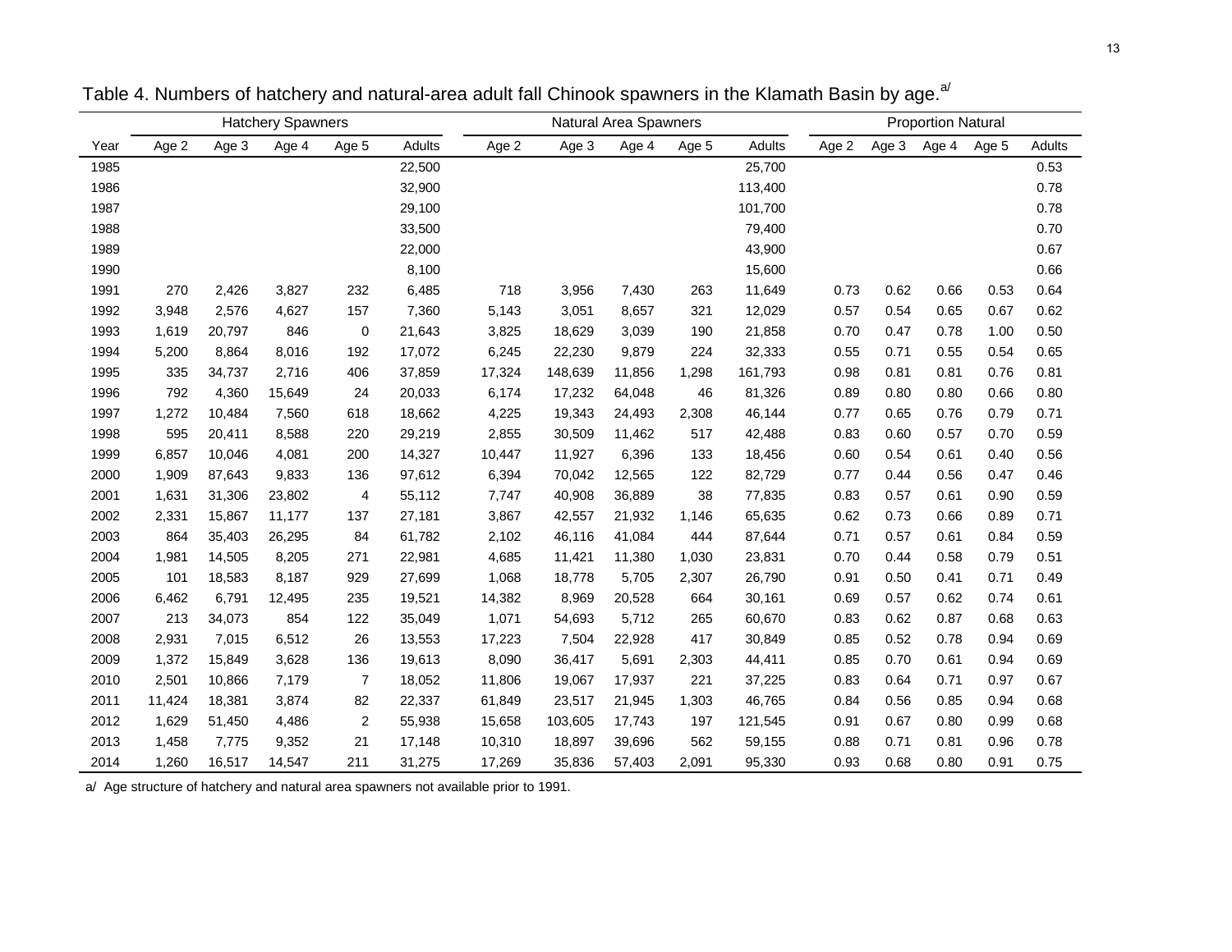Table 4. Numbers of hatchery and natural-area adult fall Chinook spawners in the Klamath Basin by age.[a/]

| | Hatchery Spawners | | | | | Natural Area Spawners | | | | | Proportion Natural | | | | |
|---|---|---|---|---|---|---|---|---|---|---|---|---|---|---|---|
| Year | Age 2 | Age 3 | Age 4 | Age 5 | Adults | Age 2 | Age 3 | Age 4 | Age 5 | Adults | Age 2 | Age 3 | Age 4 | Age 5 | Adults |
| 1985 | | | | | 22,500 | | | | | 25,700 | | | | | 0.53 |
| 1986 | | | | | 32,900 | | | | | 113,400 | | | | | 0.78 |
| 1987 | | | | | 29,100 | | | | | 101,700 | | | | | 0.78 |
| 1988 | | | | | 33,500 | | | | | 79,400 | | | | | 0.70 |
| 1989 | | | | | 22,000 | | | | | 43,900 | | | | | 0.67 |
| 1990 | | | | | 8,100 | | | | | 15,600 | | | | | 0.66 |
| 1991 | 270 | 2,426 | 3,827 | 232 | 6,485 | 718 | 3,956 | 7,430 | 263 | 11,649 | 0.73 | 0.62 | 0.66 | 0.53 | 0.64 |
| 1992 | 3,948 | 2,576 | 4,627 | 157 | 7,360 | 5,143 | 3,051 | 8,657 | 321 | 12,029 | 0.57 | 0.54 | 0.65 | 0.67 | 0.62 |
| 1993 | 1,619 | 20,797 | 846 | 0 | 21,643 | 3,825 | 18,629 | 3,039 | 190 | 21,858 | 0.70 | 0.47 | 0.78 | 1.00 | 0.50 |
| 1994 | 5,200 | 8,864 | 8,016 | 192 | 17,072 | 6,245 | 22,230 | 9,879 | 224 | 32,333 | 0.55 | 0.71 | 0.55 | 0.54 | 0.65 |
| 1995 | 335 | 34,737 | 2,716 | 406 | 37,859 | 17,324 | 148,639 | 11,856 | 1,298 | 161,793 | 0.98 | 0.81 | 0.81 | 0.76 | 0.81 |
| 1996 | 792 | 4,360 | 15,649 | 24 | 20,033 | 6,174 | 17,232 | 64,048 | 46 | 81,326 | 0.89 | 0.80 | 0.80 | 0.66 | 0.80 |
| 1997 | 1,272 | 10,484 | 7,560 | 618 | 18,662 | 4,225 | 19,343 | 24,493 | 2,308 | 46,144 | 0.77 | 0.65 | 0.76 | 0.79 | 0.71 |
| 1998 | 595 | 20,411 | 8,588 | 220 | 29,219 | 2,855 | 30,509 | 11,462 | 517 | 42,488 | 0.83 | 0.60 | 0.57 | 0.70 | 0.59 |
| 1999 | 6,857 | 10,046 | 4,081 | 200 | 14,327 | 10,447 | 11,927 | 6,396 | 133 | 18,456 | 0.60 | 0.54 | 0.61 | 0.40 | 0.56 |
| 2000 | 1,909 | 87,643 | 9,833 | 136 | 97,612 | 6,394 | 70,042 | 12,565 | 122 | 82,729 | 0.77 | 0.44 | 0.56 | 0.47 | 0.46 |
| 2001 | 1,631 | 31,306 | 23,802 | 4 | 55,112 | 7,747 | 40,908 | 36,889 | 38 | 77,835 | 0.83 | 0.57 | 0.61 | 0.90 | 0.59 |
| 2002 | 2,331 | 15,867 | 11,177 | 137 | 27,181 | 3,867 | 42,557 | 21,932 | 1,146 | 65,635 | 0.62 | 0.73 | 0.66 | 0.89 | 0.71 |
| 2003 | 864 | 35,403 | 26,295 | 84 | 61,782 | 2,102 | 46,116 | 41,084 | 444 | 87,644 | 0.71 | 0.57 | 0.61 | 0.84 | 0.59 |
| 2004 | 1,981 | 14,505 | 8,205 | 271 | 22,981 | 4,685 | 11,421 | 11,380 | 1,030 | 23,831 | 0.70 | 0.44 | 0.58 | 0.79 | 0.51 |
| 2005 | 101 | 18,583 | 8,187 | 929 | 27,699 | 1,068 | 18,778 | 5,705 | 2,307 | 26,790 | 0.91 | 0.50 | 0.41 | 0.71 | 0.49 |
| 2006 | 6,462 | 6,791 | 12,495 | 235 | 19,521 | 14,382 | 8,969 | 20,528 | 664 | 30,161 | 0.69 | 0.57 | 0.62 | 0.74 | 0.61 |
| 2007 | 213 | 34,073 | 854 | 122 | 35,049 | 1,071 | 54,693 | 5,712 | 265 | 60,670 | 0.83 | 0.62 | 0.87 | 0.68 | 0.63 |
| 2008 | 2,931 | 7,015 | 6,512 | 26 | 13,553 | 17,223 | 7,504 | 22,928 | 417 | 30,849 | 0.85 | 0.52 | 0.78 | 0.94 | 0.69 |
| 2009 | 1,372 | 15,849 | 3,628 | 136 | 19,613 | 8,090 | 36,417 | 5,691 | 2,303 | 44,411 | 0.85 | 0.70 | 0.61 | 0.94 | 0.69 |
| 2010 | 2,501 | 10,866 | 7,179 | 7 | 18,052 | 11,806 | 19,067 | 17,937 | 221 | 37,225 | 0.83 | 0.64 | 0.71 | 0.97 | 0.67 |
| 2011 | 11,424 | 18,381 | 3,874 | 82 | 22,337 | 61,849 | 23,517 | 21,945 | 1,303 | 46,765 | 0.84 | 0.56 | 0.85 | 0.94 | 0.68 |
| 2012 | 1,629 | 51,450 | 4,486 | 2 | 55,938 | 15,658 | 103,605 | 17,743 | 197 | 121,545 | 0.91 | 0.67 | 0.80 | 0.99 | 0.68 |
| 2013 | 1,458 | 7,775 | 9,352 | 21 | 17,148 | 10,310 | 18,897 | 39,696 | 562 | 59,155 | 0.88 | 0.71 | 0.81 | 0.96 | 0.78 |
| 2014 | 1,260 | 16,517 | 14,547 | 211 | 31,275 | 17,269 | 35,836 | 57,403 | 2,091 | 95,330 | 0.93 | 0.68 | 0.80 | 0.91 | 0.75 |

a/ Age structure of hatchery and natural area spawners not available prior to 1991.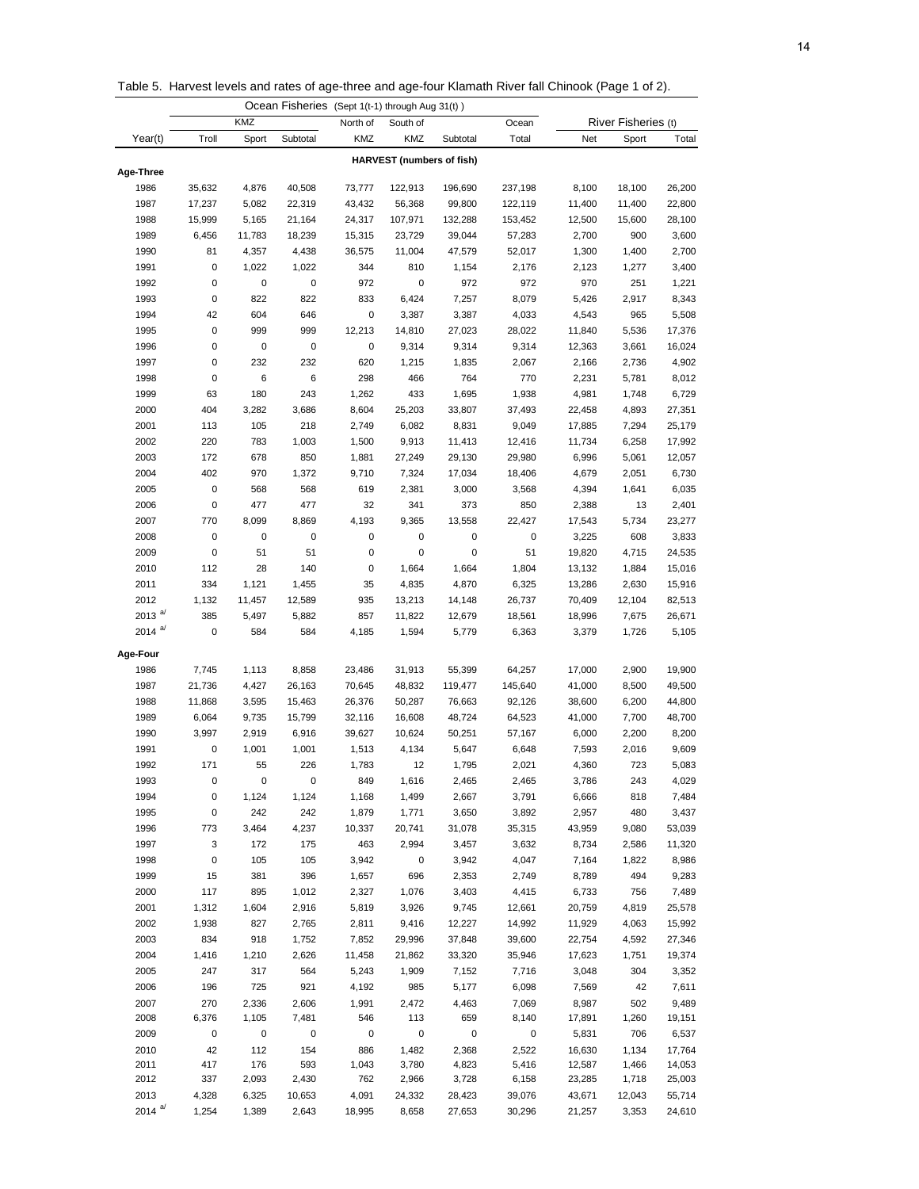Table 5. Harvest levels and rates of age-three and age-four Klamath River fall Chinook (Page 1 of 2).

| | Ocean Fisheries (Sept 1(t-1) through Aug 31(t)) | | | | | | | River Fisheries (t) | | |
|---|---|---|---|---|---|---|---|---|---|---|
| | KMZ | | | North of | South of | | Ocean | | | |
| Year(t) | Troll | Sport | Subtotal | KMZ | KMZ | Subtotal | Total | Net | Sport | Total |
| | | | | | HARVEST (numbers of fish) | | | | | |
| **Age-Three** | | | | | | | | | | |
| 1986 | 35,632 | 4,876 | 40,508 | 73,777 | 122,913 | 196,690 | 237,198 | 8,100 | 18,100 | 26,200 |
| 1987 | 17,237 | 5,082 | 22,319 | 43,432 | 56,368 | 99,800 | 122,119 | 11,400 | 11,400 | 22,800 |
| 1988 | 15,999 | 5,165 | 21,164 | 24,317 | 107,971 | 132,288 | 153,452 | 12,500 | 15,600 | 28,100 |
| 1989 | 6,456 | 11,783 | 18,239 | 15,315 | 23,729 | 39,044 | 57,283 | 2,700 | 900 | 3,600 |
| 1990 | 81 | 4,357 | 4,438 | 36,575 | 11,004 | 47,579 | 52,017 | 1,300 | 1,400 | 2,700 |
| 1991 | 0 | 1,022 | 1,022 | 344 | 810 | 1,154 | 2,176 | 2,123 | 1,277 | 3,400 |
| 1992 | 0 | 0 | 0 | 972 | 0 | 972 | 972 | 970 | 251 | 1,221 |
| 1993 | 0 | 822 | 822 | 833 | 6,424 | 7,257 | 8,079 | 5,426 | 2,917 | 8,343 |
| 1994 | 42 | 604 | 646 | 0 | 3,387 | 3,387 | 4,033 | 4,543 | 965 | 5,508 |
| 1995 | 0 | 999 | 999 | 12,213 | 14,810 | 27,023 | 28,022 | 11,840 | 5,536 | 17,376 |
| 1996 | 0 | 0 | 0 | 0 | 9,314 | 9,314 | 9,314 | 12,363 | 3,661 | 16,024 |
| 1997 | 0 | 232 | 232 | 620 | 1,215 | 1,835 | 2,067 | 2,166 | 2,736 | 4,902 |
| 1998 | 0 | 6 | 6 | 298 | 466 | 764 | 770 | 2,231 | 5,781 | 8,012 |
| 1999 | 63 | 180 | 243 | 1,262 | 433 | 1,695 | 1,938 | 4,981 | 1,748 | 6,729 |
| 2000 | 404 | 3,282 | 3,686 | 8,604 | 25,203 | 33,807 | 37,493 | 22,458 | 4,893 | 27,351 |
| 2001 | 113 | 105 | 218 | 2,749 | 6,082 | 8,831 | 9,049 | 17,885 | 7,294 | 25,179 |
| 2002 | 220 | 783 | 1,003 | 1,500 | 9,913 | 11,413 | 12,416 | 11,734 | 6,258 | 17,992 |
| 2003 | 172 | 678 | 850 | 1,881 | 27,249 | 29,130 | 29,980 | 6,996 | 5,061 | 12,057 |
| 2004 | 402 | 970 | 1,372 | 9,710 | 7,324 | 17,034 | 18,406 | 4,679 | 2,051 | 6,730 |
| 2005 | 0 | 568 | 568 | 619 | 2,381 | 3,000 | 3,568 | 4,394 | 1,641 | 6,035 |
| 2006 | 0 | 477 | 477 | 32 | 341 | 373 | 850 | 2,388 | 13 | 2,401 |
| 2007 | 770 | 8,099 | 8,869 | 4,193 | 9,365 | 13,558 | 22,427 | 17,543 | 5,734 | 23,277 |
| 2008 | 0 | 0 | 0 | 0 | 0 | 0 | 0 | 3,225 | 608 | 3,833 |
| 2009 | 0 | 51 | 51 | 0 | 0 | 0 | 51 | 19,820 | 4,715 | 24,535 |
| 2010 | 112 | 28 | 140 | 0 | 1,664 | 1,664 | 1,804 | 13,132 | 1,884 | 15,016 |
| 2011 | 334 | 1,121 | 1,455 | 35 | 4,835 | 4,870 | 6,325 | 13,286 | 2,630 | 15,916 |
| 2012 | 1,132 | 11,457 | 12,589 | 935 | 13,213 | 14,148 | 26,737 | 70,409 | 12,104 | 82,513 |
| 2013 [a/] | 385 | 5,497 | 5,882 | 857 | 11,822 | 12,679 | 18,561 | 18,996 | 7,675 | 26,671 |
| 2014 [a/] | 0 | 584 | 584 | 4,185 | 1,594 | 5,779 | 6,363 | 3,379 | 1,726 | 5,105 |
| **Age-Four** | | | | | | | | | | |
| 1986 | 7,745 | 1,113 | 8,858 | 23,486 | 31,913 | 55,399 | 64,257 | 17,000 | 2,900 | 19,900 |
| 1987 | 21,736 | 4,427 | 26,163 | 70,645 | 48,832 | 119,477 | 145,640 | 41,000 | 8,500 | 49,500 |
| 1988 | 11,868 | 3,595 | 15,463 | 26,376 | 50,287 | 76,663 | 92,126 | 38,600 | 6,200 | 44,800 |
| 1989 | 6,064 | 9,735 | 15,799 | 32,116 | 16,608 | 48,724 | 64,523 | 41,000 | 7,700 | 48,700 |
| 1990 | 3,997 | 2,919 | 6,916 | 39,627 | 10,624 | 50,251 | 57,167 | 6,000 | 2,200 | 8,200 |
| 1991 | 0 | 1,001 | 1,001 | 1,513 | 4,134 | 5,647 | 6,648 | 7,593 | 2,016 | 9,609 |
| 1992 | 171 | 55 | 226 | 1,783 | 12 | 1,795 | 2,021 | 4,360 | 723 | 5,083 |
| 1993 | 0 | 0 | 0 | 849 | 1,616 | 2,465 | 2,465 | 3,786 | 243 | 4,029 |
| 1994 | 0 | 1,124 | 1,124 | 1,168 | 1,499 | 2,667 | 3,791 | 6,666 | 818 | 7,484 |
| 1995 | 0 | 242 | 242 | 1,879 | 1,771 | 3,650 | 3,892 | 2,957 | 480 | 3,437 |
| 1996 | 773 | 3,464 | 4,237 | 10,337 | 20,741 | 31,078 | 35,315 | 43,959 | 9,080 | 53,039 |
| 1997 | 3 | 172 | 175 | 463 | 2,994 | 3,457 | 3,632 | 8,734 | 2,586 | 11,320 |
| 1998 | 0 | 105 | 105 | 3,942 | 0 | 3,942 | 4,047 | 7,164 | 1,822 | 8,986 |
| 1999 | 15 | 381 | 396 | 1,657 | 696 | 2,353 | 2,749 | 8,789 | 494 | 9,283 |
| 2000 | 117 | 895 | 1,012 | 2,327 | 1,076 | 3,403 | 4,415 | 6,733 | 756 | 7,489 |
| 2001 | 1,312 | 1,604 | 2,916 | 5,819 | 3,926 | 9,745 | 12,661 | 20,759 | 4,819 | 25,578 |
| 2002 | 1,938 | 827 | 2,765 | 2,811 | 9,416 | 12,227 | 14,992 | 11,929 | 4,063 | 15,992 |
| 2003 | 834 | 918 | 1,752 | 7,852 | 29,996 | 37,848 | 39,600 | 22,754 | 4,592 | 27,346 |
| 2004 | 1,416 | 1,210 | 2,626 | 11,458 | 21,862 | 33,320 | 35,946 | 17,623 | 1,751 | 19,374 |
| 2005 | 247 | 317 | 564 | 5,243 | 1,909 | 7,152 | 7,716 | 3,048 | 304 | 3,352 |
| 2006 | 196 | 725 | 921 | 4,192 | 985 | 5,177 | 6,098 | 7,569 | 42 | 7,611 |
| 2007 | 270 | 2,336 | 2,606 | 1,991 | 2,472 | 4,463 | 7,069 | 8,987 | 502 | 9,489 |
| 2008 | 6,376 | 1,105 | 7,481 | 546 | 113 | 659 | 8,140 | 17,891 | 1,260 | 19,151 |
| 2009 | 0 | 0 | 0 | 0 | 0 | 0 | 0 | 5,831 | 706 | 6,537 |
| 2010 | 42 | 112 | 154 | 886 | 1,482 | 2,368 | 2,522 | 16,630 | 1,134 | 17,764 |
| 2011 | 417 | 176 | 593 | 1,043 | 3,780 | 4,823 | 5,416 | 12,587 | 1,466 | 14,053 |
| 2012 | 337 | 2,093 | 2,430 | 762 | 2,966 | 3,728 | 6,158 | 23,285 | 1,718 | 25,003 |
| 2013 | 4,328 | 6,325 | 10,653 | 4,091 | 24,332 | 28,423 | 39,076 | 43,671 | 12,043 | 55,714 |
| 2014 [a/] | 1,254 | 1,389 | 2,643 | 18,995 | 8,658 | 27,653 | 30,296 | 21,257 | 3,353 | 24,610 |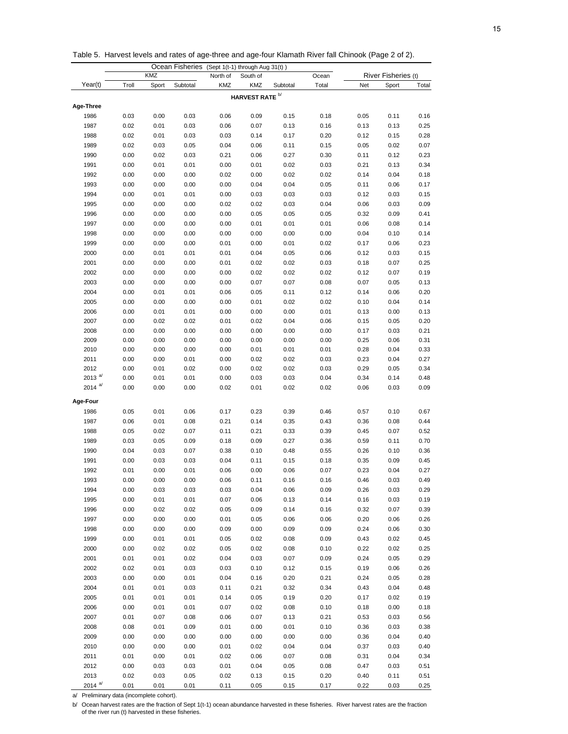Table 5. Harvest levels and rates of age-three and age-four Klamath River fall Chinook (Page 2 of 2).

| | Ocean Fisheries (Sept 1(t-1) through Aug 31(t)) | | | | | | | River Fisheries (t) | | |
|---|---|---|---|---|---|---|---|---|---|---|
| | KMZ | | | North of | South of | | Ocean | | | |
| Year(t) | Troll | Sport | Subtotal | KMZ | KMZ | Subtotal | Total | Net | Sport | Total |
| | | | | | **HARVEST RATE** [b] | | | | | |
| **Age-Three** | | | | | | | | | | |
| 1986 | 0.03 | 0.00 | 0.03 | 0.06 | 0.09 | 0.15 | 0.18 | 0.05 | 0.11 | 0.16 |
| 1987 | 0.02 | 0.01 | 0.03 | 0.06 | 0.07 | 0.13 | 0.16 | 0.13 | 0.13 | 0.25 |
| 1988 | 0.02 | 0.01 | 0.03 | 0.03 | 0.14 | 0.17 | 0.20 | 0.12 | 0.15 | 0.28 |
| 1989 | 0.02 | 0.03 | 0.05 | 0.04 | 0.06 | 0.11 | 0.15 | 0.05 | 0.02 | 0.07 |
| 1990 | 0.00 | 0.02 | 0.03 | 0.21 | 0.06 | 0.27 | 0.30 | 0.11 | 0.12 | 0.23 |
| 1991 | 0.00 | 0.01 | 0.01 | 0.00 | 0.01 | 0.02 | 0.03 | 0.21 | 0.13 | 0.34 |
| 1992 | 0.00 | 0.00 | 0.00 | 0.02 | 0.00 | 0.02 | 0.02 | 0.14 | 0.04 | 0.18 |
| 1993 | 0.00 | 0.00 | 0.00 | 0.00 | 0.04 | 0.04 | 0.05 | 0.11 | 0.06 | 0.17 |
| 1994 | 0.00 | 0.01 | 0.01 | 0.00 | 0.03 | 0.03 | 0.03 | 0.12 | 0.03 | 0.15 |
| 1995 | 0.00 | 0.00 | 0.00 | 0.02 | 0.02 | 0.03 | 0.04 | 0.06 | 0.03 | 0.09 |
| 1996 | 0.00 | 0.00 | 0.00 | 0.00 | 0.05 | 0.05 | 0.05 | 0.32 | 0.09 | 0.41 |
| 1997 | 0.00 | 0.00 | 0.00 | 0.00 | 0.01 | 0.01 | 0.01 | 0.06 | 0.08 | 0.14 |
| 1998 | 0.00 | 0.00 | 0.00 | 0.00 | 0.00 | 0.00 | 0.00 | 0.04 | 0.10 | 0.14 |
| 1999 | 0.00 | 0.00 | 0.00 | 0.01 | 0.00 | 0.01 | 0.02 | 0.17 | 0.06 | 0.23 |
| 2000 | 0.00 | 0.01 | 0.01 | 0.01 | 0.04 | 0.05 | 0.06 | 0.12 | 0.03 | 0.15 |
| 2001 | 0.00 | 0.00 | 0.00 | 0.01 | 0.02 | 0.02 | 0.03 | 0.18 | 0.07 | 0.25 |
| 2002 | 0.00 | 0.00 | 0.00 | 0.00 | 0.02 | 0.02 | 0.02 | 0.12 | 0.07 | 0.19 |
| 2003 | 0.00 | 0.00 | 0.00 | 0.00 | 0.07 | 0.07 | 0.08 | 0.07 | 0.05 | 0.13 |
| 2004 | 0.00 | 0.01 | 0.01 | 0.06 | 0.05 | 0.11 | 0.12 | 0.14 | 0.06 | 0.20 |
| 2005 | 0.00 | 0.00 | 0.00 | 0.00 | 0.01 | 0.02 | 0.02 | 0.10 | 0.04 | 0.14 |
| 2006 | 0.00 | 0.01 | 0.01 | 0.00 | 0.00 | 0.00 | 0.01 | 0.13 | 0.00 | 0.13 |
| 2007 | 0.00 | 0.02 | 0.02 | 0.01 | 0.02 | 0.04 | 0.06 | 0.15 | 0.05 | 0.20 |
| 2008 | 0.00 | 0.00 | 0.00 | 0.00 | 0.00 | 0.00 | 0.00 | 0.17 | 0.03 | 0.21 |
| 2009 | 0.00 | 0.00 | 0.00 | 0.00 | 0.00 | 0.00 | 0.00 | 0.25 | 0.06 | 0.31 |
| 2010 | 0.00 | 0.00 | 0.00 | 0.00 | 0.01 | 0.01 | 0.01 | 0.28 | 0.04 | 0.33 |
| 2011 | 0.00 | 0.00 | 0.01 | 0.00 | 0.02 | 0.02 | 0.03 | 0.23 | 0.04 | 0.27 |
| 2012 | 0.00 | 0.01 | 0.02 | 0.00 | 0.02 | 0.02 | 0.03 | 0.29 | 0.05 | 0.34 |
| 2013 [a] | 0.00 | 0.01 | 0.01 | 0.00 | 0.03 | 0.03 | 0.04 | 0.34 | 0.14 | 0.48 |
| 2014 [a] | 0.00 | 0.00 | 0.00 | 0.02 | 0.01 | 0.02 | 0.02 | 0.06 | 0.03 | 0.09 |
| **Age-Four** | | | | | | | | | | |
| 1986 | 0.05 | 0.01 | 0.06 | 0.17 | 0.23 | 0.39 | 0.46 | 0.57 | 0.10 | 0.67 |
| 1987 | 0.06 | 0.01 | 0.08 | 0.21 | 0.14 | 0.35 | 0.43 | 0.36 | 0.08 | 0.44 |
| 1988 | 0.05 | 0.02 | 0.07 | 0.11 | 0.21 | 0.33 | 0.39 | 0.45 | 0.07 | 0.52 |
| 1989 | 0.03 | 0.05 | 0.09 | 0.18 | 0.09 | 0.27 | 0.36 | 0.59 | 0.11 | 0.70 |
| 1990 | 0.04 | 0.03 | 0.07 | 0.38 | 0.10 | 0.48 | 0.55 | 0.26 | 0.10 | 0.36 |
| 1991 | 0.00 | 0.03 | 0.03 | 0.04 | 0.11 | 0.15 | 0.18 | 0.35 | 0.09 | 0.45 |
| 1992 | 0.01 | 0.00 | 0.01 | 0.06 | 0.00 | 0.06 | 0.07 | 0.23 | 0.04 | 0.27 |
| 1993 | 0.00 | 0.00 | 0.00 | 0.06 | 0.11 | 0.16 | 0.16 | 0.46 | 0.03 | 0.49 |
| 1994 | 0.00 | 0.03 | 0.03 | 0.03 | 0.04 | 0.06 | 0.09 | 0.26 | 0.03 | 0.29 |
| 1995 | 0.00 | 0.01 | 0.01 | 0.07 | 0.06 | 0.13 | 0.14 | 0.16 | 0.03 | 0.19 |
| 1996 | 0.00 | 0.02 | 0.02 | 0.05 | 0.09 | 0.14 | 0.16 | 0.32 | 0.07 | 0.39 |
| 1997 | 0.00 | 0.00 | 0.00 | 0.01 | 0.05 | 0.06 | 0.06 | 0.20 | 0.06 | 0.26 |
| 1998 | 0.00 | 0.00 | 0.00 | 0.09 | 0.00 | 0.09 | 0.09 | 0.24 | 0.06 | 0.30 |
| 1999 | 0.00 | 0.01 | 0.01 | 0.05 | 0.02 | 0.08 | 0.09 | 0.43 | 0.02 | 0.45 |
| 2000 | 0.00 | 0.02 | 0.02 | 0.05 | 0.02 | 0.08 | 0.10 | 0.22 | 0.02 | 0.25 |
| 2001 | 0.01 | 0.01 | 0.02 | 0.04 | 0.03 | 0.07 | 0.09 | 0.24 | 0.05 | 0.29 |
| 2002 | 0.02 | 0.01 | 0.03 | 0.03 | 0.10 | 0.12 | 0.15 | 0.19 | 0.06 | 0.26 |
| 2003 | 0.00 | 0.00 | 0.01 | 0.04 | 0.16 | 0.20 | 0.21 | 0.24 | 0.05 | 0.28 |
| 2004 | 0.01 | 0.01 | 0.03 | 0.11 | 0.21 | 0.32 | 0.34 | 0.43 | 0.04 | 0.48 |
| 2005 | 0.01 | 0.01 | 0.01 | 0.14 | 0.05 | 0.19 | 0.20 | 0.17 | 0.02 | 0.19 |
| 2006 | 0.00 | 0.01 | 0.01 | 0.07 | 0.02 | 0.08 | 0.10 | 0.18 | 0.00 | 0.18 |
| 2007 | 0.01 | 0.07 | 0.08 | 0.06 | 0.07 | 0.13 | 0.21 | 0.53 | 0.03 | 0.56 |
| 2008 | 0.08 | 0.01 | 0.09 | 0.01 | 0.00 | 0.01 | 0.10 | 0.36 | 0.03 | 0.38 |
| 2009 | 0.00 | 0.00 | 0.00 | 0.00 | 0.00 | 0.00 | 0.00 | 0.36 | 0.04 | 0.40 |
| 2010 | 0.00 | 0.00 | 0.00 | 0.01 | 0.02 | 0.04 | 0.04 | 0.37 | 0.03 | 0.40 |
| 2011 | 0.01 | 0.00 | 0.01 | 0.02 | 0.06 | 0.07 | 0.08 | 0.31 | 0.04 | 0.34 |
| 2012 | 0.00 | 0.03 | 0.03 | 0.01 | 0.04 | 0.05 | 0.08 | 0.47 | 0.03 | 0.51 |
| 2013 | 0.02 | 0.03 | 0.05 | 0.02 | 0.13 | 0.15 | 0.20 | 0.40 | 0.11 | 0.51 |
| 2014 [a] | 0.01 | 0.01 | 0.01 | 0.11 | 0.05 | 0.15 | 0.17 | 0.22 | 0.03 | 0.25 |

a/ Preliminary data (incomplete cohort).

b/ Ocean harvest rates are the fraction of Sept 1(t-1) ocean abundance harvested in these fisheries. River harvest rates are the fraction of the river run (t) harvested in these fisheries.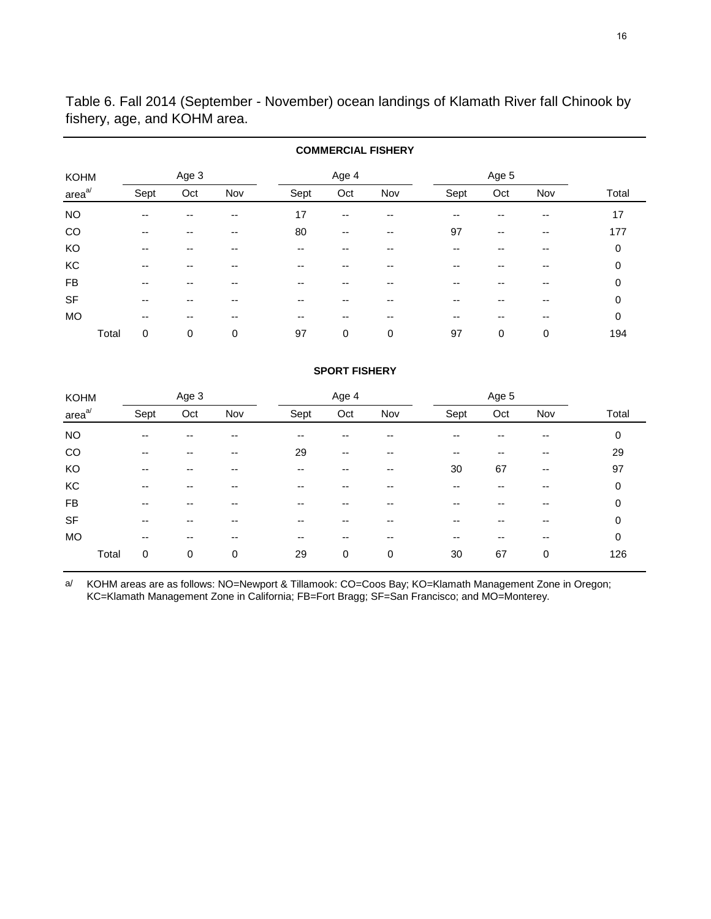Table 6. Fall 2014 (September - November) ocean landings of Klamath River fall Chinook by fishery, age, and KOHM area.

**COMMERCIAL FISHERY**

| KOHM | Age 3 | | | Age 4 | | | Age 5 | | | |
|---|---|---|---|---|---|---|---|---|---|---|
| area[a/] | Sept | Oct | Nov | Sept | Oct | Nov | Sept | Oct | Nov | Total |
| NO | -- | -- | -- | 17 | -- | -- | -- | -- | -- | 17 |
| CO | -- | -- | -- | 80 | -- | -- | 97 | -- | -- | 177 |
| KO | -- | -- | -- | -- | -- | -- | -- | -- | -- | 0 |
| KC | -- | -- | -- | -- | -- | -- | -- | -- | -- | 0 |
| FB | -- | -- | -- | -- | -- | -- | -- | -- | -- | 0 |
| SF | -- | -- | -- | -- | -- | -- | -- | -- | -- | 0 |
| MO | -- | -- | -- | -- | -- | -- | -- | -- | -- | 0 |
| Total | 0 | 0 | 0 | 97 | 0 | 0 | 97 | 0 | 0 | 194 |

**SPORT FISHERY**

| KOHM | Age 3 | | | Age 4 | | | Age 5 | | | |
|---|---|---|---|---|---|---|---|---|---|---|
| area[a/] | Sept | Oct | Nov | Sept | Oct | Nov | Sept | Oct | Nov | Total |
| NO | -- | -- | -- | -- | -- | -- | -- | -- | -- | 0 |
| CO | -- | -- | -- | 29 | -- | -- | -- | -- | -- | 29 |
| KO | -- | -- | -- | -- | -- | -- | 30 | 67 | -- | 97 |
| KC | -- | -- | -- | -- | -- | -- | -- | -- | -- | 0 |
| FB | -- | -- | -- | -- | -- | -- | -- | -- | -- | 0 |
| SF | -- | -- | -- | -- | -- | -- | -- | -- | -- | 0 |
| MO | -- | -- | -- | -- | -- | -- | -- | -- | -- | 0 |
| Total | 0 | 0 | 0 | 29 | 0 | 0 | 30 | 67 | 0 | 126 |

a/ KOHM areas are as follows: NO=Newport & Tillamook: CO=Coos Bay; KO=Klamath Management Zone in Oregon; KC=Klamath Management Zone in California; FB=Fort Bragg; SF=San Francisco; and MO=Monterey.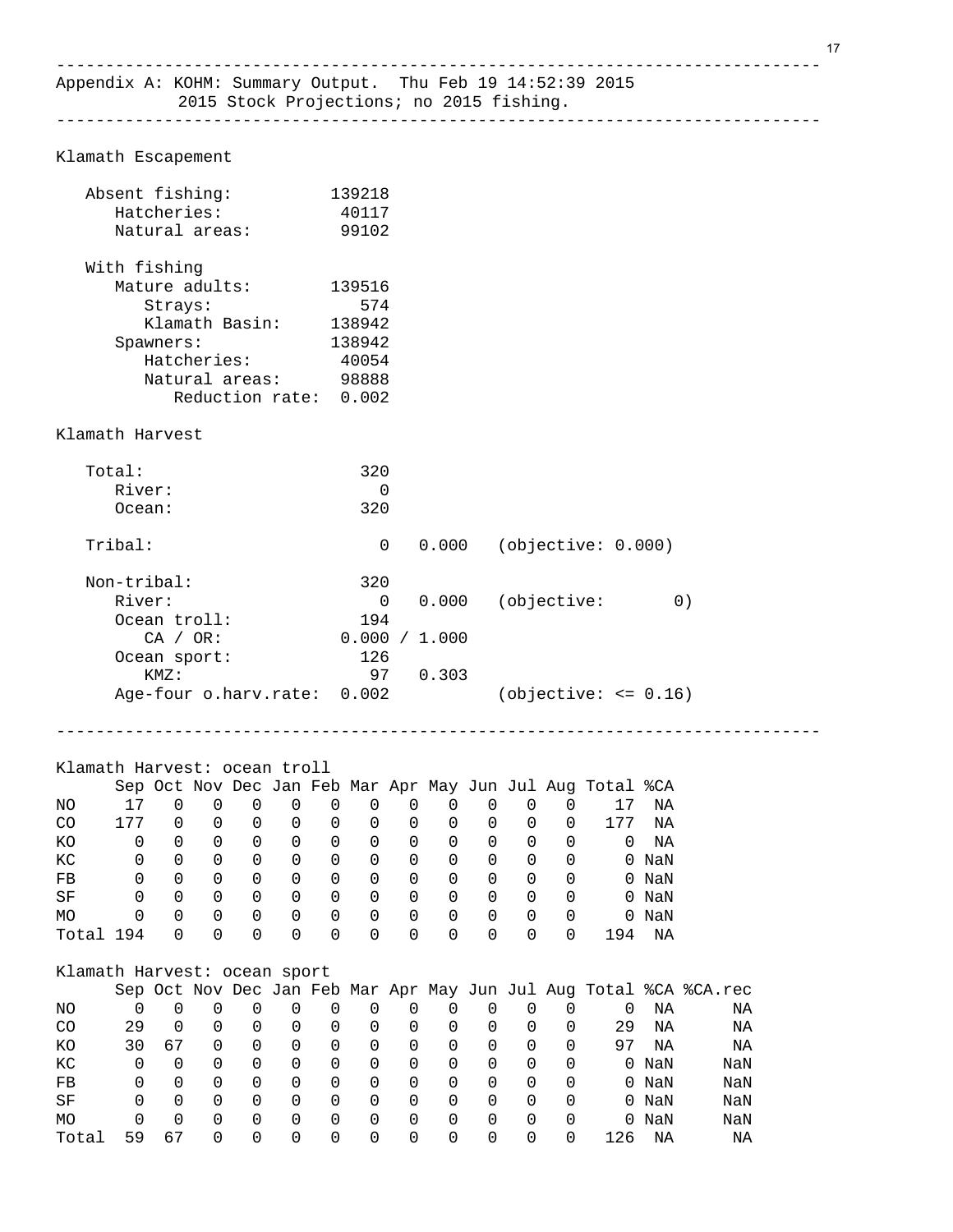```
---------------------------------------------------------------------------
Appendix A: KOHM: Summary Output.  Thu Feb 19 14:52:39 2015
            2015 Stock Projections; no 2015 fishing.
---------------------------------------------------------------------------

Klamath Escapement

   Absent fishing:          139218
      Hatcheries:            40117
      Natural areas:         99102

   With fishing
      Mature adults:        139516
         Strays:               574
         Klamath Basin:     138942
      Spawners:             138942
         Hatcheries:         40054
         Natural areas:      98888
            Reduction rate:  0.002

Klamath Harvest

   Total:                      320
      River:                     0
      Ocean:                   320

   Tribal:                       0   0.000   (objective: 0.000)

   Non-tribal:                 320
      River:                     0   0.000   (objective:       0)
      Ocean troll:             194
         CA / OR:           0.000 / 1.000
      Ocean sport:             126
         KMZ:                   97   0.303
      Age-four o.harv.rate:  0.002           (objective: <= 0.16)

---------------------------------------------------------------------------
```

Klamath Harvest: ocean troll

| | Sep | Oct | Nov | Dec | Jan | Feb | Mar | Apr | May | Jun | Jul | Aug | Total | %CA |
|---|---|---|---|---|---|---|---|---|---|---|---|---|---|---|
| NO | 17 | 0 | 0 | 0 | 0 | 0 | 0 | 0 | 0 | 0 | 0 | 0 | 17 | NA |
| CO | 177 | 0 | 0 | 0 | 0 | 0 | 0 | 0 | 0 | 0 | 0 | 0 | 177 | NA |
| KO | 0 | 0 | 0 | 0 | 0 | 0 | 0 | 0 | 0 | 0 | 0 | 0 | 0 | NA |
| KC | 0 | 0 | 0 | 0 | 0 | 0 | 0 | 0 | 0 | 0 | 0 | 0 | 0 | NaN |
| FB | 0 | 0 | 0 | 0 | 0 | 0 | 0 | 0 | 0 | 0 | 0 | 0 | 0 | NaN |
| SF | 0 | 0 | 0 | 0 | 0 | 0 | 0 | 0 | 0 | 0 | 0 | 0 | 0 | NaN |
| MO | 0 | 0 | 0 | 0 | 0 | 0 | 0 | 0 | 0 | 0 | 0 | 0 | 0 | NaN |
| Total | 194 | 0 | 0 | 0 | 0 | 0 | 0 | 0 | 0 | 0 | 0 | 0 | 194 | NA |

Klamath Harvest: ocean sport

| | Sep | Oct | Nov | Dec | Jan | Feb | Mar | Apr | May | Jun | Jul | Aug | Total | %CA | %CA.rec |
|---|---|---|---|---|---|---|---|---|---|---|---|---|---|---|---|
| NO | 0 | 0 | 0 | 0 | 0 | 0 | 0 | 0 | 0 | 0 | 0 | 0 | 0 | NA | NA |
| CO | 29 | 0 | 0 | 0 | 0 | 0 | 0 | 0 | 0 | 0 | 0 | 0 | 29 | NA | NA |
| KO | 30 | 67 | 0 | 0 | 0 | 0 | 0 | 0 | 0 | 0 | 0 | 0 | 97 | NA | NA |
| KC | 0 | 0 | 0 | 0 | 0 | 0 | 0 | 0 | 0 | 0 | 0 | 0 | 0 | NaN | NaN |
| FB | 0 | 0 | 0 | 0 | 0 | 0 | 0 | 0 | 0 | 0 | 0 | 0 | 0 | NaN | NaN |
| SF | 0 | 0 | 0 | 0 | 0 | 0 | 0 | 0 | 0 | 0 | 0 | 0 | 0 | NaN | NaN |
| MO | 0 | 0 | 0 | 0 | 0 | 0 | 0 | 0 | 0 | 0 | 0 | 0 | 0 | NaN | NaN |
| Total | 59 | 67 | 0 | 0 | 0 | 0 | 0 | 0 | 0 | 0 | 0 | 0 | 126 | NA | NA |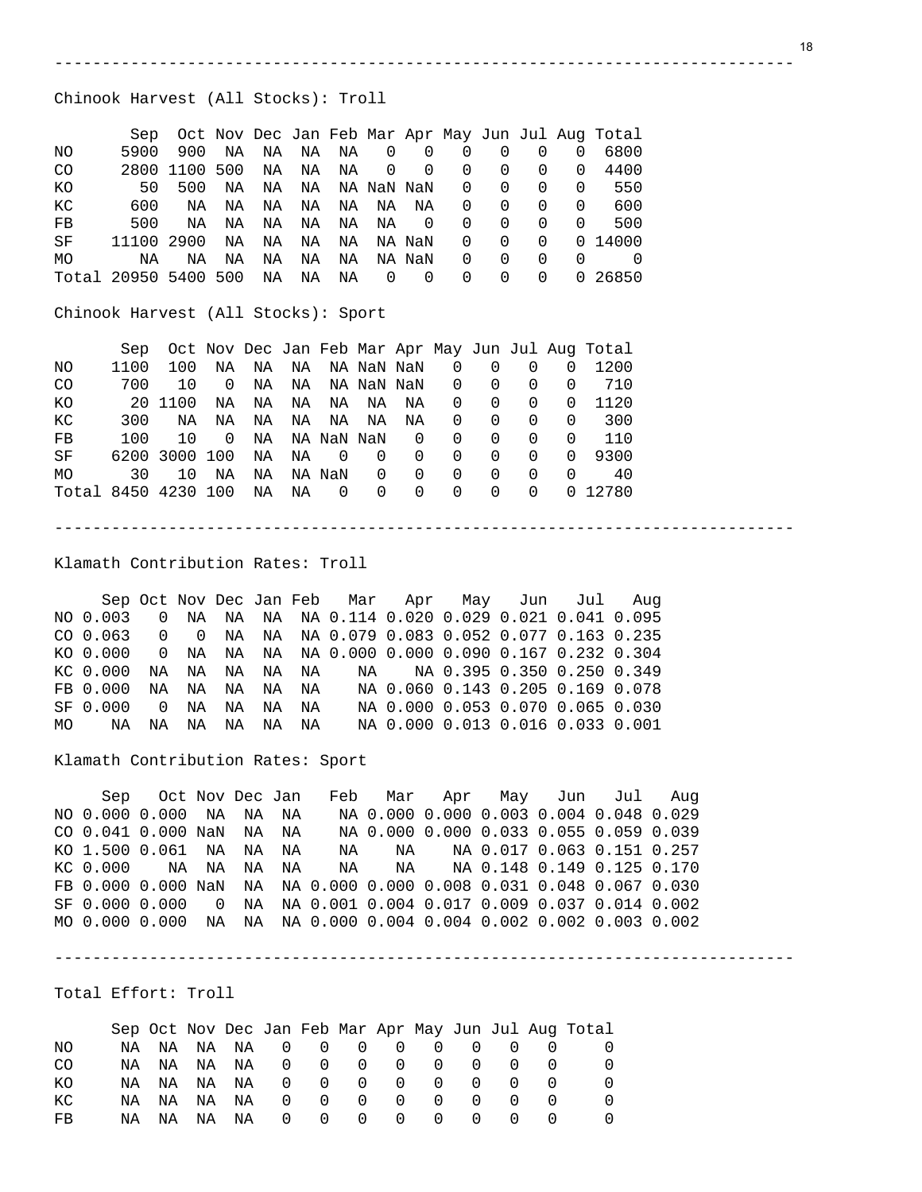Chinook Harvest (All Stocks): Troll

| | Sep | Oct | Nov | Dec | Jan | Feb | Mar | Apr | May | Jun | Jul | Aug | Total |
|---|---|---|---|---|---|---|---|---|---|---|---|---|---|
| NO | 5900 | 900 | NA | NA | NA | NA | 0 | 0 | 0 | 0 | 0 | 0 | 6800 |
| CO | 2800 | 1100 | 500 | NA | NA | NA | 0 | 0 | 0 | 0 | 0 | 0 | 4400 |
| KO | 50 | 500 | NA | NA | NA | NA | NaN | NaN | 0 | 0 | 0 | 0 | 550 |
| KC | 600 | NA | NA | NA | NA | NA | NA | NA | 0 | 0 | 0 | 0 | 600 |
| FB | 500 | NA | NA | NA | NA | NA | NA | 0 | 0 | 0 | 0 | 0 | 500 |
| SF | 11100 | 2900 | NA | NA | NA | NA | NA | NaN | 0 | 0 | 0 | 0 | 14000 |
| MO | NA | NA | NA | NA | NA | NA | NA | NaN | 0 | 0 | 0 | 0 | 0 |
| Total | 20950 | 5400 | 500 | NA | NA | NA | 0 | 0 | 0 | 0 | 0 | 0 | 26850 |

Chinook Harvest (All Stocks): Sport

| | Sep | Oct | Nov | Dec | Jan | Feb | Mar | Apr | May | Jun | Jul | Aug | Total |
|---|---|---|---|---|---|---|---|---|---|---|---|---|---|
| NO | 1100 | 100 | NA | NA | NA | NA | NaN | NaN | 0 | 0 | 0 | 0 | 1200 |
| CO | 700 | 10 | 0 | NA | NA | NA | NaN | NaN | 0 | 0 | 0 | 0 | 710 |
| KO | 20 | 1100 | NA | NA | NA | NA | NA | NA | 0 | 0 | 0 | 0 | 1120 |
| KC | 300 | NA | NA | NA | NA | NA | NA | NA | 0 | 0 | 0 | 0 | 300 |
| FB | 100 | 10 | 0 | NA | NA | NaN | NaN | 0 | 0 | 0 | 0 | 0 | 110 |
| SF | 6200 | 3000 | 100 | NA | NA | 0 | 0 | 0 | 0 | 0 | 0 | 0 | 9300 |
| MO | 30 | 10 | NA | NA | NA | NaN | 0 | 0 | 0 | 0 | 0 | 0 | 40 |
| Total | 8450 | 4230 | 100 | NA | NA | 0 | 0 | 0 | 0 | 0 | 0 | 0 | 12780 |

---

Klamath Contribution Rates: Troll

| | Sep | Oct | Nov | Dec | Jan | Feb | Mar | Apr | May | Jun | Jul | Aug |
|---|---|---|---|---|---|---|---|---|---|---|---|---|
| NO | 0.003 | 0 | NA | NA | NA | NA | 0.114 | 0.020 | 0.029 | 0.021 | 0.041 | 0.095 |
| CO | 0.063 | 0 | 0 | NA | NA | NA | 0.079 | 0.083 | 0.052 | 0.077 | 0.163 | 0.235 |
| KO | 0.000 | 0 | NA | NA | NA | NA | 0.000 | 0.000 | 0.090 | 0.167 | 0.232 | 0.304 |
| KC | 0.000 | NA | NA | NA | NA | NA | NA | NA | 0.395 | 0.350 | 0.250 | 0.349 |
| FB | 0.000 | NA | NA | NA | NA | NA | NA | 0.060 | 0.143 | 0.205 | 0.169 | 0.078 |
| SF | 0.000 | 0 | NA | NA | NA | NA | NA | 0.000 | 0.053 | 0.070 | 0.065 | 0.030 |
| MO | NA | NA | NA | NA | NA | NA | NA | 0.000 | 0.013 | 0.016 | 0.033 | 0.001 |

Klamath Contribution Rates: Sport

| | Sep | Oct | Nov | Dec | Jan | Feb | Mar | Apr | May | Jun | Jul | Aug |
|---|---|---|---|---|---|---|---|---|---|---|---|---|
| NO | 0.000 | 0.000 | NA | NA | NA | NA | 0.000 | 0.000 | 0.003 | 0.004 | 0.048 | 0.029 |
| CO | 0.041 | 0.000 | NaN | NA | NA | NA | 0.000 | 0.000 | 0.033 | 0.055 | 0.059 | 0.039 |
| KO | 1.500 | 0.061 | NA | NA | NA | NA | NA | NA | 0.017 | 0.063 | 0.151 | 0.257 |
| KC | 0.000 | NA | NA | NA | NA | NA | NA | NA | 0.148 | 0.149 | 0.125 | 0.170 |
| FB | 0.000 | 0.000 | NaN | NA | NA | 0.000 | 0.000 | 0.008 | 0.031 | 0.048 | 0.067 | 0.030 |
| SF | 0.000 | 0.000 | 0 | NA | NA | 0.001 | 0.004 | 0.017 | 0.009 | 0.037 | 0.014 | 0.002 |
| MO | 0.000 | 0.000 | NA | NA | NA | 0.000 | 0.004 | 0.004 | 0.002 | 0.002 | 0.003 | 0.002 |

---

Total Effort: Troll

| | Sep | Oct | Nov | Dec | Jan | Feb | Mar | Apr | May | Jun | Jul | Aug | Total |
|---|---|---|---|---|---|---|---|---|---|---|---|---|---|
| NO | NA | NA | NA | NA | 0 | 0 | 0 | 0 | 0 | 0 | 0 | 0 | 0 |
| CO | NA | NA | NA | NA | 0 | 0 | 0 | 0 | 0 | 0 | 0 | 0 | 0 |
| KO | NA | NA | NA | NA | 0 | 0 | 0 | 0 | 0 | 0 | 0 | 0 | 0 |
| KC | NA | NA | NA | NA | 0 | 0 | 0 | 0 | 0 | 0 | 0 | 0 | 0 |
| FB | NA | NA | NA | NA | 0 | 0 | 0 | 0 | 0 | 0 | 0 | 0 | 0 |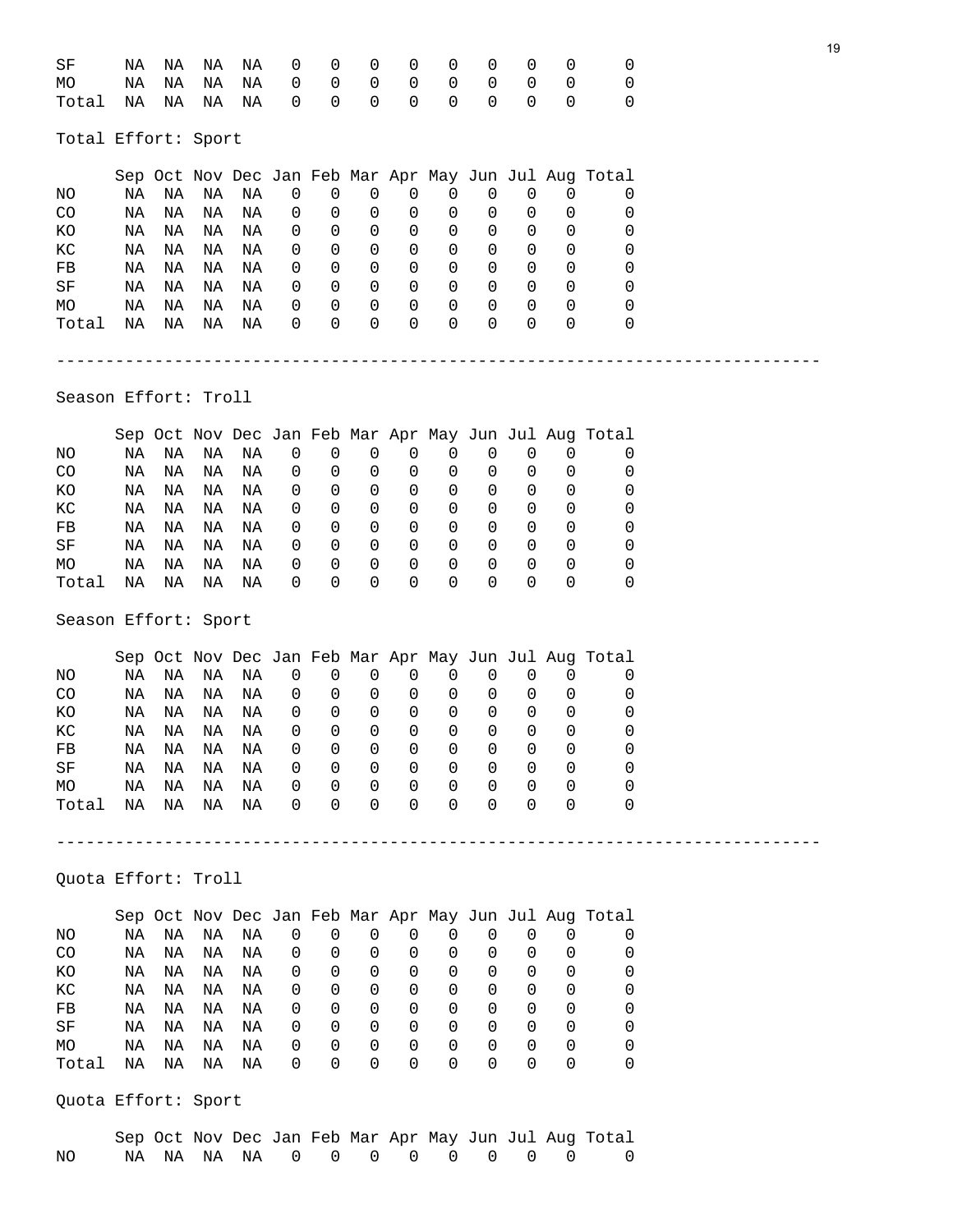| | Sep | Oct | Nov | Dec | Jan | Feb | Mar | Apr | May | Jun | Jul | Aug | Total |
|---|---|---|---|---|---|---|---|---|---|---|---|---|---|
| SF | NA | NA | NA | NA | 0 | 0 | 0 | 0 | 0 | 0 | 0 | 0 | 0 |
| MO | NA | NA | NA | NA | 0 | 0 | 0 | 0 | 0 | 0 | 0 | 0 | 0 |
| Total | NA | NA | NA | NA | 0 | 0 | 0 | 0 | 0 | 0 | 0 | 0 | 0 |

Total Effort: Sport

| | Sep | Oct | Nov | Dec | Jan | Feb | Mar | Apr | May | Jun | Jul | Aug | Total |
|---|---|---|---|---|---|---|---|---|---|---|---|---|---|
| NO | NA | NA | NA | NA | 0 | 0 | 0 | 0 | 0 | 0 | 0 | 0 | 0 |
| CO | NA | NA | NA | NA | 0 | 0 | 0 | 0 | 0 | 0 | 0 | 0 | 0 |
| KO | NA | NA | NA | NA | 0 | 0 | 0 | 0 | 0 | 0 | 0 | 0 | 0 |
| KC | NA | NA | NA | NA | 0 | 0 | 0 | 0 | 0 | 0 | 0 | 0 | 0 |
| FB | NA | NA | NA | NA | 0 | 0 | 0 | 0 | 0 | 0 | 0 | 0 | 0 |
| SF | NA | NA | NA | NA | 0 | 0 | 0 | 0 | 0 | 0 | 0 | 0 | 0 |
| MO | NA | NA | NA | NA | 0 | 0 | 0 | 0 | 0 | 0 | 0 | 0 | 0 |
| Total | NA | NA | NA | NA | 0 | 0 | 0 | 0 | 0 | 0 | 0 | 0 | 0 |

---

Season Effort: Troll

| | Sep | Oct | Nov | Dec | Jan | Feb | Mar | Apr | May | Jun | Jul | Aug | Total |
|---|---|---|---|---|---|---|---|---|---|---|---|---|---|
| NO | NA | NA | NA | NA | 0 | 0 | 0 | 0 | 0 | 0 | 0 | 0 | 0 |
| CO | NA | NA | NA | NA | 0 | 0 | 0 | 0 | 0 | 0 | 0 | 0 | 0 |
| KO | NA | NA | NA | NA | 0 | 0 | 0 | 0 | 0 | 0 | 0 | 0 | 0 |
| KC | NA | NA | NA | NA | 0 | 0 | 0 | 0 | 0 | 0 | 0 | 0 | 0 |
| FB | NA | NA | NA | NA | 0 | 0 | 0 | 0 | 0 | 0 | 0 | 0 | 0 |
| SF | NA | NA | NA | NA | 0 | 0 | 0 | 0 | 0 | 0 | 0 | 0 | 0 |
| MO | NA | NA | NA | NA | 0 | 0 | 0 | 0 | 0 | 0 | 0 | 0 | 0 |
| Total | NA | NA | NA | NA | 0 | 0 | 0 | 0 | 0 | 0 | 0 | 0 | 0 |

Season Effort: Sport

| | Sep | Oct | Nov | Dec | Jan | Feb | Mar | Apr | May | Jun | Jul | Aug | Total |
|---|---|---|---|---|---|---|---|---|---|---|---|---|---|
| NO | NA | NA | NA | NA | 0 | 0 | 0 | 0 | 0 | 0 | 0 | 0 | 0 |
| CO | NA | NA | NA | NA | 0 | 0 | 0 | 0 | 0 | 0 | 0 | 0 | 0 |
| KO | NA | NA | NA | NA | 0 | 0 | 0 | 0 | 0 | 0 | 0 | 0 | 0 |
| KC | NA | NA | NA | NA | 0 | 0 | 0 | 0 | 0 | 0 | 0 | 0 | 0 |
| FB | NA | NA | NA | NA | 0 | 0 | 0 | 0 | 0 | 0 | 0 | 0 | 0 |
| SF | NA | NA | NA | NA | 0 | 0 | 0 | 0 | 0 | 0 | 0 | 0 | 0 |
| MO | NA | NA | NA | NA | 0 | 0 | 0 | 0 | 0 | 0 | 0 | 0 | 0 |
| Total | NA | NA | NA | NA | 0 | 0 | 0 | 0 | 0 | 0 | 0 | 0 | 0 |

---

Quota Effort: Troll

| | Sep | Oct | Nov | Dec | Jan | Feb | Mar | Apr | May | Jun | Jul | Aug | Total |
|---|---|---|---|---|---|---|---|---|---|---|---|---|---|
| NO | NA | NA | NA | NA | 0 | 0 | 0 | 0 | 0 | 0 | 0 | 0 | 0 |
| CO | NA | NA | NA | NA | 0 | 0 | 0 | 0 | 0 | 0 | 0 | 0 | 0 |
| KO | NA | NA | NA | NA | 0 | 0 | 0 | 0 | 0 | 0 | 0 | 0 | 0 |
| KC | NA | NA | NA | NA | 0 | 0 | 0 | 0 | 0 | 0 | 0 | 0 | 0 |
| FB | NA | NA | NA | NA | 0 | 0 | 0 | 0 | 0 | 0 | 0 | 0 | 0 |
| SF | NA | NA | NA | NA | 0 | 0 | 0 | 0 | 0 | 0 | 0 | 0 | 0 |
| MO | NA | NA | NA | NA | 0 | 0 | 0 | 0 | 0 | 0 | 0 | 0 | 0 |
| Total | NA | NA | NA | NA | 0 | 0 | 0 | 0 | 0 | 0 | 0 | 0 | 0 |

Quota Effort: Sport

| | Sep | Oct | Nov | Dec | Jan | Feb | Mar | Apr | May | Jun | Jul | Aug | Total |
|---|---|---|---|---|---|---|---|---|---|---|---|---|---|
| NO | NA | NA | NA | NA | 0 | 0 | 0 | 0 | 0 | 0 | 0 | 0 | 0 |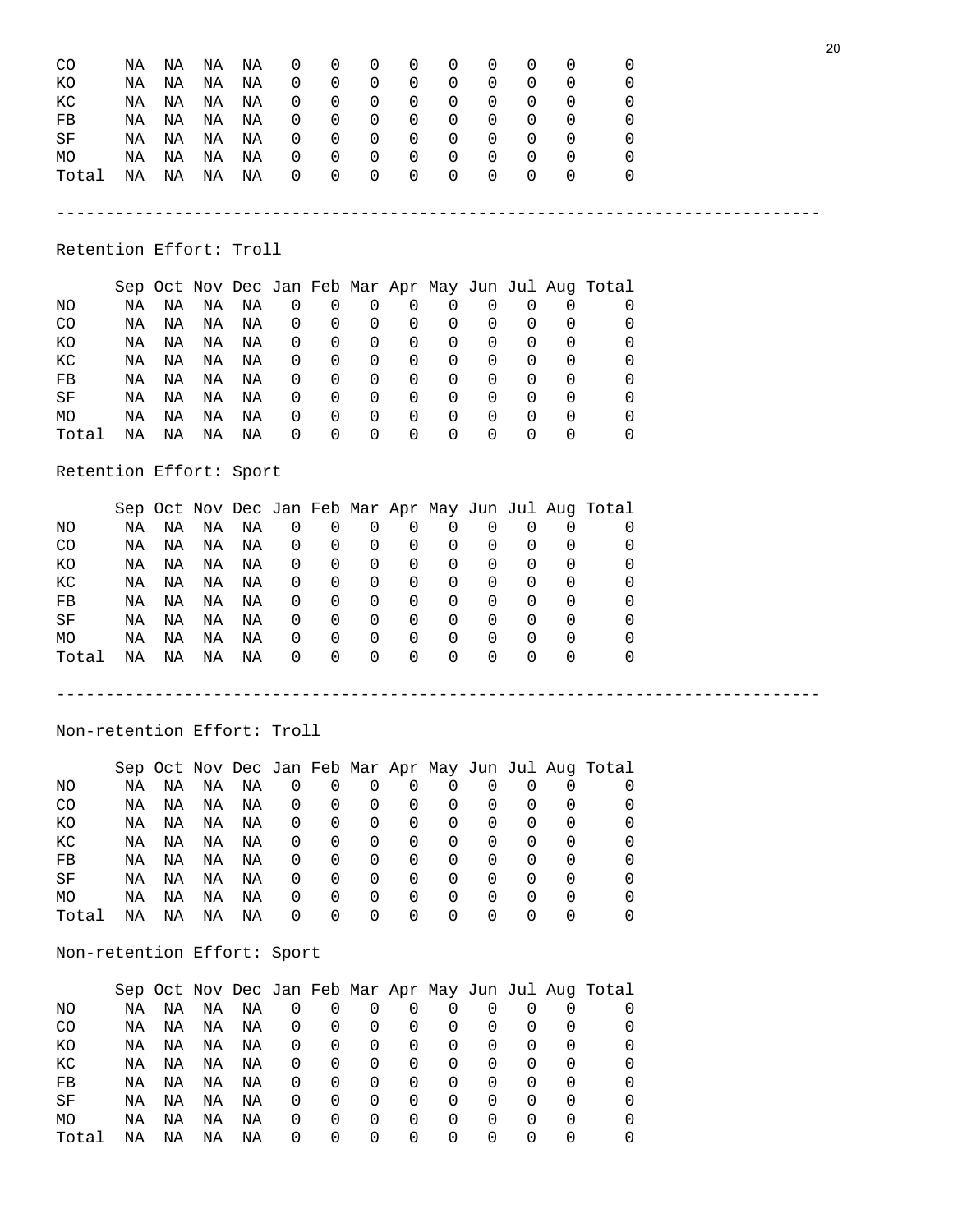| | Sep | Oct | Nov | Dec | Jan | Feb | Mar | Apr | May | Jun | Jul | Aug | Total |
|---|---|---|---|---|---|---|---|---|---|---|---|---|---|
| CO | NA | NA | NA | NA | 0 | 0 | 0 | 0 | 0 | 0 | 0 | 0 | 0 |
| KO | NA | NA | NA | NA | 0 | 0 | 0 | 0 | 0 | 0 | 0 | 0 | 0 |
| KC | NA | NA | NA | NA | 0 | 0 | 0 | 0 | 0 | 0 | 0 | 0 | 0 |
| FB | NA | NA | NA | NA | 0 | 0 | 0 | 0 | 0 | 0 | 0 | 0 | 0 |
| SF | NA | NA | NA | NA | 0 | 0 | 0 | 0 | 0 | 0 | 0 | 0 | 0 |
| MO | NA | NA | NA | NA | 0 | 0 | 0 | 0 | 0 | 0 | 0 | 0 | 0 |
| Total | NA | NA | NA | NA | 0 | 0 | 0 | 0 | 0 | 0 | 0 | 0 | 0 |

---

Retention Effort: Troll

| | Sep | Oct | Nov | Dec | Jan | Feb | Mar | Apr | May | Jun | Jul | Aug | Total |
|---|---|---|---|---|---|---|---|---|---|---|---|---|---|
| NO | NA | NA | NA | NA | 0 | 0 | 0 | 0 | 0 | 0 | 0 | 0 | 0 |
| CO | NA | NA | NA | NA | 0 | 0 | 0 | 0 | 0 | 0 | 0 | 0 | 0 |
| KO | NA | NA | NA | NA | 0 | 0 | 0 | 0 | 0 | 0 | 0 | 0 | 0 |
| KC | NA | NA | NA | NA | 0 | 0 | 0 | 0 | 0 | 0 | 0 | 0 | 0 |
| FB | NA | NA | NA | NA | 0 | 0 | 0 | 0 | 0 | 0 | 0 | 0 | 0 |
| SF | NA | NA | NA | NA | 0 | 0 | 0 | 0 | 0 | 0 | 0 | 0 | 0 |
| MO | NA | NA | NA | NA | 0 | 0 | 0 | 0 | 0 | 0 | 0 | 0 | 0 |
| Total | NA | NA | NA | NA | 0 | 0 | 0 | 0 | 0 | 0 | 0 | 0 | 0 |

Retention Effort: Sport

| | Sep | Oct | Nov | Dec | Jan | Feb | Mar | Apr | May | Jun | Jul | Aug | Total |
|---|---|---|---|---|---|---|---|---|---|---|---|---|---|
| NO | NA | NA | NA | NA | 0 | 0 | 0 | 0 | 0 | 0 | 0 | 0 | 0 |
| CO | NA | NA | NA | NA | 0 | 0 | 0 | 0 | 0 | 0 | 0 | 0 | 0 |
| KO | NA | NA | NA | NA | 0 | 0 | 0 | 0 | 0 | 0 | 0 | 0 | 0 |
| KC | NA | NA | NA | NA | 0 | 0 | 0 | 0 | 0 | 0 | 0 | 0 | 0 |
| FB | NA | NA | NA | NA | 0 | 0 | 0 | 0 | 0 | 0 | 0 | 0 | 0 |
| SF | NA | NA | NA | NA | 0 | 0 | 0 | 0 | 0 | 0 | 0 | 0 | 0 |
| MO | NA | NA | NA | NA | 0 | 0 | 0 | 0 | 0 | 0 | 0 | 0 | 0 |
| Total | NA | NA | NA | NA | 0 | 0 | 0 | 0 | 0 | 0 | 0 | 0 | 0 |

---

Non-retention Effort: Troll

| | Sep | Oct | Nov | Dec | Jan | Feb | Mar | Apr | May | Jun | Jul | Aug | Total |
|---|---|---|---|---|---|---|---|---|---|---|---|---|---|
| NO | NA | NA | NA | NA | 0 | 0 | 0 | 0 | 0 | 0 | 0 | 0 | 0 |
| CO | NA | NA | NA | NA | 0 | 0 | 0 | 0 | 0 | 0 | 0 | 0 | 0 |
| KO | NA | NA | NA | NA | 0 | 0 | 0 | 0 | 0 | 0 | 0 | 0 | 0 |
| KC | NA | NA | NA | NA | 0 | 0 | 0 | 0 | 0 | 0 | 0 | 0 | 0 |
| FB | NA | NA | NA | NA | 0 | 0 | 0 | 0 | 0 | 0 | 0 | 0 | 0 |
| SF | NA | NA | NA | NA | 0 | 0 | 0 | 0 | 0 | 0 | 0 | 0 | 0 |
| MO | NA | NA | NA | NA | 0 | 0 | 0 | 0 | 0 | 0 | 0 | 0 | 0 |
| Total | NA | NA | NA | NA | 0 | 0 | 0 | 0 | 0 | 0 | 0 | 0 | 0 |

Non-retention Effort: Sport

| | Sep | Oct | Nov | Dec | Jan | Feb | Mar | Apr | May | Jun | Jul | Aug | Total |
|---|---|---|---|---|---|---|---|---|---|---|---|---|---|
| NO | NA | NA | NA | NA | 0 | 0 | 0 | 0 | 0 | 0 | 0 | 0 | 0 |
| CO | NA | NA | NA | NA | 0 | 0 | 0 | 0 | 0 | 0 | 0 | 0 | 0 |
| KO | NA | NA | NA | NA | 0 | 0 | 0 | 0 | 0 | 0 | 0 | 0 | 0 |
| KC | NA | NA | NA | NA | 0 | 0 | 0 | 0 | 0 | 0 | 0 | 0 | 0 |
| FB | NA | NA | NA | NA | 0 | 0 | 0 | 0 | 0 | 0 | 0 | 0 | 0 |
| SF | NA | NA | NA | NA | 0 | 0 | 0 | 0 | 0 | 0 | 0 | 0 | 0 |
| MO | NA | NA | NA | NA | 0 | 0 | 0 | 0 | 0 | 0 | 0 | 0 | 0 |
| Total | NA | NA | NA | NA | 0 | 0 | 0 | 0 | 0 | 0 | 0 | 0 | 0 |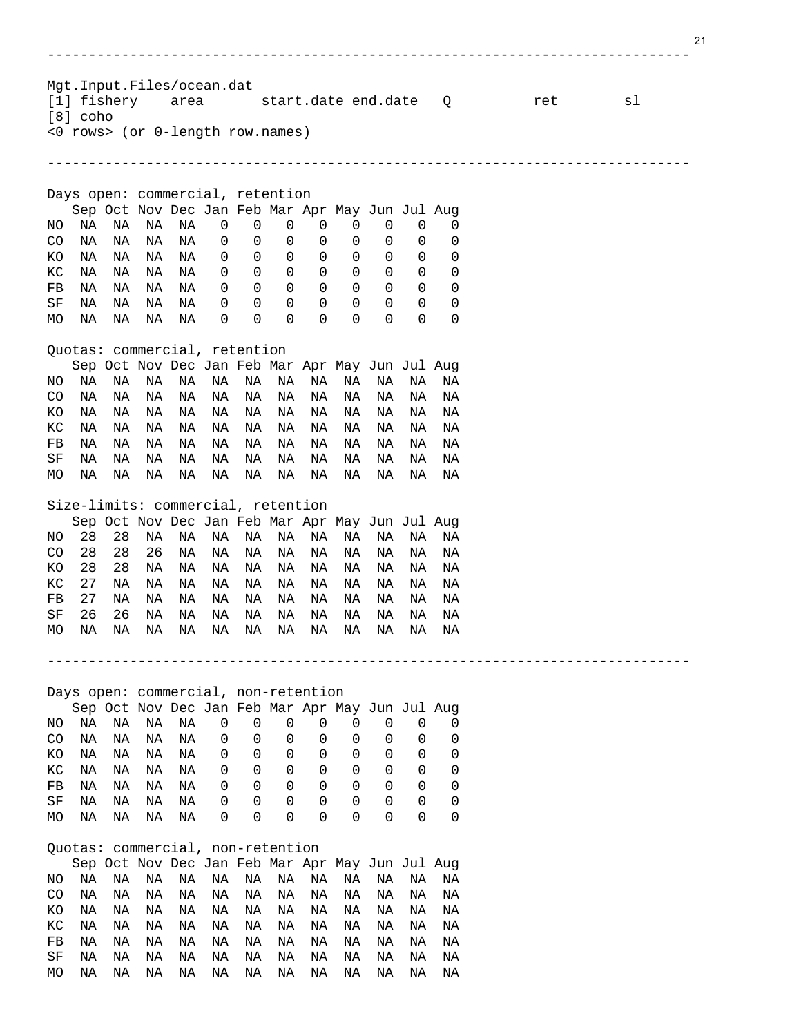```
-------------------------------------------------------------------------------

Mgt.Input.Files/ocean.dat
[1] fishery    area       start.date end.date   Q          ret        sl
[8] coho
<0 rows> (or 0-length row.names)

-------------------------------------------------------------------------------

Days open: commercial, retention
   Sep Oct Nov Dec Jan Feb Mar Apr May Jun Jul Aug
NO  NA  NA  NA  NA   0   0   0   0   0   0   0   0
CO  NA  NA  NA  NA   0   0   0   0   0   0   0   0
KO  NA  NA  NA  NA   0   0   0   0   0   0   0   0
KC  NA  NA  NA  NA   0   0   0   0   0   0   0   0
FB  NA  NA  NA  NA   0   0   0   0   0   0   0   0
SF  NA  NA  NA  NA   0   0   0   0   0   0   0   0
MO  NA  NA  NA  NA   0   0   0   0   0   0   0   0

Quotas: commercial, retention
   Sep Oct Nov Dec Jan Feb Mar Apr May Jun Jul Aug
NO  NA  NA  NA  NA  NA  NA  NA  NA  NA  NA  NA  NA
CO  NA  NA  NA  NA  NA  NA  NA  NA  NA  NA  NA  NA
KO  NA  NA  NA  NA  NA  NA  NA  NA  NA  NA  NA  NA
KC  NA  NA  NA  NA  NA  NA  NA  NA  NA  NA  NA  NA
FB  NA  NA  NA  NA  NA  NA  NA  NA  NA  NA  NA  NA
SF  NA  NA  NA  NA  NA  NA  NA  NA  NA  NA  NA  NA
MO  NA  NA  NA  NA  NA  NA  NA  NA  NA  NA  NA  NA

Size-limits: commercial, retention
   Sep Oct Nov Dec Jan Feb Mar Apr May Jun Jul Aug
NO  28  28  NA  NA  NA  NA  NA  NA  NA  NA  NA  NA
CO  28  28  26  NA  NA  NA  NA  NA  NA  NA  NA  NA
KO  28  28  NA  NA  NA  NA  NA  NA  NA  NA  NA  NA
KC  27  NA  NA  NA  NA  NA  NA  NA  NA  NA  NA  NA
FB  27  NA  NA  NA  NA  NA  NA  NA  NA  NA  NA  NA
SF  26  26  NA  NA  NA  NA  NA  NA  NA  NA  NA  NA
MO  NA  NA  NA  NA  NA  NA  NA  NA  NA  NA  NA  NA

-------------------------------------------------------------------------------

Days open: commercial, non-retention
   Sep Oct Nov Dec Jan Feb Mar Apr May Jun Jul Aug
NO  NA  NA  NA  NA   0   0   0   0   0   0   0   0
CO  NA  NA  NA  NA   0   0   0   0   0   0   0   0
KO  NA  NA  NA  NA   0   0   0   0   0   0   0   0
KC  NA  NA  NA  NA   0   0   0   0   0   0   0   0
FB  NA  NA  NA  NA   0   0   0   0   0   0   0   0
SF  NA  NA  NA  NA   0   0   0   0   0   0   0   0
MO  NA  NA  NA  NA   0   0   0   0   0   0   0   0

Quotas: commercial, non-retention
   Sep Oct Nov Dec Jan Feb Mar Apr May Jun Jul Aug
NO  NA  NA  NA  NA  NA  NA  NA  NA  NA  NA  NA  NA
CO  NA  NA  NA  NA  NA  NA  NA  NA  NA  NA  NA  NA
KO  NA  NA  NA  NA  NA  NA  NA  NA  NA  NA  NA  NA
KC  NA  NA  NA  NA  NA  NA  NA  NA  NA  NA  NA  NA
FB  NA  NA  NA  NA  NA  NA  NA  NA  NA  NA  NA  NA
SF  NA  NA  NA  NA  NA  NA  NA  NA  NA  NA  NA  NA
MO  NA  NA  NA  NA  NA  NA  NA  NA  NA  NA  NA  NA
```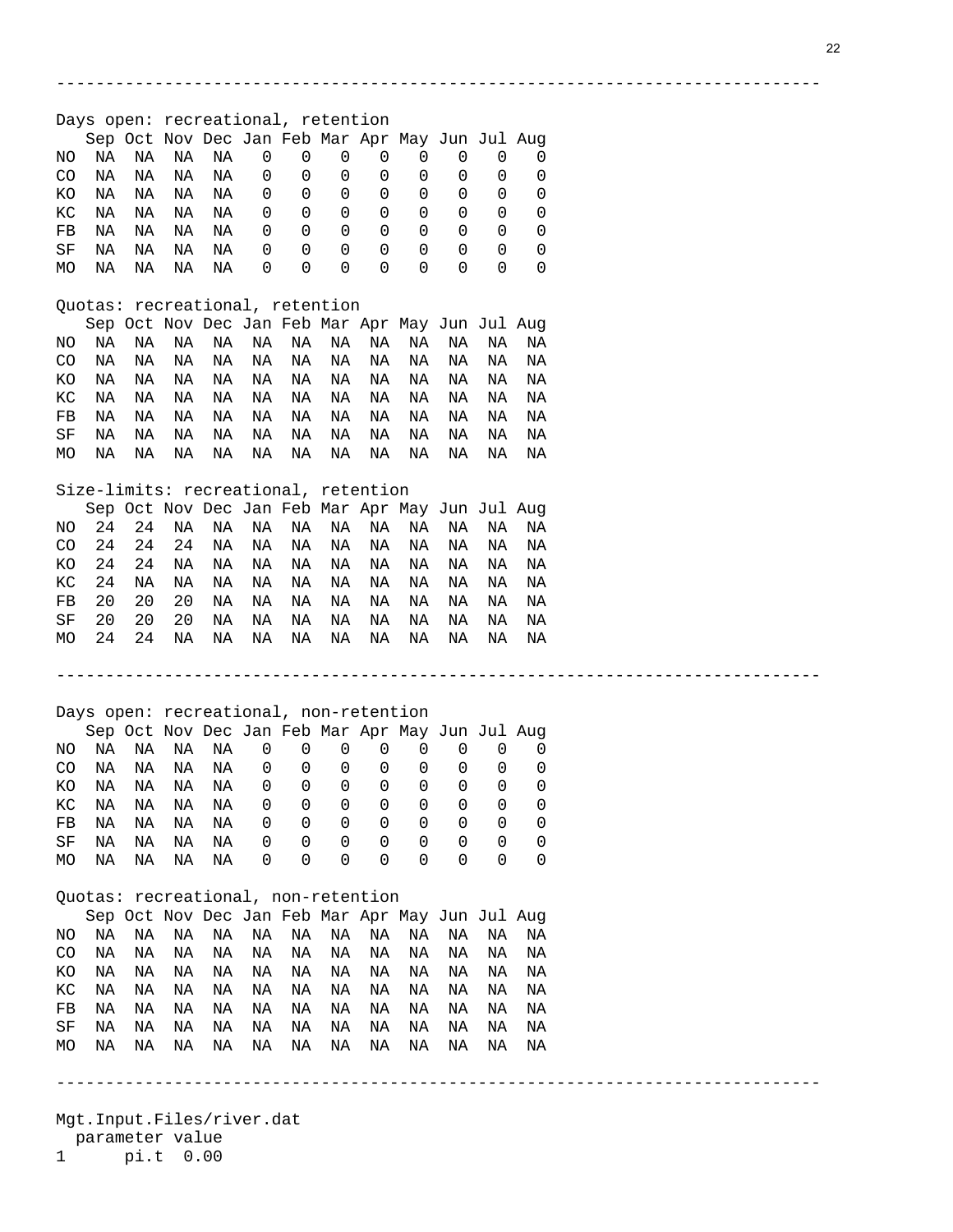---

Days open: recreational, retention

|  | Sep | Oct | Nov | Dec | Jan | Feb | Mar | Apr | May | Jun | Jul | Aug |
|---|---|---|---|---|---|---|---|---|---|---|---|---|
| NO | NA | NA | NA | NA | 0 | 0 | 0 | 0 | 0 | 0 | 0 | 0 |
| CO | NA | NA | NA | NA | 0 | 0 | 0 | 0 | 0 | 0 | 0 | 0 |
| KO | NA | NA | NA | NA | 0 | 0 | 0 | 0 | 0 | 0 | 0 | 0 |
| KC | NA | NA | NA | NA | 0 | 0 | 0 | 0 | 0 | 0 | 0 | 0 |
| FB | NA | NA | NA | NA | 0 | 0 | 0 | 0 | 0 | 0 | 0 | 0 |
| SF | NA | NA | NA | NA | 0 | 0 | 0 | 0 | 0 | 0 | 0 | 0 |
| MO | NA | NA | NA | NA | 0 | 0 | 0 | 0 | 0 | 0 | 0 | 0 |

Quotas: recreational, retention

|  | Sep | Oct | Nov | Dec | Jan | Feb | Mar | Apr | May | Jun | Jul | Aug |
|---|---|---|---|---|---|---|---|---|---|---|---|---|
| NO | NA | NA | NA | NA | NA | NA | NA | NA | NA | NA | NA | NA |
| CO | NA | NA | NA | NA | NA | NA | NA | NA | NA | NA | NA | NA |
| KO | NA | NA | NA | NA | NA | NA | NA | NA | NA | NA | NA | NA |
| KC | NA | NA | NA | NA | NA | NA | NA | NA | NA | NA | NA | NA |
| FB | NA | NA | NA | NA | NA | NA | NA | NA | NA | NA | NA | NA |
| SF | NA | NA | NA | NA | NA | NA | NA | NA | NA | NA | NA | NA |
| MO | NA | NA | NA | NA | NA | NA | NA | NA | NA | NA | NA | NA |

Size-limits: recreational, retention

|  | Sep | Oct | Nov | Dec | Jan | Feb | Mar | Apr | May | Jun | Jul | Aug |
|---|---|---|---|---|---|---|---|---|---|---|---|---|
| NO | 24 | 24 | NA | NA | NA | NA | NA | NA | NA | NA | NA | NA |
| CO | 24 | 24 | 24 | NA | NA | NA | NA | NA | NA | NA | NA | NA |
| KO | 24 | 24 | NA | NA | NA | NA | NA | NA | NA | NA | NA | NA |
| KC | 24 | NA | NA | NA | NA | NA | NA | NA | NA | NA | NA | NA |
| FB | 20 | 20 | 20 | NA | NA | NA | NA | NA | NA | NA | NA | NA |
| SF | 20 | 20 | 20 | NA | NA | NA | NA | NA | NA | NA | NA | NA |
| MO | 24 | 24 | NA | NA | NA | NA | NA | NA | NA | NA | NA | NA |

---

Days open: recreational, non-retention

|  | Sep | Oct | Nov | Dec | Jan | Feb | Mar | Apr | May | Jun | Jul | Aug |
|---|---|---|---|---|---|---|---|---|---|---|---|---|
| NO | NA | NA | NA | NA | 0 | 0 | 0 | 0 | 0 | 0 | 0 | 0 |
| CO | NA | NA | NA | NA | 0 | 0 | 0 | 0 | 0 | 0 | 0 | 0 |
| KO | NA | NA | NA | NA | 0 | 0 | 0 | 0 | 0 | 0 | 0 | 0 |
| KC | NA | NA | NA | NA | 0 | 0 | 0 | 0 | 0 | 0 | 0 | 0 |
| FB | NA | NA | NA | NA | 0 | 0 | 0 | 0 | 0 | 0 | 0 | 0 |
| SF | NA | NA | NA | NA | 0 | 0 | 0 | 0 | 0 | 0 | 0 | 0 |
| MO | NA | NA | NA | NA | 0 | 0 | 0 | 0 | 0 | 0 | 0 | 0 |

Quotas: recreational, non-retention

|  | Sep | Oct | Nov | Dec | Jan | Feb | Mar | Apr | May | Jun | Jul | Aug |
|---|---|---|---|---|---|---|---|---|---|---|---|---|
| NO | NA | NA | NA | NA | NA | NA | NA | NA | NA | NA | NA | NA |
| CO | NA | NA | NA | NA | NA | NA | NA | NA | NA | NA | NA | NA |
| KO | NA | NA | NA | NA | NA | NA | NA | NA | NA | NA | NA | NA |
| KC | NA | NA | NA | NA | NA | NA | NA | NA | NA | NA | NA | NA |
| FB | NA | NA | NA | NA | NA | NA | NA | NA | NA | NA | NA | NA |
| SF | NA | NA | NA | NA | NA | NA | NA | NA | NA | NA | NA | NA |
| MO | NA | NA | NA | NA | NA | NA | NA | NA | NA | NA | NA | NA |

---

Mgt.Input.Files/river.dat

|  | parameter | value |
|---|---|---|
| 1 | pi.t | 0.00 |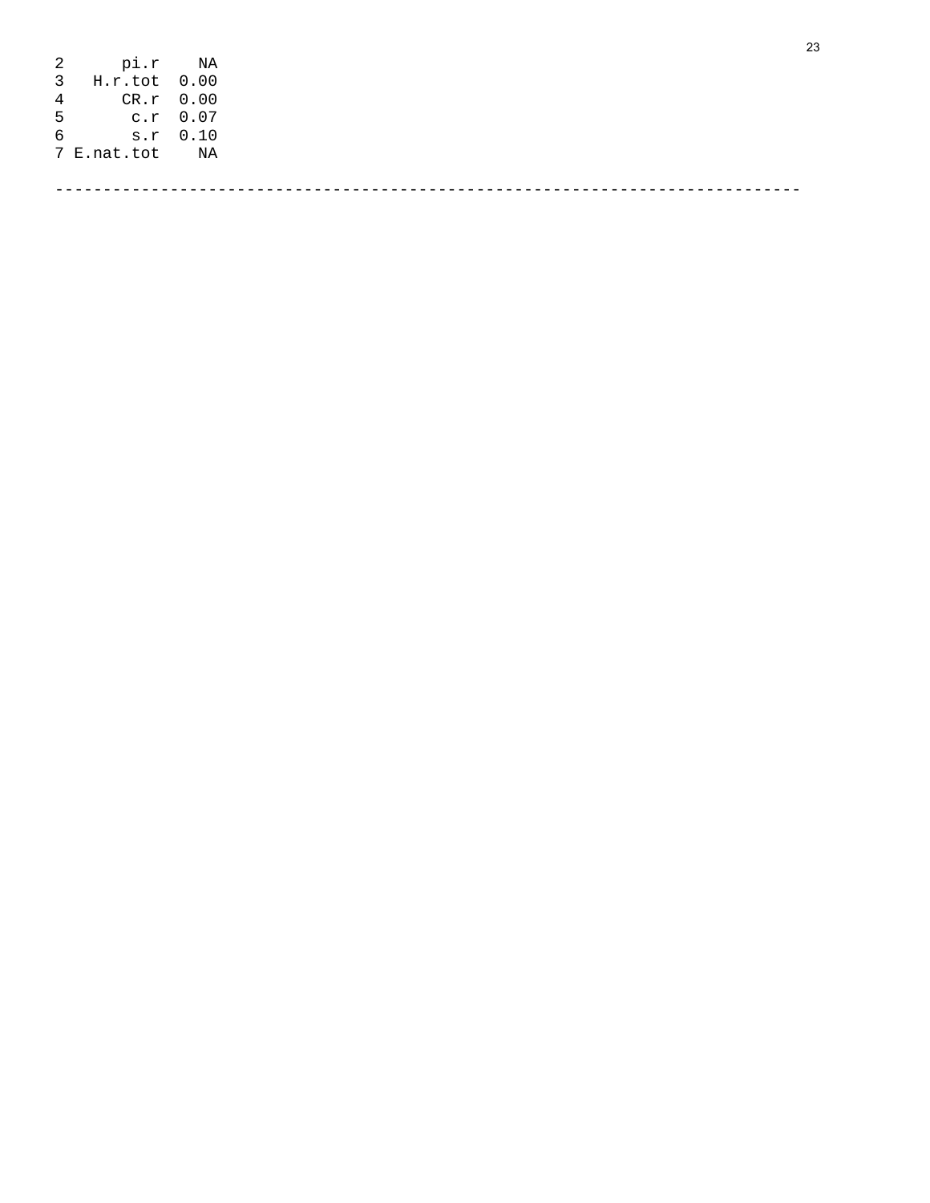```
2      pi.r    NA
3   H.r.tot  0.00
4      CR.r  0.00
5       c.r  0.07
6       s.r  0.10
7 E.nat.tot    NA
```

---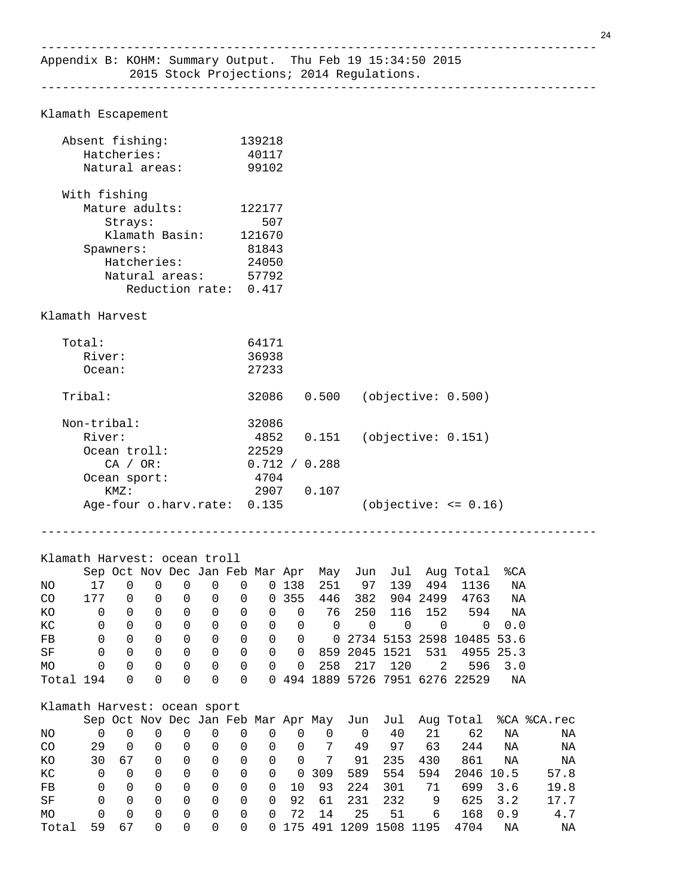Appendix B: KOHM: Summary Output. Thu Feb 19 15:34:50 2015
2015 Stock Projections; 2014 Regulations.

```
Klamath Escapement

   Absent fishing:          139218
      Hatcheries:            40117
      Natural areas:         99102

   With fishing
      Mature adults:        122177
         Strays:               507
         Klamath Basin:     121670
      Spawners:              81843
         Hatcheries:         24050
         Natural areas:      57792
            Reduction rate:  0.417

Klamath Harvest

   Total:                    64171
      River:                 36938
      Ocean:                 27233

   Tribal:                   32086   0.500   (objective: 0.500)

   Non-tribal:               32086
      River:                  4852   0.151   (objective: 0.151)
      Ocean troll:           22529
         CA / OR:            0.712 / 0.288
      Ocean sport:            4704
         KMZ:                 2907   0.107
      Age-four o.harv.rate:  0.135           (objective: <= 0.16)
```

Klamath Harvest: ocean troll

| | Sep | Oct | Nov | Dec | Jan | Feb | Mar | Apr | May | Jun | Jul | Aug | Total | %CA |
|---|---|---|---|---|---|---|---|---|---|---|---|---|---|---|
| NO | 17 | 0 | 0 | 0 | 0 | 0 | 0 | 138 | 251 | 97 | 139 | 494 | 1136 | NA |
| CO | 177 | 0 | 0 | 0 | 0 | 0 | 0 | 355 | 446 | 382 | 904 | 2499 | 4763 | NA |
| KO | 0 | 0 | 0 | 0 | 0 | 0 | 0 | 0 | 76 | 250 | 116 | 152 | 594 | NA |
| KC | 0 | 0 | 0 | 0 | 0 | 0 | 0 | 0 | 0 | 0 | 0 | 0 | 0 | 0.0 |
| FB | 0 | 0 | 0 | 0 | 0 | 0 | 0 | 0 | 0 | 2734 | 5153 | 2598 | 10485 | 53.6 |
| SF | 0 | 0 | 0 | 0 | 0 | 0 | 0 | 0 | 859 | 2045 | 1521 | 531 | 4955 | 25.3 |
| MO | 0 | 0 | 0 | 0 | 0 | 0 | 0 | 0 | 258 | 217 | 120 | 2 | 596 | 3.0 |
| Total | 194 | 0 | 0 | 0 | 0 | 0 | 0 | 494 | 1889 | 5726 | 7951 | 6276 | 22529 | NA |

Klamath Harvest: ocean sport

| | Sep | Oct | Nov | Dec | Jan | Feb | Mar | Apr | May | Jun | Jul | Aug | Total | %CA | %CA.rec |
|---|---|---|---|---|---|---|---|---|---|---|---|---|---|---|---|
| NO | 0 | 0 | 0 | 0 | 0 | 0 | 0 | 0 | 0 | 0 | 0 | 40 | 21 | 62 | NA | NA |
| CO | 29 | 0 | 0 | 0 | 0 | 0 | 0 | 0 | 0 | 7 | 49 | 97 | 63 | 244 | NA | NA |
| KO | 30 | 67 | 0 | 0 | 0 | 0 | 0 | 0 | 7 | 91 | 235 | 430 | 861 | NA | NA |
| KC | 0 | 0 | 0 | 0 | 0 | 0 | 0 | 309 | 589 | 554 | 594 | 2046 | 10.5 | 57.8 |
| FB | 0 | 0 | 0 | 0 | 0 | 0 | 0 | 10 | 93 | 224 | 301 | 71 | 699 | 3.6 | 19.8 |
| SF | 0 | 0 | 0 | 0 | 0 | 0 | 0 | 92 | 61 | 231 | 232 | 9 | 625 | 3.2 | 17.7 |
| MO | 0 | 0 | 0 | 0 | 0 | 0 | 0 | 72 | 14 | 25 | 51 | 6 | 168 | 0.9 | 4.7 |
| Total | 59 | 67 | 0 | 0 | 0 | 0 | 0 | 175 | 491 | 1209 | 1508 | 1195 | 4704 | NA | NA |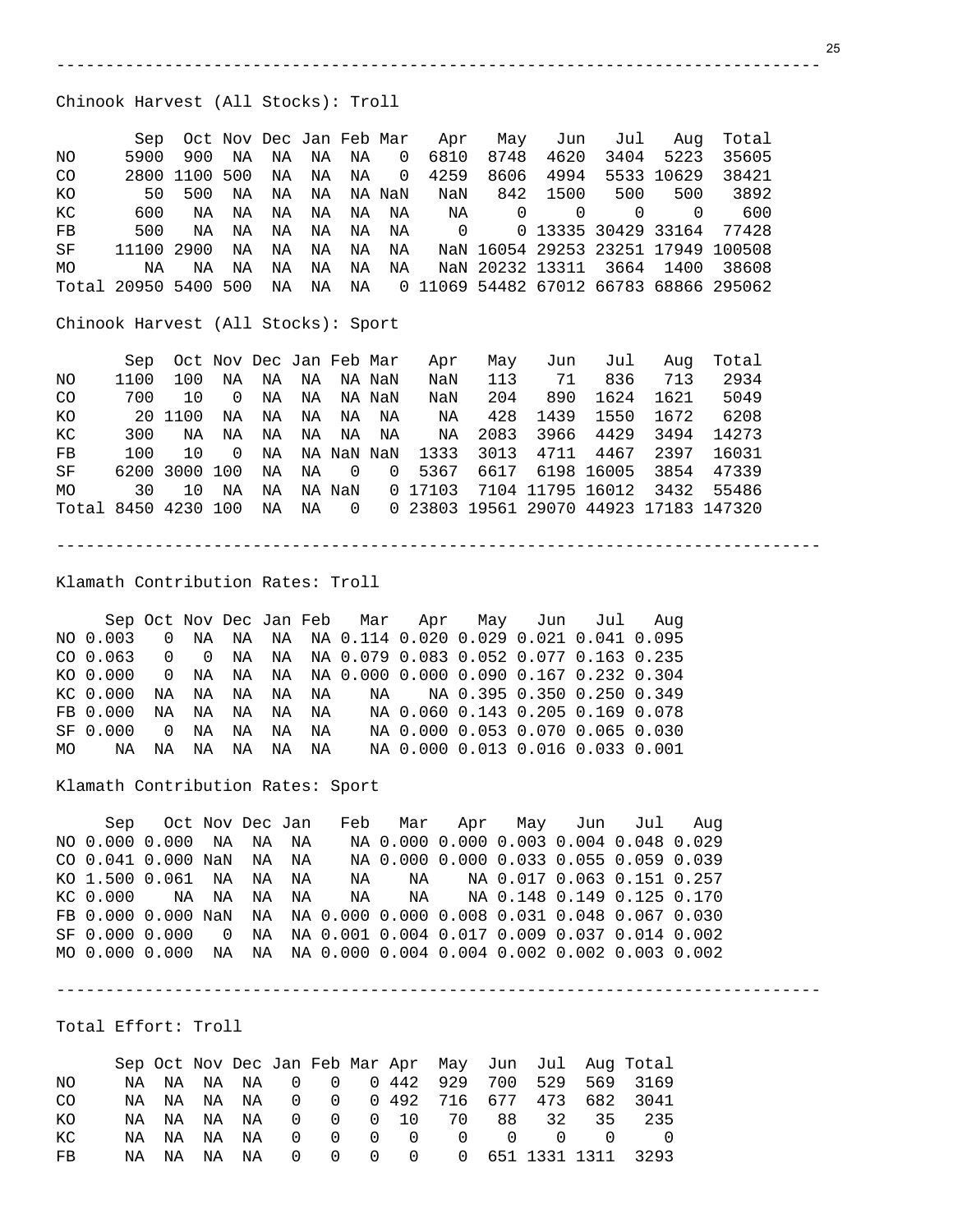Chinook Harvest (All Stocks): Troll

| | Sep | Oct | Nov | Dec | Jan | Feb | Mar | Apr | May | Jun | Jul | Aug | Total |
|---|---|---|---|---|---|---|---|---|---|---|---|---|---|
| NO | 5900 | 900 | NA | NA | NA | NA | 0 | 6810 | 8748 | 4620 | 3404 | 5223 | 35605 |
| CO | 2800 | 1100 | 500 | NA | NA | NA | 0 | 4259 | 8606 | 4994 | 5533 | 10629 | 38421 |
| KO | 50 | 500 | NA | NA | NA | NA | NaN | NaN | 842 | 1500 | 500 | 500 | 3892 |
| KC | 600 | NA | NA | NA | NA | NA | NA | NA | 0 | 0 | 0 | 0 | 600 |
| FB | 500 | NA | NA | NA | NA | NA | NA | 0 | 0 | 13335 | 30429 | 33164 | 77428 |
| SF | 11100 | 2900 | NA | NA | NA | NA | NA | NaN | 16054 | 29253 | 23251 | 17949 | 100508 |
| MO | NA | NA | NA | NA | NA | NA | NA | NaN | 20232 | 13311 | 3664 | 1400 | 38608 |
| Total | 20950 | 5400 | 500 | NA | NA | NA | 0 | 11069 | 54482 | 67012 | 66783 | 68866 | 295062 |

Chinook Harvest (All Stocks): Sport

| | Sep | Oct | Nov | Dec | Jan | Feb | Mar | Apr | May | Jun | Jul | Aug | Total |
|---|---|---|---|---|---|---|---|---|---|---|---|---|---|
| NO | 1100 | 100 | NA | NA | NA | NA | NaN | NaN | 113 | 71 | 836 | 713 | 2934 |
| CO | 700 | 10 | 0 | NA | NA | NA | NaN | NaN | 204 | 890 | 1624 | 1621 | 5049 |
| KO | 20 | 1100 | NA | NA | NA | NA | NA | NA | 428 | 1439 | 1550 | 1672 | 6208 |
| KC | 300 | NA | NA | NA | NA | NA | NA | NA | 2083 | 3966 | 4429 | 3494 | 14273 |
| FB | 100 | 10 | 0 | NA | NA | NaN | NaN | 1333 | 3013 | 4711 | 4467 | 2397 | 16031 |
| SF | 6200 | 3000 | 100 | NA | NA | 0 | 0 | 5367 | 6617 | 6198 | 16005 | 3854 | 47339 |
| MO | 30 | 10 | NA | NA | NA | NaN | 0 | 17103 | 7104 | 11795 | 16012 | 3432 | 55486 |
| Total | 8450 | 4230 | 100 | NA | NA | 0 | 0 | 23803 | 19561 | 29070 | 44923 | 17183 | 147320 |

Klamath Contribution Rates: Troll

| | Sep | Oct | Nov | Dec | Jan | Feb | Mar | Apr | May | Jun | Jul | Aug |
|---|---|---|---|---|---|---|---|---|---|---|---|---|
| NO | 0.003 | 0 | NA | NA | NA | NA | 0.114 | 0.020 | 0.029 | 0.021 | 0.041 | 0.095 |
| CO | 0.063 | 0 | 0 | NA | NA | NA | 0.079 | 0.083 | 0.052 | 0.077 | 0.163 | 0.235 |
| KO | 0.000 | 0 | NA | NA | NA | NA | 0.000 | 0.000 | 0.090 | 0.167 | 0.232 | 0.304 |
| KC | 0.000 | NA | NA | NA | NA | NA | NA | NA | 0.395 | 0.350 | 0.250 | 0.349 |
| FB | 0.000 | NA | NA | NA | NA | NA | NA | 0.060 | 0.143 | 0.205 | 0.169 | 0.078 |
| SF | 0.000 | 0 | NA | NA | NA | NA | NA | 0.000 | 0.053 | 0.070 | 0.065 | 0.030 |
| MO | NA | NA | NA | NA | NA | NA | NA | 0.000 | 0.013 | 0.016 | 0.033 | 0.001 |

Klamath Contribution Rates: Sport

| | Sep | Oct | Nov | Dec | Jan | Feb | Mar | Apr | May | Jun | Jul | Aug |
|---|---|---|---|---|---|---|---|---|---|---|---|---|
| NO | 0.000 | 0.000 | NA | NA | NA | NA | 0.000 | 0.000 | 0.003 | 0.004 | 0.048 | 0.029 |
| CO | 0.041 | 0.000 | NaN | NA | NA | NA | 0.000 | 0.000 | 0.033 | 0.055 | 0.059 | 0.039 |
| KO | 1.500 | 0.061 | NA | NA | NA | NA | NA | NA | 0.017 | 0.063 | 0.151 | 0.257 |
| KC | 0.000 | NA | NA | NA | NA | NA | NA | NA | 0.148 | 0.149 | 0.125 | 0.170 |
| FB | 0.000 | 0.000 | NaN | NA | NA | 0.000 | 0.000 | 0.008 | 0.031 | 0.048 | 0.067 | 0.030 |
| SF | 0.000 | 0.000 | 0 | NA | NA | 0.001 | 0.004 | 0.017 | 0.009 | 0.037 | 0.014 | 0.002 |
| MO | 0.000 | 0.000 | NA | NA | NA | 0.000 | 0.004 | 0.004 | 0.002 | 0.002 | 0.003 | 0.002 |

Total Effort: Troll

| | Sep | Oct | Nov | Dec | Jan | Feb | Mar | Apr | May | Jun | Jul | Aug | Total |
|---|---|---|---|---|---|---|---|---|---|---|---|---|---|
| NO | NA | NA | NA | NA | 0 | 0 | 0 | 442 | 929 | 700 | 529 | 569 | 3169 |
| CO | NA | NA | NA | NA | 0 | 0 | 0 | 492 | 716 | 677 | 473 | 682 | 3041 |
| KO | NA | NA | NA | NA | 0 | 0 | 0 | 10 | 70 | 88 | 32 | 35 | 235 |
| KC | NA | NA | NA | NA | 0 | 0 | 0 | 0 | 0 | 0 | 0 | 0 | 0 |
| FB | NA | NA | NA | NA | 0 | 0 | 0 | 0 | 0 | 651 | 1331 | 1311 | 3293 |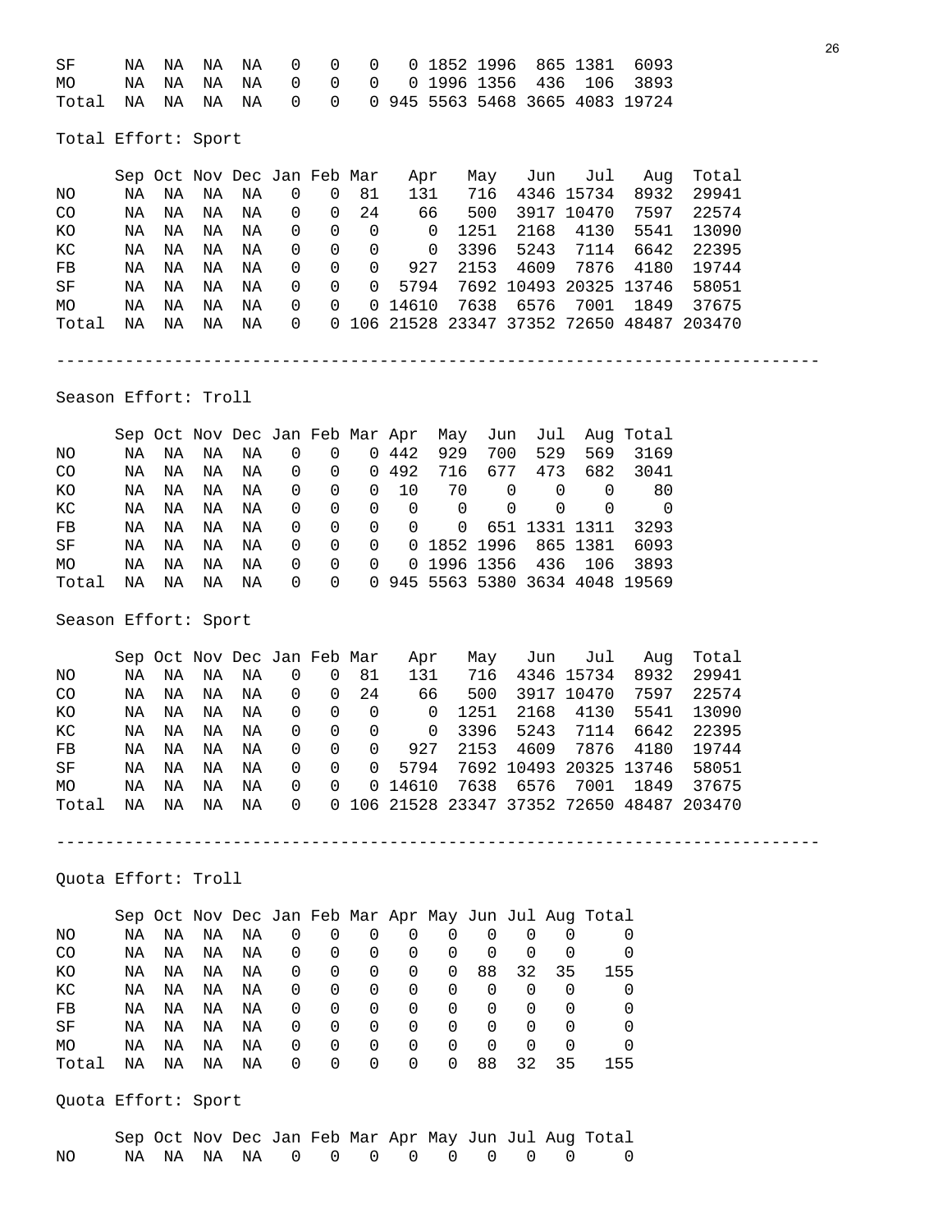| | Sep | Oct | Nov | Dec | Jan | Feb | Mar | Apr | May | Jun | Jul | Aug | Total |
|---|---|---|---|---|---|---|---|---|---|---|---|---|---|
| SF | NA | NA | NA | NA | 0 | 0 | 0 | 0 | 1852 | 1996 | 865 | 1381 | 6093 |
| MO | NA | NA | NA | NA | 0 | 0 | 0 | 0 | 1996 | 1356 | 436 | 106 | 3893 |
| Total | NA | NA | NA | NA | 0 | 0 | 0 | 945 | 5563 | 5468 | 3665 | 4083 | 19724 |

Total Effort: Sport

| | Sep | Oct | Nov | Dec | Jan | Feb | Mar | Apr | May | Jun | Jul | Aug | Total |
|---|---|---|---|---|---|---|---|---|---|---|---|---|---|
| NO | NA | NA | NA | NA | 0 | 0 | 81 | 131 | 716 | 4346 | 15734 | 8932 | 29941 |
| CO | NA | NA | NA | NA | 0 | 0 | 24 | 66 | 500 | 3917 | 10470 | 7597 | 22574 |
| KO | NA | NA | NA | NA | 0 | 0 | 0 | 0 | 1251 | 2168 | 4130 | 5541 | 13090 |
| KC | NA | NA | NA | NA | 0 | 0 | 0 | 0 | 3396 | 5243 | 7114 | 6642 | 22395 |
| FB | NA | NA | NA | NA | 0 | 0 | 0 | 927 | 2153 | 4609 | 7876 | 4180 | 19744 |
| SF | NA | NA | NA | NA | 0 | 0 | 0 | 5794 | 7692 | 10493 | 20325 | 13746 | 58051 |
| MO | NA | NA | NA | NA | 0 | 0 | 0 | 14610 | 7638 | 6576 | 7001 | 1849 | 37675 |
| Total | NA | NA | NA | NA | 0 | 0 | 106 | 21528 | 23347 | 37352 | 72650 | 48487 | 203470 |

---

Season Effort: Troll

| | Sep | Oct | Nov | Dec | Jan | Feb | Mar | Apr | May | Jun | Jul | Aug | Total |
|---|---|---|---|---|---|---|---|---|---|---|---|---|---|
| NO | NA | NA | NA | NA | 0 | 0 | 0 | 442 | 929 | 700 | 529 | 569 | 3169 |
| CO | NA | NA | NA | NA | 0 | 0 | 0 | 492 | 716 | 677 | 473 | 682 | 3041 |
| KO | NA | NA | NA | NA | 0 | 0 | 0 | 10 | 70 | 0 | 0 | 0 | 80 |
| KC | NA | NA | NA | NA | 0 | 0 | 0 | 0 | 0 | 0 | 0 | 0 | 0 |
| FB | NA | NA | NA | NA | 0 | 0 | 0 | 0 | 0 | 651 | 1331 | 1311 | 3293 |
| SF | NA | NA | NA | NA | 0 | 0 | 0 | 0 | 1852 | 1996 | 865 | 1381 | 6093 |
| MO | NA | NA | NA | NA | 0 | 0 | 0 | 0 | 1996 | 1356 | 436 | 106 | 3893 |
| Total | NA | NA | NA | NA | 0 | 0 | 0 | 945 | 5563 | 5380 | 3634 | 4048 | 19569 |

Season Effort: Sport

| | Sep | Oct | Nov | Dec | Jan | Feb | Mar | Apr | May | Jun | Jul | Aug | Total |
|---|---|---|---|---|---|---|---|---|---|---|---|---|---|
| NO | NA | NA | NA | NA | 0 | 0 | 81 | 131 | 716 | 4346 | 15734 | 8932 | 29941 |
| CO | NA | NA | NA | NA | 0 | 0 | 24 | 66 | 500 | 3917 | 10470 | 7597 | 22574 |
| KO | NA | NA | NA | NA | 0 | 0 | 0 | 0 | 1251 | 2168 | 4130 | 5541 | 13090 |
| KC | NA | NA | NA | NA | 0 | 0 | 0 | 0 | 3396 | 5243 | 7114 | 6642 | 22395 |
| FB | NA | NA | NA | NA | 0 | 0 | 0 | 927 | 2153 | 4609 | 7876 | 4180 | 19744 |
| SF | NA | NA | NA | NA | 0 | 0 | 0 | 5794 | 7692 | 10493 | 20325 | 13746 | 58051 |
| MO | NA | NA | NA | NA | 0 | 0 | 0 | 14610 | 7638 | 6576 | 7001 | 1849 | 37675 |
| Total | NA | NA | NA | NA | 0 | 0 | 106 | 21528 | 23347 | 37352 | 72650 | 48487 | 203470 |

---

Quota Effort: Troll

| | Sep | Oct | Nov | Dec | Jan | Feb | Mar | Apr | May | Jun | Jul | Aug | Total |
|---|---|---|---|---|---|---|---|---|---|---|---|---|---|
| NO | NA | NA | NA | NA | 0 | 0 | 0 | 0 | 0 | 0 | 0 | 0 | 0 |
| CO | NA | NA | NA | NA | 0 | 0 | 0 | 0 | 0 | 0 | 0 | 0 | 0 |
| KO | NA | NA | NA | NA | 0 | 0 | 0 | 0 | 0 | 88 | 32 | 35 | 155 |
| KC | NA | NA | NA | NA | 0 | 0 | 0 | 0 | 0 | 0 | 0 | 0 | 0 |
| FB | NA | NA | NA | NA | 0 | 0 | 0 | 0 | 0 | 0 | 0 | 0 | 0 |
| SF | NA | NA | NA | NA | 0 | 0 | 0 | 0 | 0 | 0 | 0 | 0 | 0 |
| MO | NA | NA | NA | NA | 0 | 0 | 0 | 0 | 0 | 0 | 0 | 0 | 0 |
| Total | NA | NA | NA | NA | 0 | 0 | 0 | 0 | 0 | 88 | 32 | 35 | 155 |

Quota Effort: Sport

| | Sep | Oct | Nov | Dec | Jan | Feb | Mar | Apr | May | Jun | Jul | Aug | Total |
|---|---|---|---|---|---|---|---|---|---|---|---|---|---|
| NO | NA | NA | NA | NA | 0 | 0 | 0 | 0 | 0 | 0 | 0 | 0 | 0 |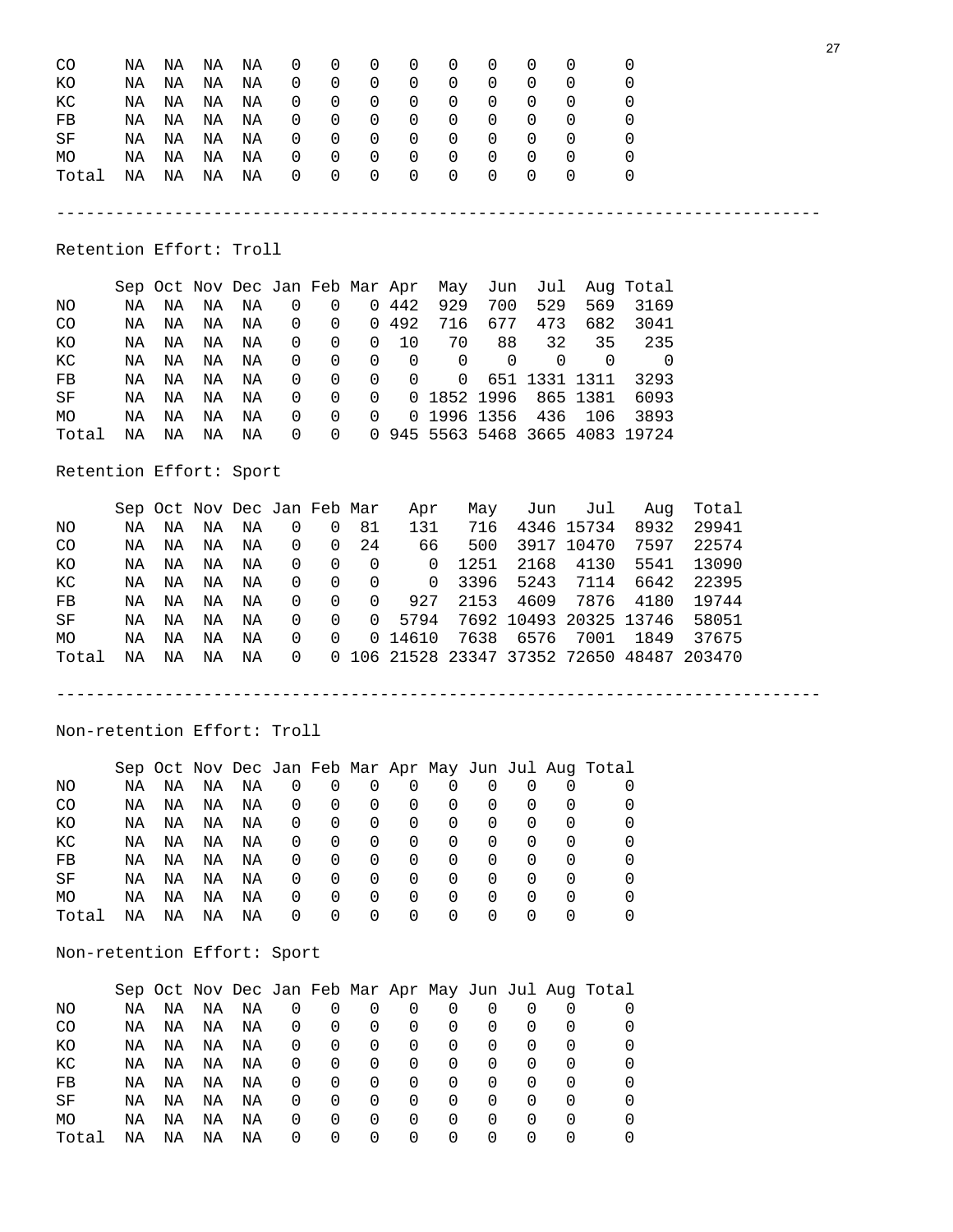| | Sep | Oct | Nov | Dec | Jan | Feb | Mar | Apr | May | Jun | Jul | Aug | Total |
|---|---|---|---|---|---|---|---|---|---|---|---|---|---|
| CO | NA | NA | NA | NA | 0 | 0 | 0 | 0 | 0 | 0 | 0 | 0 | 0 |
| KO | NA | NA | NA | NA | 0 | 0 | 0 | 0 | 0 | 0 | 0 | 0 | 0 |
| KC | NA | NA | NA | NA | 0 | 0 | 0 | 0 | 0 | 0 | 0 | 0 | 0 |
| FB | NA | NA | NA | NA | 0 | 0 | 0 | 0 | 0 | 0 | 0 | 0 | 0 |
| SF | NA | NA | NA | NA | 0 | 0 | 0 | 0 | 0 | 0 | 0 | 0 | 0 |
| MO | NA | NA | NA | NA | 0 | 0 | 0 | 0 | 0 | 0 | 0 | 0 | 0 |
| Total | NA | NA | NA | NA | 0 | 0 | 0 | 0 | 0 | 0 | 0 | 0 | 0 |

---

Retention Effort: Troll

| | Sep | Oct | Nov | Dec | Jan | Feb | Mar | Apr | May | Jun | Jul | Aug | Total |
|---|---|---|---|---|---|---|---|---|---|---|---|---|---|
| NO | NA | NA | NA | NA | 0 | 0 | 0 | 442 | 929 | 700 | 529 | 569 | 3169 |
| CO | NA | NA | NA | NA | 0 | 0 | 0 | 492 | 716 | 677 | 473 | 682 | 3041 |
| KO | NA | NA | NA | NA | 0 | 0 | 0 | 10 | 70 | 88 | 32 | 35 | 235 |
| KC | NA | NA | NA | NA | 0 | 0 | 0 | 0 | 0 | 0 | 0 | 0 | 0 |
| FB | NA | NA | NA | NA | 0 | 0 | 0 | 0 | 0 | 651 | 1331 | 1311 | 3293 |
| SF | NA | NA | NA | NA | 0 | 0 | 0 | 0 | 1852 | 1996 | 865 | 1381 | 6093 |
| MO | NA | NA | NA | NA | 0 | 0 | 0 | 0 | 1996 | 1356 | 436 | 106 | 3893 |
| Total | NA | NA | NA | NA | 0 | 0 | 0 | 945 | 5563 | 5468 | 3665 | 4083 | 19724 |

Retention Effort: Sport

| | Sep | Oct | Nov | Dec | Jan | Feb | Mar | Apr | May | Jun | Jul | Aug | Total |
|---|---|---|---|---|---|---|---|---|---|---|---|---|---|
| NO | NA | NA | NA | NA | 0 | 0 | 81 | 131 | 716 | 4346 | 15734 | 8932 | 29941 |
| CO | NA | NA | NA | NA | 0 | 0 | 24 | 66 | 500 | 3917 | 10470 | 7597 | 22574 |
| KO | NA | NA | NA | NA | 0 | 0 | 0 | 0 | 1251 | 2168 | 4130 | 5541 | 13090 |
| KC | NA | NA | NA | NA | 0 | 0 | 0 | 0 | 3396 | 5243 | 7114 | 6642 | 22395 |
| FB | NA | NA | NA | NA | 0 | 0 | 0 | 927 | 2153 | 4609 | 7876 | 4180 | 19744 |
| SF | NA | NA | NA | NA | 0 | 0 | 0 | 5794 | 7692 | 10493 | 20325 | 13746 | 58051 |
| MO | NA | NA | NA | NA | 0 | 0 | 0 | 14610 | 7638 | 6576 | 7001 | 1849 | 37675 |
| Total | NA | NA | NA | NA | 0 | 0 | 106 | 21528 | 23347 | 37352 | 72650 | 48487 | 203470 |

---

Non-retention Effort: Troll

| | Sep | Oct | Nov | Dec | Jan | Feb | Mar | Apr | May | Jun | Jul | Aug | Total |
|---|---|---|---|---|---|---|---|---|---|---|---|---|---|
| NO | NA | NA | NA | NA | 0 | 0 | 0 | 0 | 0 | 0 | 0 | 0 | 0 |
| CO | NA | NA | NA | NA | 0 | 0 | 0 | 0 | 0 | 0 | 0 | 0 | 0 |
| KO | NA | NA | NA | NA | 0 | 0 | 0 | 0 | 0 | 0 | 0 | 0 | 0 |
| KC | NA | NA | NA | NA | 0 | 0 | 0 | 0 | 0 | 0 | 0 | 0 | 0 |
| FB | NA | NA | NA | NA | 0 | 0 | 0 | 0 | 0 | 0 | 0 | 0 | 0 |
| SF | NA | NA | NA | NA | 0 | 0 | 0 | 0 | 0 | 0 | 0 | 0 | 0 |
| MO | NA | NA | NA | NA | 0 | 0 | 0 | 0 | 0 | 0 | 0 | 0 | 0 |
| Total | NA | NA | NA | NA | 0 | 0 | 0 | 0 | 0 | 0 | 0 | 0 | 0 |

Non-retention Effort: Sport

| | Sep | Oct | Nov | Dec | Jan | Feb | Mar | Apr | May | Jun | Jul | Aug | Total |
|---|---|---|---|---|---|---|---|---|---|---|---|---|---|
| NO | NA | NA | NA | NA | 0 | 0 | 0 | 0 | 0 | 0 | 0 | 0 | 0 |
| CO | NA | NA | NA | NA | 0 | 0 | 0 | 0 | 0 | 0 | 0 | 0 | 0 |
| KO | NA | NA | NA | NA | 0 | 0 | 0 | 0 | 0 | 0 | 0 | 0 | 0 |
| KC | NA | NA | NA | NA | 0 | 0 | 0 | 0 | 0 | 0 | 0 | 0 | 0 |
| FB | NA | NA | NA | NA | 0 | 0 | 0 | 0 | 0 | 0 | 0 | 0 | 0 |
| SF | NA | NA | NA | NA | 0 | 0 | 0 | 0 | 0 | 0 | 0 | 0 | 0 |
| MO | NA | NA | NA | NA | 0 | 0 | 0 | 0 | 0 | 0 | 0 | 0 | 0 |
| Total | NA | NA | NA | NA | 0 | 0 | 0 | 0 | 0 | 0 | 0 | 0 | 0 |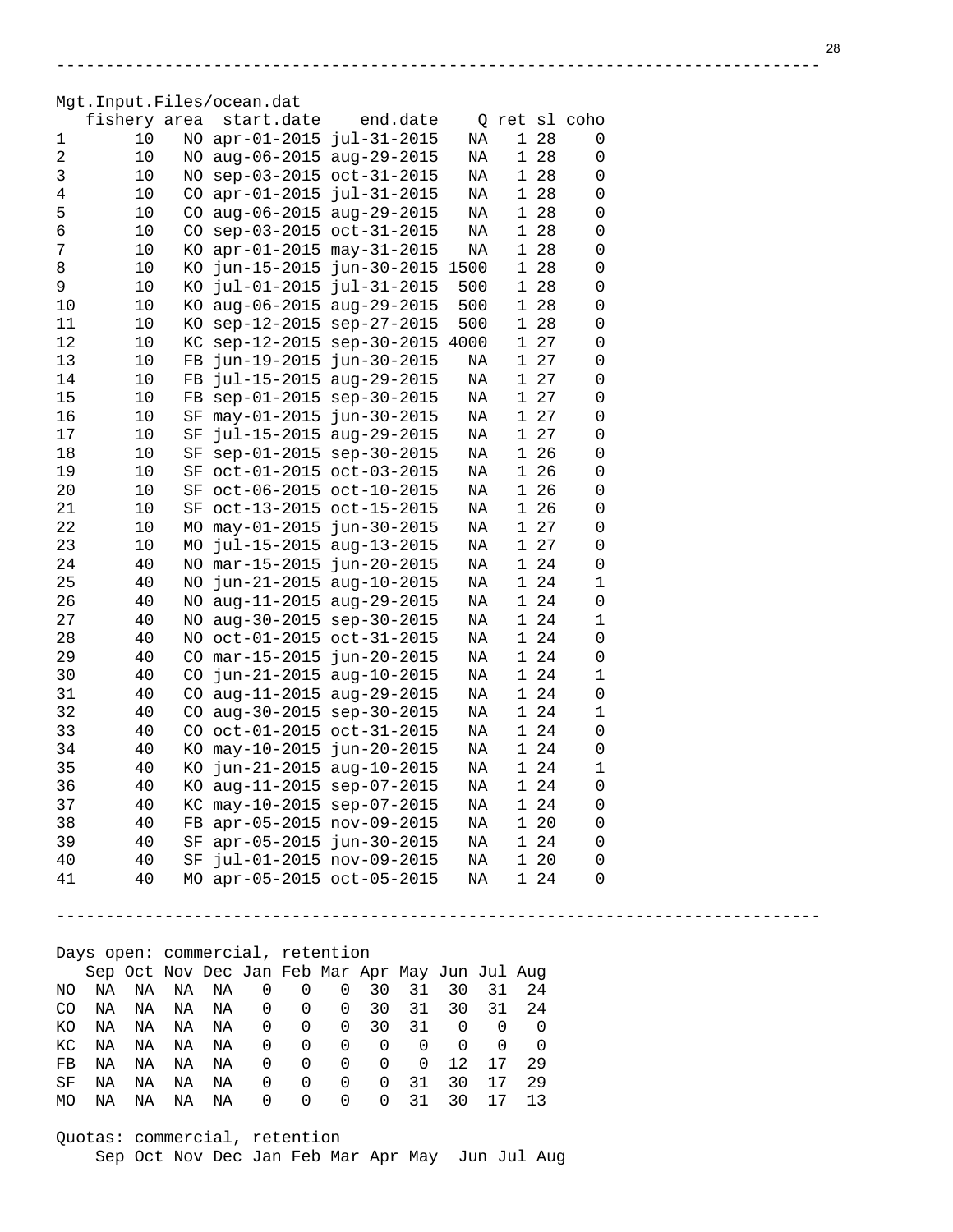---

Mgt.Input.Files/ocean.dat

| | fishery | area | start.date | end.date | Q | ret | sl | coho |
|---|---|---|---|---|---|---|---|---|
| 1 | 10 | NO | apr-01-2015 | jul-31-2015 | NA | 1 | 28 | 0 |
| 2 | 10 | NO | aug-06-2015 | aug-29-2015 | NA | 1 | 28 | 0 |
| 3 | 10 | NO | sep-03-2015 | oct-31-2015 | NA | 1 | 28 | 0 |
| 4 | 10 | CO | apr-01-2015 | jul-31-2015 | NA | 1 | 28 | 0 |
| 5 | 10 | CO | aug-06-2015 | aug-29-2015 | NA | 1 | 28 | 0 |
| 6 | 10 | CO | sep-03-2015 | oct-31-2015 | NA | 1 | 28 | 0 |
| 7 | 10 | KO | apr-01-2015 | may-31-2015 | NA | 1 | 28 | 0 |
| 8 | 10 | KO | jun-15-2015 | jun-30-2015 | 1500 | 1 | 28 | 0 |
| 9 | 10 | KO | jul-01-2015 | jul-31-2015 | 500 | 1 | 28 | 0 |
| 10 | 10 | KO | aug-06-2015 | aug-29-2015 | 500 | 1 | 28 | 0 |
| 11 | 10 | KO | sep-12-2015 | sep-27-2015 | 500 | 1 | 28 | 0 |
| 12 | 10 | KC | sep-12-2015 | sep-30-2015 | 4000 | 1 | 27 | 0 |
| 13 | 10 | FB | jun-19-2015 | jun-30-2015 | NA | 1 | 27 | 0 |
| 14 | 10 | FB | jul-15-2015 | aug-29-2015 | NA | 1 | 27 | 0 |
| 15 | 10 | FB | sep-01-2015 | sep-30-2015 | NA | 1 | 27 | 0 |
| 16 | 10 | SF | may-01-2015 | jun-30-2015 | NA | 1 | 27 | 0 |
| 17 | 10 | SF | jul-15-2015 | aug-29-2015 | NA | 1 | 27 | 0 |
| 18 | 10 | SF | sep-01-2015 | sep-30-2015 | NA | 1 | 26 | 0 |
| 19 | 10 | SF | oct-01-2015 | oct-03-2015 | NA | 1 | 26 | 0 |
| 20 | 10 | SF | oct-06-2015 | oct-10-2015 | NA | 1 | 26 | 0 |
| 21 | 10 | SF | oct-13-2015 | oct-15-2015 | NA | 1 | 26 | 0 |
| 22 | 10 | MO | may-01-2015 | jun-30-2015 | NA | 1 | 27 | 0 |
| 23 | 10 | MO | jul-15-2015 | aug-13-2015 | NA | 1 | 27 | 0 |
| 24 | 40 | NO | mar-15-2015 | jun-20-2015 | NA | 1 | 24 | 0 |
| 25 | 40 | NO | jun-21-2015 | aug-10-2015 | NA | 1 | 24 | 1 |
| 26 | 40 | NO | aug-11-2015 | aug-29-2015 | NA | 1 | 24 | 0 |
| 27 | 40 | NO | aug-30-2015 | sep-30-2015 | NA | 1 | 24 | 1 |
| 28 | 40 | NO | oct-01-2015 | oct-31-2015 | NA | 1 | 24 | 0 |
| 29 | 40 | CO | mar-15-2015 | jun-20-2015 | NA | 1 | 24 | 0 |
| 30 | 40 | CO | jun-21-2015 | aug-10-2015 | NA | 1 | 24 | 1 |
| 31 | 40 | CO | aug-11-2015 | aug-29-2015 | NA | 1 | 24 | 0 |
| 32 | 40 | CO | aug-30-2015 | sep-30-2015 | NA | 1 | 24 | 1 |
| 33 | 40 | CO | oct-01-2015 | oct-31-2015 | NA | 1 | 24 | 0 |
| 34 | 40 | KO | may-10-2015 | jun-20-2015 | NA | 1 | 24 | 0 |
| 35 | 40 | KO | jun-21-2015 | aug-10-2015 | NA | 1 | 24 | 1 |
| 36 | 40 | KO | aug-11-2015 | sep-07-2015 | NA | 1 | 24 | 0 |
| 37 | 40 | KC | may-10-2015 | sep-07-2015 | NA | 1 | 24 | 0 |
| 38 | 40 | FB | apr-05-2015 | nov-09-2015 | NA | 1 | 20 | 0 |
| 39 | 40 | SF | apr-05-2015 | jun-30-2015 | NA | 1 | 24 | 0 |
| 40 | 40 | SF | jul-01-2015 | nov-09-2015 | NA | 1 | 20 | 0 |
| 41 | 40 | MO | apr-05-2015 | oct-05-2015 | NA | 1 | 24 | 0 |

---

Days open: commercial, retention

| | Sep | Oct | Nov | Dec | Jan | Feb | Mar | Apr | May | Jun | Jul | Aug |
|---|---|---|---|---|---|---|---|---|---|---|---|---|
| NO | NA | NA | NA | NA | 0 | 0 | 0 | 30 | 31 | 30 | 31 | 24 |
| CO | NA | NA | NA | NA | 0 | 0 | 0 | 30 | 31 | 30 | 31 | 24 |
| KO | NA | NA | NA | NA | 0 | 0 | 0 | 30 | 31 | 0 | 0 | 0 |
| KC | NA | NA | NA | NA | 0 | 0 | 0 | 0 | 0 | 0 | 0 | 0 |
| FB | NA | NA | NA | NA | 0 | 0 | 0 | 0 | 0 | 12 | 17 | 29 |
| SF | NA | NA | NA | NA | 0 | 0 | 0 | 0 | 31 | 30 | 17 | 29 |
| MO | NA | NA | NA | NA | 0 | 0 | 0 | 0 | 31 | 30 | 17 | 13 |

Quotas: commercial, retention

| | Sep | Oct | Nov | Dec | Jan | Feb | Mar | Apr | May | Jun | Jul | Aug |
|---|---|---|---|---|---|---|---|---|---|---|---|---|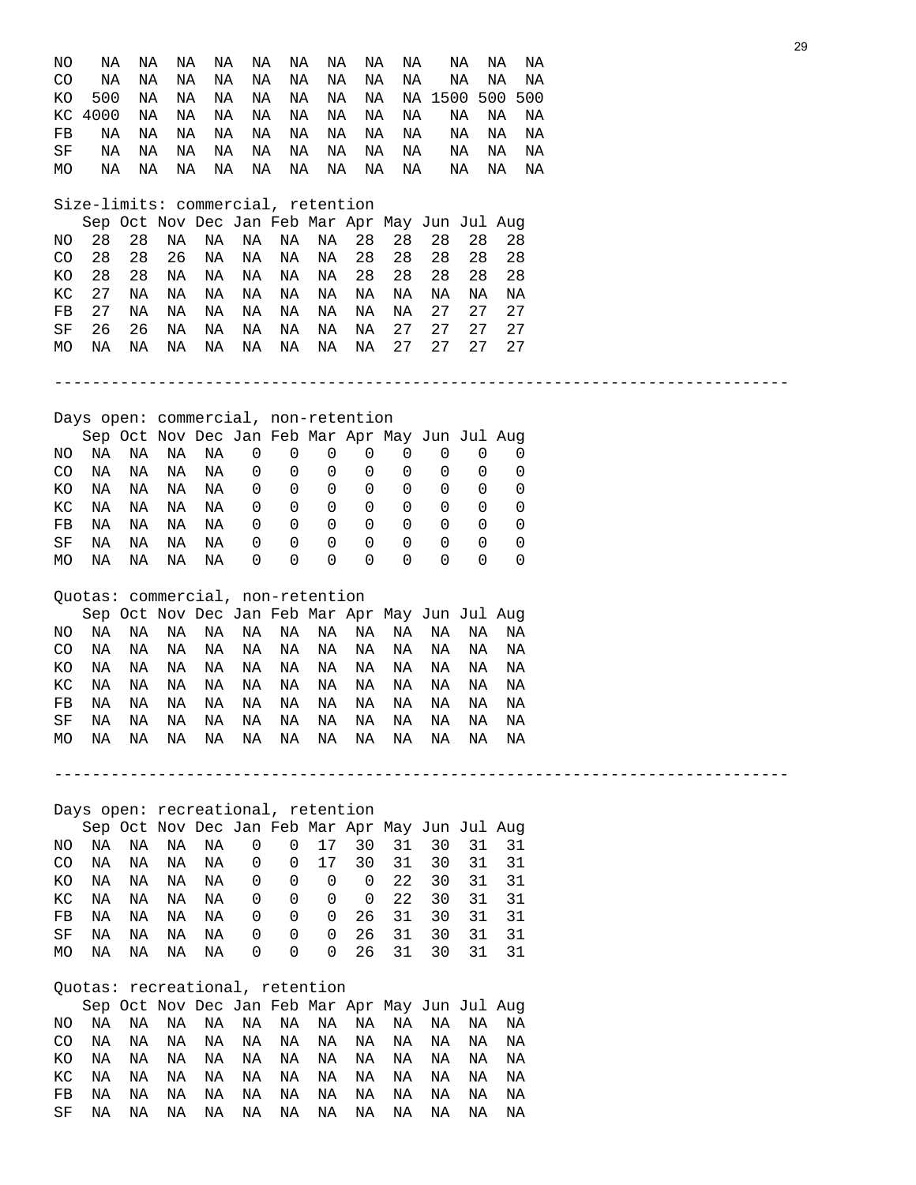| | | | | | | | | | | | | |
|---|---|---|---|---|---|---|---|---|---|---|---|---|
| NO | NA | NA | NA | NA | NA | NA | NA | NA | NA | NA | NA | NA |
| CO | NA | NA | NA | NA | NA | NA | NA | NA | NA | NA | NA | NA |
| KO | 500 | NA | NA | NA | NA | NA | NA | NA | NA | 1500 | 500 | 500 |
| KC | 4000 | NA | NA | NA | NA | NA | NA | NA | NA | NA | NA | NA |
| FB | NA | NA | NA | NA | NA | NA | NA | NA | NA | NA | NA | NA |
| SF | NA | NA | NA | NA | NA | NA | NA | NA | NA | NA | NA | NA |
| MO | NA | NA | NA | NA | NA | NA | NA | NA | NA | NA | NA | NA |

Size-limits: commercial, retention

| | Sep | Oct | Nov | Dec | Jan | Feb | Mar | Apr | May | Jun | Jul | Aug |
|---|---|---|---|---|---|---|---|---|---|---|---|---|
| NO | 28 | 28 | NA | NA | NA | NA | NA | 28 | 28 | 28 | 28 | 28 |
| CO | 28 | 28 | 26 | NA | NA | NA | NA | 28 | 28 | 28 | 28 | 28 |
| KO | 28 | 28 | NA | NA | NA | NA | NA | 28 | 28 | 28 | 28 | 28 |
| KC | 27 | NA | NA | NA | NA | NA | NA | NA | NA | NA | NA | NA |
| FB | 27 | NA | NA | NA | NA | NA | NA | NA | NA | 27 | 27 | 27 |
| SF | 26 | 26 | NA | NA | NA | NA | NA | NA | 27 | 27 | 27 | 27 |
| MO | NA | NA | NA | NA | NA | NA | NA | NA | 27 | 27 | 27 | 27 |

---

Days open: commercial, non-retention

| | Sep | Oct | Nov | Dec | Jan | Feb | Mar | Apr | May | Jun | Jul | Aug |
|---|---|---|---|---|---|---|---|---|---|---|---|---|
| NO | NA | NA | NA | NA | 0 | 0 | 0 | 0 | 0 | 0 | 0 | 0 |
| CO | NA | NA | NA | NA | 0 | 0 | 0 | 0 | 0 | 0 | 0 | 0 |
| KO | NA | NA | NA | NA | 0 | 0 | 0 | 0 | 0 | 0 | 0 | 0 |
| KC | NA | NA | NA | NA | 0 | 0 | 0 | 0 | 0 | 0 | 0 | 0 |
| FB | NA | NA | NA | NA | 0 | 0 | 0 | 0 | 0 | 0 | 0 | 0 |
| SF | NA | NA | NA | NA | 0 | 0 | 0 | 0 | 0 | 0 | 0 | 0 |
| MO | NA | NA | NA | NA | 0 | 0 | 0 | 0 | 0 | 0 | 0 | 0 |

Quotas: commercial, non-retention

| | Sep | Oct | Nov | Dec | Jan | Feb | Mar | Apr | May | Jun | Jul | Aug |
|---|---|---|---|---|---|---|---|---|---|---|---|---|
| NO | NA | NA | NA | NA | NA | NA | NA | NA | NA | NA | NA | NA |
| CO | NA | NA | NA | NA | NA | NA | NA | NA | NA | NA | NA | NA |
| KO | NA | NA | NA | NA | NA | NA | NA | NA | NA | NA | NA | NA |
| KC | NA | NA | NA | NA | NA | NA | NA | NA | NA | NA | NA | NA |
| FB | NA | NA | NA | NA | NA | NA | NA | NA | NA | NA | NA | NA |
| SF | NA | NA | NA | NA | NA | NA | NA | NA | NA | NA | NA | NA |
| MO | NA | NA | NA | NA | NA | NA | NA | NA | NA | NA | NA | NA |

---

Days open: recreational, retention

| | Sep | Oct | Nov | Dec | Jan | Feb | Mar | Apr | May | Jun | Jul | Aug |
|---|---|---|---|---|---|---|---|---|---|---|---|---|
| NO | NA | NA | NA | NA | 0 | 0 | 17 | 30 | 31 | 30 | 31 | 31 |
| CO | NA | NA | NA | NA | 0 | 0 | 17 | 30 | 31 | 30 | 31 | 31 |
| KO | NA | NA | NA | NA | 0 | 0 | 0 | 0 | 22 | 30 | 31 | 31 |
| KC | NA | NA | NA | NA | 0 | 0 | 0 | 0 | 22 | 30 | 31 | 31 |
| FB | NA | NA | NA | NA | 0 | 0 | 0 | 26 | 31 | 30 | 31 | 31 |
| SF | NA | NA | NA | NA | 0 | 0 | 0 | 26 | 31 | 30 | 31 | 31 |
| MO | NA | NA | NA | NA | 0 | 0 | 0 | 26 | 31 | 30 | 31 | 31 |

Quotas: recreational, retention

| | Sep | Oct | Nov | Dec | Jan | Feb | Mar | Apr | May | Jun | Jul | Aug |
|---|---|---|---|---|---|---|---|---|---|---|---|---|
| NO | NA | NA | NA | NA | NA | NA | NA | NA | NA | NA | NA | NA |
| CO | NA | NA | NA | NA | NA | NA | NA | NA | NA | NA | NA | NA |
| KO | NA | NA | NA | NA | NA | NA | NA | NA | NA | NA | NA | NA |
| KC | NA | NA | NA | NA | NA | NA | NA | NA | NA | NA | NA | NA |
| FB | NA | NA | NA | NA | NA | NA | NA | NA | NA | NA | NA | NA |
| SF | NA | NA | NA | NA | NA | NA | NA | NA | NA | NA | NA | NA |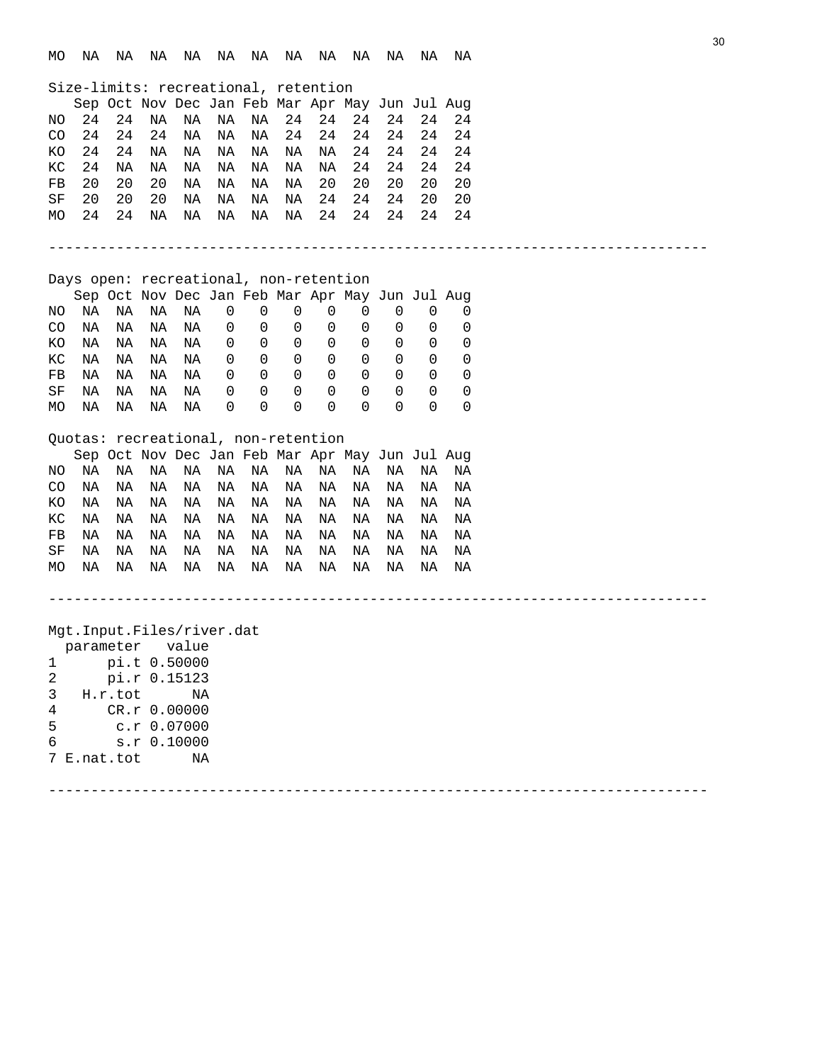| | | | | | | | | | | | | |
|---|---|---|---|---|---|---|---|---|---|---|---|---|
| MO | NA | NA | NA | NA | NA | NA | NA | NA | NA | NA | NA | NA |

Size-limits: recreational, retention

| | Sep | Oct | Nov | Dec | Jan | Feb | Mar | Apr | May | Jun | Jul | Aug |
|---|---|---|---|---|---|---|---|---|---|---|---|---|
| NO | 24 | 24 | NA | NA | NA | NA | 24 | 24 | 24 | 24 | 24 | 24 |
| CO | 24 | 24 | 24 | NA | NA | NA | 24 | 24 | 24 | 24 | 24 | 24 |
| KO | 24 | 24 | NA | NA | NA | NA | NA | NA | 24 | 24 | 24 | 24 |
| KC | 24 | NA | NA | NA | NA | NA | NA | NA | 24 | 24 | 24 | 24 |
| FB | 20 | 20 | 20 | NA | NA | NA | NA | 20 | 20 | 20 | 20 | 20 |
| SF | 20 | 20 | 20 | NA | NA | NA | NA | 24 | 24 | 24 | 20 | 20 |
| MO | 24 | 24 | NA | NA | NA | NA | NA | 24 | 24 | 24 | 24 | 24 |

---

Days open: recreational, non-retention

| | Sep | Oct | Nov | Dec | Jan | Feb | Mar | Apr | May | Jun | Jul | Aug |
|---|---|---|---|---|---|---|---|---|---|---|---|---|
| NO | NA | NA | NA | NA | 0 | 0 | 0 | 0 | 0 | 0 | 0 | 0 |
| CO | NA | NA | NA | NA | 0 | 0 | 0 | 0 | 0 | 0 | 0 | 0 |
| KO | NA | NA | NA | NA | 0 | 0 | 0 | 0 | 0 | 0 | 0 | 0 |
| KC | NA | NA | NA | NA | 0 | 0 | 0 | 0 | 0 | 0 | 0 | 0 |
| FB | NA | NA | NA | NA | 0 | 0 | 0 | 0 | 0 | 0 | 0 | 0 |
| SF | NA | NA | NA | NA | 0 | 0 | 0 | 0 | 0 | 0 | 0 | 0 |
| MO | NA | NA | NA | NA | 0 | 0 | 0 | 0 | 0 | 0 | 0 | 0 |

Quotas: recreational, non-retention

| | Sep | Oct | Nov | Dec | Jan | Feb | Mar | Apr | May | Jun | Jul | Aug |
|---|---|---|---|---|---|---|---|---|---|---|---|---|
| NO | NA | NA | NA | NA | NA | NA | NA | NA | NA | NA | NA | NA |
| CO | NA | NA | NA | NA | NA | NA | NA | NA | NA | NA | NA | NA |
| KO | NA | NA | NA | NA | NA | NA | NA | NA | NA | NA | NA | NA |
| KC | NA | NA | NA | NA | NA | NA | NA | NA | NA | NA | NA | NA |
| FB | NA | NA | NA | NA | NA | NA | NA | NA | NA | NA | NA | NA |
| SF | NA | NA | NA | NA | NA | NA | NA | NA | NA | NA | NA | NA |
| MO | NA | NA | NA | NA | NA | NA | NA | NA | NA | NA | NA | NA |

---

Mgt.Input.Files/river.dat

| | parameter | value |
|---|---|---|
| 1 | pi.t | 0.50000 |
| 2 | pi.r | 0.15123 |
| 3 | H.r.tot | NA |
| 4 | CR.r | 0.00000 |
| 5 | c.r | 0.07000 |
| 6 | s.r | 0.10000 |
| 7 | E.nat.tot | NA |

---